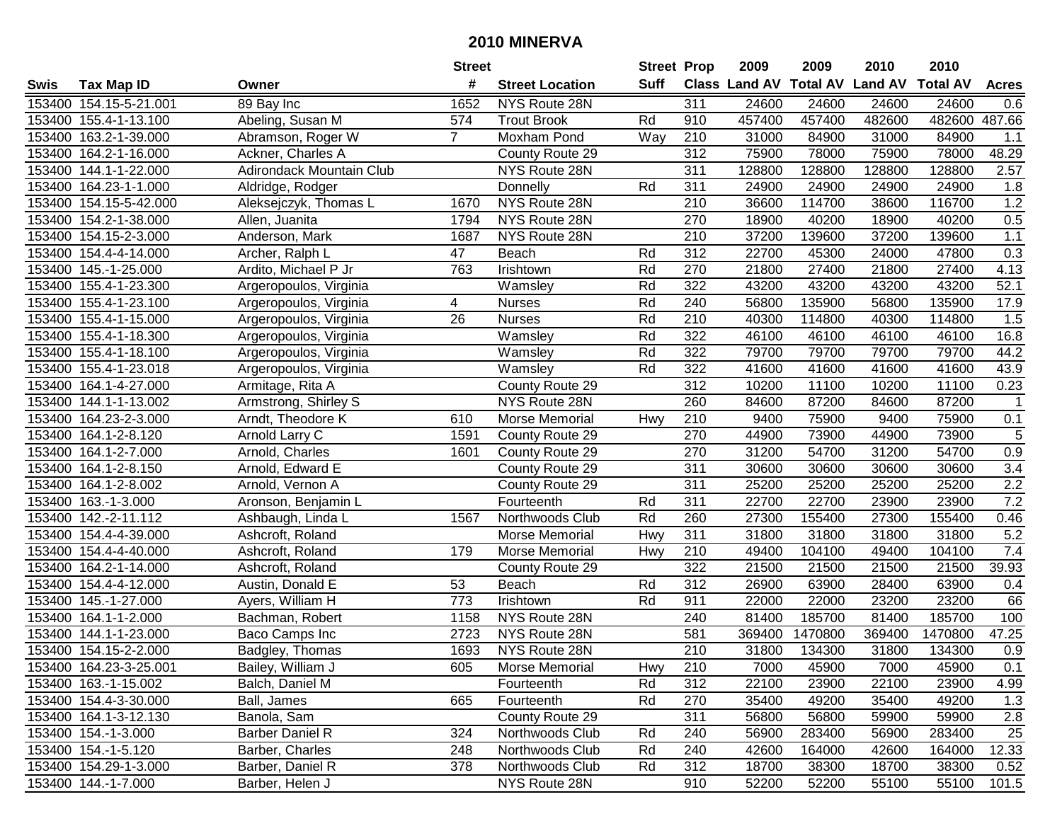# 2010 MINERVA

| Swis | Tax Map ID | Owner | Street # | Street Location | Street Suff | Prop Class | 2009 Land AV | 2009 Total AV | 2010 Land AV | 2010 Total AV | Acres |
|---|---|---|---|---|---|---|---|---|---|---|---|
| 153400 | 154.15-5-21.001 | 89 Bay Inc | 1652 | NYS Route 28N | | 311 | 24600 | 24600 | 24600 | 24600 | 0.6 |
| 153400 | 155.4-1-13.100 | Abeling, Susan M | 574 | Trout Brook | Rd | 910 | 457400 | 457400 | 482600 | 482600 | 487.66 |
| 153400 | 163.2-1-39.000 | Abramson, Roger W | 7 | Moxham Pond | Way | 210 | 31000 | 84900 | 31000 | 84900 | 1.1 |
| 153400 | 164.2-1-16.000 | Ackner, Charles A | | County Route 29 | | 312 | 75900 | 78000 | 75900 | 78000 | 48.29 |
| 153400 | 144.1-1-22.000 | Adirondack Mountain Club | | NYS Route 28N | | 311 | 128800 | 128800 | 128800 | 128800 | 2.57 |
| 153400 | 164.23-1-1.000 | Aldridge, Rodger | | Donnelly | Rd | 311 | 24900 | 24900 | 24900 | 24900 | 1.8 |
| 153400 | 154.15-5-42.000 | Aleksejczyk, Thomas L | 1670 | NYS Route 28N | | 210 | 36600 | 114700 | 38600 | 116700 | 1.2 |
| 153400 | 154.2-1-38.000 | Allen, Juanita | 1794 | NYS Route 28N | | 270 | 18900 | 40200 | 18900 | 40200 | 0.5 |
| 153400 | 154.15-2-3.000 | Anderson, Mark | 1687 | NYS Route 28N | | 210 | 37200 | 139600 | 37200 | 139600 | 1.1 |
| 153400 | 154.4-4-14.000 | Archer, Ralph L | 47 | Beach | Rd | 312 | 22700 | 45300 | 24000 | 47800 | 0.3 |
| 153400 | 145.-1-25.000 | Ardito, Michael P Jr | 763 | Irishtown | Rd | 270 | 21800 | 27400 | 21800 | 27400 | 4.13 |
| 153400 | 155.4-1-23.300 | Argeropoulos, Virginia | | Wamsley | Rd | 322 | 43200 | 43200 | 43200 | 43200 | 52.1 |
| 153400 | 155.4-1-23.100 | Argeropoulos, Virginia | 4 | Nurses | Rd | 240 | 56800 | 135900 | 56800 | 135900 | 17.9 |
| 153400 | 155.4-1-15.000 | Argeropoulos, Virginia | 26 | Nurses | Rd | 210 | 40300 | 114800 | 40300 | 114800 | 1.5 |
| 153400 | 155.4-1-18.300 | Argeropoulos, Virginia | | Wamsley | Rd | 322 | 46100 | 46100 | 46100 | 46100 | 16.8 |
| 153400 | 155.4-1-18.100 | Argeropoulos, Virginia | | Wamsley | Rd | 322 | 79700 | 79700 | 79700 | 79700 | 44.2 |
| 153400 | 155.4-1-23.018 | Argeropoulos, Virginia | | Wamsley | Rd | 322 | 41600 | 41600 | 41600 | 41600 | 43.9 |
| 153400 | 164.1-4-27.000 | Armitage, Rita A | | County Route 29 | | 312 | 10200 | 11100 | 10200 | 11100 | 0.23 |
| 153400 | 144.1-1-13.002 | Armstrong, Shirley S | | NYS Route 28N | | 260 | 84600 | 87200 | 84600 | 87200 | 1 |
| 153400 | 164.23-2-3.000 | Arndt, Theodore K | 610 | Morse Memorial | Hwy | 210 | 9400 | 75900 | 9400 | 75900 | 0.1 |
| 153400 | 164.1-2-8.120 | Arnold Larry C | 1591 | County Route 29 | | 270 | 44900 | 73900 | 44900 | 73900 | 5 |
| 153400 | 164.1-2-7.000 | Arnold, Charles | 1601 | County Route 29 | | 270 | 31200 | 54700 | 31200 | 54700 | 0.9 |
| 153400 | 164.1-2-8.150 | Arnold, Edward E | | County Route 29 | | 311 | 30600 | 30600 | 30600 | 30600 | 3.4 |
| 153400 | 164.1-2-8.002 | Arnold, Vernon A | | County Route 29 | | 311 | 25200 | 25200 | 25200 | 25200 | 2.2 |
| 153400 | 163.-1-3.000 | Aronson, Benjamin L | | Fourteenth | Rd | 311 | 22700 | 22700 | 23900 | 23900 | 7.2 |
| 153400 | 142.-2-11.112 | Ashbaugh, Linda L | 1567 | Northwoods Club | Rd | 260 | 27300 | 155400 | 27300 | 155400 | 0.46 |
| 153400 | 154.4-4-39.000 | Ashcroft, Roland | | Morse Memorial | Hwy | 311 | 31800 | 31800 | 31800 | 31800 | 5.2 |
| 153400 | 154.4-4-40.000 | Ashcroft, Roland | 179 | Morse Memorial | Hwy | 210 | 49400 | 104100 | 49400 | 104100 | 7.4 |
| 153400 | 164.2-1-14.000 | Ashcroft, Roland | | County Route 29 | | 322 | 21500 | 21500 | 21500 | 21500 | 39.93 |
| 153400 | 154.4-4-12.000 | Austin, Donald E | 53 | Beach | Rd | 312 | 26900 | 63900 | 28400 | 63900 | 0.4 |
| 153400 | 145.-1-27.000 | Ayers, William H | 773 | Irishtown | Rd | 911 | 22000 | 22000 | 23200 | 23200 | 66 |
| 153400 | 164.1-1-2.000 | Bachman, Robert | 1158 | NYS Route 28N | | 240 | 81400 | 185700 | 81400 | 185700 | 100 |
| 153400 | 144.1-1-23.000 | Baco Camps Inc | 2723 | NYS Route 28N | | 581 | 369400 | 1470800 | 369400 | 1470800 | 47.25 |
| 153400 | 154.15-2-2.000 | Badgley, Thomas | 1693 | NYS Route 28N | | 210 | 31800 | 134300 | 31800 | 134300 | 0.9 |
| 153400 | 164.23-3-25.001 | Bailey, William J | 605 | Morse Memorial | Hwy | 210 | 7000 | 45900 | 7000 | 45900 | 0.1 |
| 153400 | 163.-1-15.002 | Balch, Daniel M | | Fourteenth | Rd | 312 | 22100 | 23900 | 22100 | 23900 | 4.99 |
| 153400 | 154.4-3-30.000 | Ball, James | 665 | Fourteenth | Rd | 270 | 35400 | 49200 | 35400 | 49200 | 1.3 |
| 153400 | 164.1-3-12.130 | Banola, Sam | | County Route 29 | | 311 | 56800 | 56800 | 59900 | 59900 | 2.8 |
| 153400 | 154.-1-3.000 | Barber Daniel R | 324 | Northwoods Club | Rd | 240 | 56900 | 283400 | 56900 | 283400 | 25 |
| 153400 | 154.-1-5.120 | Barber, Charles | 248 | Northwoods Club | Rd | 240 | 42600 | 164000 | 42600 | 164000 | 12.33 |
| 153400 | 154.29-1-3.000 | Barber, Daniel R | 378 | Northwoods Club | Rd | 312 | 18700 | 38300 | 18700 | 38300 | 0.52 |
| 153400 | 144.-1-7.000 | Barber, Helen J | | NYS Route 28N | | 910 | 52200 | 52200 | 55100 | 55100 | 101.5 |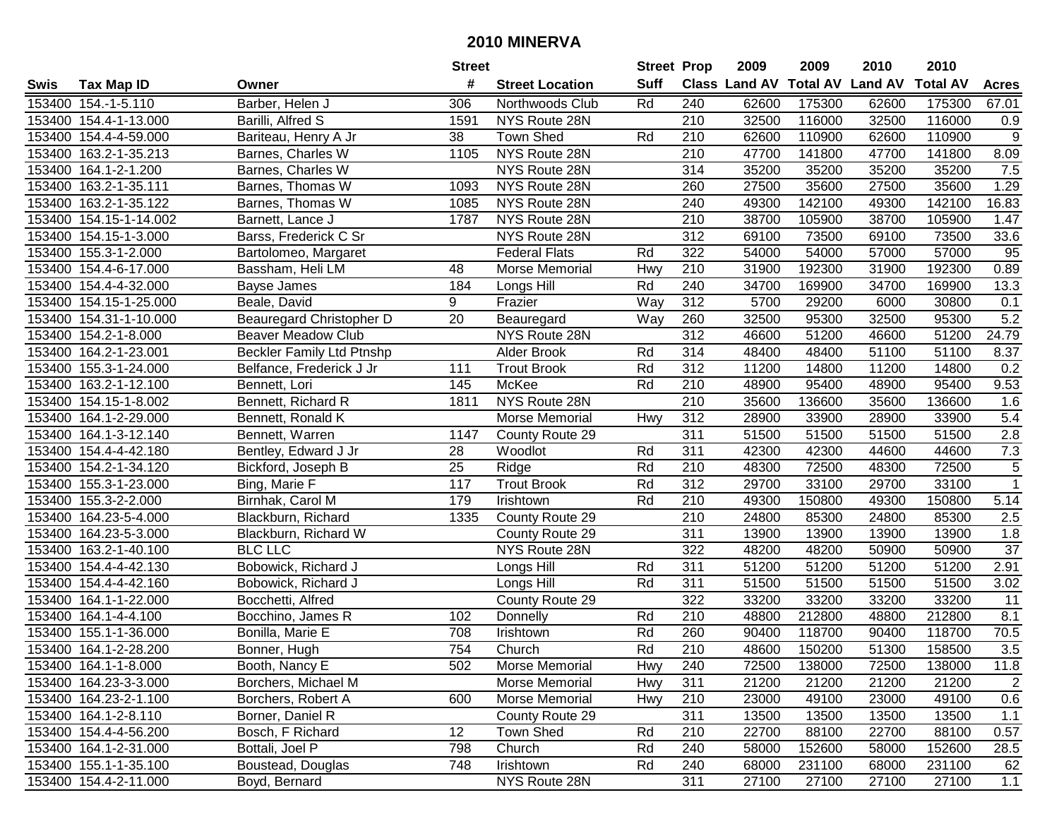# 2010 MINERVA

| Swis | Tax Map ID | Owner | Street # | Street Location | Street Suff | Prop Class | 2009 Land AV | 2009 Total AV | 2010 Land AV | 2010 Total AV | Acres |
|---|---|---|---|---|---|---|---|---|---|---|---|
| 153400 | 154.-1-5.110 | Barber, Helen J | 306 | Northwoods Club | Rd | 240 | 62600 | 175300 | 62600 | 175300 | 67.01 |
| 153400 | 154.4-1-13.000 | Barilli, Alfred S | 1591 | NYS Route 28N | | 210 | 32500 | 116000 | 32500 | 116000 | 0.9 |
| 153400 | 154.4-4-59.000 | Bariteau, Henry A Jr | 38 | Town Shed | Rd | 210 | 62600 | 110900 | 62600 | 110900 | 9 |
| 153400 | 163.2-1-35.213 | Barnes, Charles W | 1105 | NYS Route 28N | | 210 | 47700 | 141800 | 47700 | 141800 | 8.09 |
| 153400 | 164.1-2-1.200 | Barnes, Charles W | | NYS Route 28N | | 314 | 35200 | 35200 | 35200 | 35200 | 7.5 |
| 153400 | 163.2-1-35.111 | Barnes, Thomas W | 1093 | NYS Route 28N | | 260 | 27500 | 35600 | 27500 | 35600 | 1.29 |
| 153400 | 163.2-1-35.122 | Barnes, Thomas W | 1085 | NYS Route 28N | | 240 | 49300 | 142100 | 49300 | 142100 | 16.83 |
| 153400 | 154.15-1-14.002 | Barnett, Lance J | 1787 | NYS Route 28N | | 210 | 38700 | 105900 | 38700 | 105900 | 1.47 |
| 153400 | 154.15-1-3.000 | Barss, Frederick C Sr | | NYS Route 28N | | 312 | 69100 | 73500 | 69100 | 73500 | 33.6 |
| 153400 | 155.3-1-2.000 | Bartolomeo, Margaret | | Federal Flats | Rd | 322 | 54000 | 54000 | 57000 | 57000 | 95 |
| 153400 | 154.4-6-17.000 | Bassham, Heli LM | 48 | Morse Memorial | Hwy | 210 | 31900 | 192300 | 31900 | 192300 | 0.89 |
| 153400 | 154.4-4-32.000 | Bayse James | 184 | Longs Hill | Rd | 240 | 34700 | 169900 | 34700 | 169900 | 13.3 |
| 153400 | 154.15-1-25.000 | Beale, David | 9 | Frazier | Way | 312 | 5700 | 29200 | 6000 | 30800 | 0.1 |
| 153400 | 154.31-1-10.000 | Beauregard Christopher D | 20 | Beauregard | Way | 260 | 32500 | 95300 | 32500 | 95300 | 5.2 |
| 153400 | 154.2-1-8.000 | Beaver Meadow Club | | NYS Route 28N | | 312 | 46600 | 51200 | 46600 | 51200 | 24.79 |
| 153400 | 164.2-1-23.001 | Beckler Family Ltd Ptnshp | | Alder Brook | Rd | 314 | 48400 | 48400 | 51100 | 51100 | 8.37 |
| 153400 | 155.3-1-24.000 | Belfance, Frederick J Jr | 111 | Trout Brook | Rd | 312 | 11200 | 14800 | 11200 | 14800 | 0.2 |
| 153400 | 163.2-1-12.100 | Bennett, Lori | 145 | McKee | Rd | 210 | 48900 | 95400 | 48900 | 95400 | 9.53 |
| 153400 | 154.15-1-8.002 | Bennett, Richard R | 1811 | NYS Route 28N | | 210 | 35600 | 136600 | 35600 | 136600 | 1.6 |
| 153400 | 164.1-2-29.000 | Bennett, Ronald K | | Morse Memorial | Hwy | 312 | 28900 | 33900 | 28900 | 33900 | 5.4 |
| 153400 | 164.1-3-12.140 | Bennett, Warren | 1147 | County Route 29 | | 311 | 51500 | 51500 | 51500 | 51500 | 2.8 |
| 153400 | 154.4-4-42.180 | Bentley, Edward J Jr | 28 | Woodlot | Rd | 311 | 42300 | 42300 | 44600 | 44600 | 7.3 |
| 153400 | 154.2-1-34.120 | Bickford, Joseph B | 25 | Ridge | Rd | 210 | 48300 | 72500 | 48300 | 72500 | 5 |
| 153400 | 155.3-1-23.000 | Bing, Marie F | 117 | Trout Brook | Rd | 312 | 29700 | 33100 | 29700 | 33100 | 1 |
| 153400 | 155.3-2-2.000 | Birnhak, Carol M | 179 | Irishtown | Rd | 210 | 49300 | 150800 | 49300 | 150800 | 5.14 |
| 153400 | 164.23-5-4.000 | Blackburn, Richard | 1335 | County Route 29 | | 210 | 24800 | 85300 | 24800 | 85300 | 2.5 |
| 153400 | 164.23-5-3.000 | Blackburn, Richard W | | County Route 29 | | 311 | 13900 | 13900 | 13900 | 13900 | 1.8 |
| 153400 | 163.2-1-40.100 | BLC LLC | | NYS Route 28N | | 322 | 48200 | 48200 | 50900 | 50900 | 37 |
| 153400 | 154.4-4-42.130 | Bobowick, Richard J | | Longs Hill | Rd | 311 | 51200 | 51200 | 51200 | 51200 | 2.91 |
| 153400 | 154.4-4-42.160 | Bobowick, Richard J | | Longs Hill | Rd | 311 | 51500 | 51500 | 51500 | 51500 | 3.02 |
| 153400 | 164.1-1-22.000 | Bocchetti, Alfred | | County Route 29 | | 322 | 33200 | 33200 | 33200 | 33200 | 11 |
| 153400 | 164.1-4-4.100 | Bocchino, James R | 102 | Donnelly | Rd | 210 | 48800 | 212800 | 48800 | 212800 | 8.1 |
| 153400 | 155.1-1-36.000 | Bonilla, Marie E | 708 | Irishtown | Rd | 260 | 90400 | 118700 | 90400 | 118700 | 70.5 |
| 153400 | 164.1-2-28.200 | Bonner, Hugh | 754 | Church | Rd | 210 | 48600 | 150200 | 51300 | 158500 | 3.5 |
| 153400 | 164.1-1-8.000 | Booth, Nancy E | 502 | Morse Memorial | Hwy | 240 | 72500 | 138000 | 72500 | 138000 | 11.8 |
| 153400 | 164.23-3-3.000 | Borchers, Michael M | | Morse Memorial | Hwy | 311 | 21200 | 21200 | 21200 | 21200 | 2 |
| 153400 | 164.23-2-1.100 | Borchers, Robert A | 600 | Morse Memorial | Hwy | 210 | 23000 | 49100 | 23000 | 49100 | 0.6 |
| 153400 | 164.1-2-8.110 | Borner, Daniel R | | County Route 29 | | 311 | 13500 | 13500 | 13500 | 13500 | 1.1 |
| 153400 | 154.4-4-56.200 | Bosch, F Richard | 12 | Town Shed | Rd | 210 | 22700 | 88100 | 22700 | 88100 | 0.57 |
| 153400 | 164.1-2-31.000 | Bottali, Joel P | 798 | Church | Rd | 240 | 58000 | 152600 | 58000 | 152600 | 28.5 |
| 153400 | 155.1-1-35.100 | Boustead, Douglas | 748 | Irishtown | Rd | 240 | 68000 | 231100 | 68000 | 231100 | 62 |
| 153400 | 154.4-2-11.000 | Boyd, Bernard | | NYS Route 28N | | 311 | 27100 | 27100 | 27100 | 27100 | 1.1 |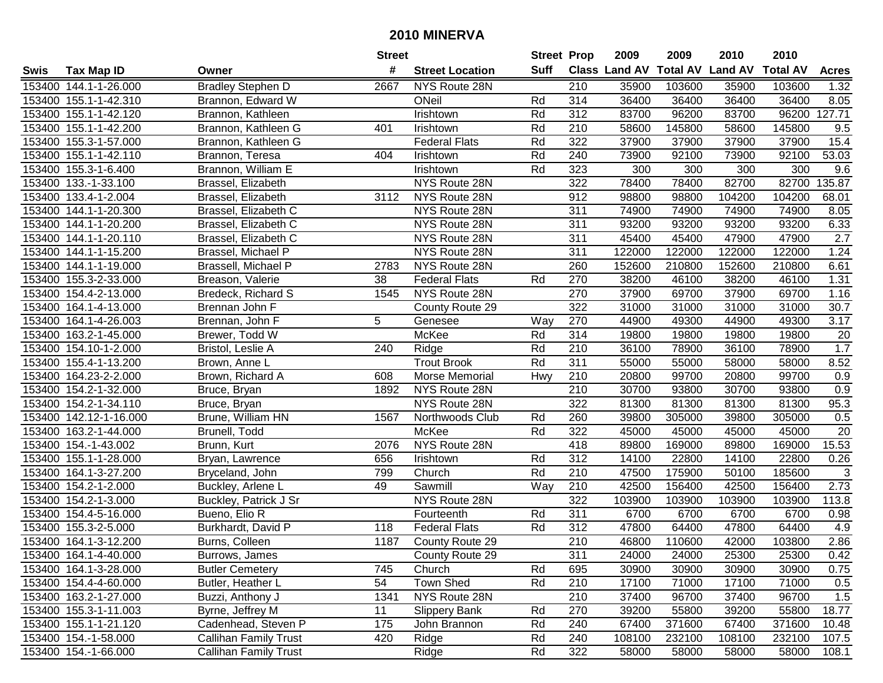# 2010 MINERVA

| Swis | Tax Map ID | Owner | Street # | Street Location | Street Suff | Prop Class | 2009 Land AV | 2009 Total AV | 2010 Land AV | 2010 Total AV | Acres |
|---|---|---|---|---|---|---|---|---|---|---|---|
| 153400 | 144.1-1-26.000 | Bradley Stephen D | 2667 | NYS Route 28N | | 210 | 35900 | 103600 | 35900 | 103600 | 1.32 |
| 153400 | 155.1-1-42.310 | Brannon, Edward W | | ONeil | Rd | 314 | 36400 | 36400 | 36400 | 36400 | 8.05 |
| 153400 | 155.1-1-42.120 | Brannon, Kathleen | | Irishtown | Rd | 312 | 83700 | 96200 | 83700 | 96200 | 127.71 |
| 153400 | 155.1-1-42.200 | Brannon, Kathleen G | 401 | Irishtown | Rd | 210 | 58600 | 145800 | 58600 | 145800 | 9.5 |
| 153400 | 155.3-1-57.000 | Brannon, Kathleen G | | Federal Flats | Rd | 322 | 37900 | 37900 | 37900 | 37900 | 15.4 |
| 153400 | 155.1-1-42.110 | Brannon, Teresa | 404 | Irishtown | Rd | 240 | 73900 | 92100 | 73900 | 92100 | 53.03 |
| 153400 | 155.3-1-6.400 | Brannon, William E | | Irishtown | Rd | 323 | 300 | 300 | 300 | 300 | 9.6 |
| 153400 | 133.-1-33.100 | Brassel, Elizabeth | | NYS Route 28N | | 322 | 78400 | 78400 | 82700 | 82700 | 135.87 |
| 153400 | 133.4-1-2.004 | Brassel, Elizabeth | 3112 | NYS Route 28N | | 912 | 98800 | 98800 | 104200 | 104200 | 68.01 |
| 153400 | 144.1-1-20.300 | Brassel, Elizabeth C | | NYS Route 28N | | 311 | 74900 | 74900 | 74900 | 74900 | 8.05 |
| 153400 | 144.1-1-20.200 | Brassel, Elizabeth C | | NYS Route 28N | | 311 | 93200 | 93200 | 93200 | 93200 | 6.33 |
| 153400 | 144.1-1-20.110 | Brassel, Elizabeth C | | NYS Route 28N | | 311 | 45400 | 45400 | 47900 | 47900 | 2.7 |
| 153400 | 144.1-1-15.200 | Brassel, Michael P | | NYS Route 28N | | 311 | 122000 | 122000 | 122000 | 122000 | 1.24 |
| 153400 | 144.1-1-19.000 | Brassell, Michael P | 2783 | NYS Route 28N | | 260 | 152600 | 210800 | 152600 | 210800 | 6.61 |
| 153400 | 155.3-2-33.000 | Breason, Valerie | 38 | Federal Flats | Rd | 270 | 38200 | 46100 | 38200 | 46100 | 1.31 |
| 153400 | 154.4-2-13.000 | Bredeck, Richard S | 1545 | NYS Route 28N | | 270 | 37900 | 69700 | 37900 | 69700 | 1.16 |
| 153400 | 164.1-4-13.000 | Brennan John F | | County Route 29 | | 322 | 31000 | 31000 | 31000 | 31000 | 30.7 |
| 153400 | 164.1-4-26.003 | Brennan, John F | 5 | Genesee | Way | 270 | 44900 | 49300 | 44900 | 49300 | 3.17 |
| 153400 | 163.2-1-45.000 | Brewer, Todd W | | McKee | Rd | 314 | 19800 | 19800 | 19800 | 19800 | 20 |
| 153400 | 154.10-1-2.000 | Bristol, Leslie A | 240 | Ridge | Rd | 210 | 36100 | 78900 | 36100 | 78900 | 1.7 |
| 153400 | 155.4-1-13.200 | Brown, Anne L | | Trout Brook | Rd | 311 | 55000 | 55000 | 58000 | 58000 | 8.52 |
| 153400 | 164.23-2-2.000 | Brown, Richard A | 608 | Morse Memorial | Hwy | 210 | 20800 | 99700 | 20800 | 99700 | 0.9 |
| 153400 | 154.2-1-32.000 | Bruce, Bryan | 1892 | NYS Route 28N | | 210 | 30700 | 93800 | 30700 | 93800 | 0.9 |
| 153400 | 154.2-1-34.110 | Bruce, Bryan | | NYS Route 28N | | 322 | 81300 | 81300 | 81300 | 81300 | 95.3 |
| 153400 | 142.12-1-16.000 | Brune, William HN | 1567 | Northwoods Club | Rd | 260 | 39800 | 305000 | 39800 | 305000 | 0.5 |
| 153400 | 163.2-1-44.000 | Brunell, Todd | | McKee | Rd | 322 | 45000 | 45000 | 45000 | 45000 | 20 |
| 153400 | 154.-1-43.002 | Brunn, Kurt | 2076 | NYS Route 28N | | 418 | 89800 | 169000 | 89800 | 169000 | 15.53 |
| 153400 | 155.1-1-28.000 | Bryan, Lawrence | 656 | Irishtown | Rd | 312 | 14100 | 22800 | 14100 | 22800 | 0.26 |
| 153400 | 164.1-3-27.200 | Bryceland, John | 799 | Church | Rd | 210 | 47500 | 175900 | 50100 | 185600 | 3 |
| 153400 | 154.2-1-2.000 | Buckley, Arlene L | 49 | Sawmill | Way | 210 | 42500 | 156400 | 42500 | 156400 | 2.73 |
| 153400 | 154.2-1-3.000 | Buckley, Patrick J Sr | | NYS Route 28N | | 322 | 103900 | 103900 | 103900 | 103900 | 113.8 |
| 153400 | 154.4-5-16.000 | Bueno, Elio R | | Fourteenth | Rd | 311 | 6700 | 6700 | 6700 | 6700 | 0.98 |
| 153400 | 155.3-2-5.000 | Burkhardt, David P | 118 | Federal Flats | Rd | 312 | 47800 | 64400 | 47800 | 64400 | 4.9 |
| 153400 | 164.1-3-12.200 | Burns, Colleen | 1187 | County Route 29 | | 210 | 46800 | 110600 | 42000 | 103800 | 2.86 |
| 153400 | 164.1-4-40.000 | Burrows, James | | County Route 29 | | 311 | 24000 | 24000 | 25300 | 25300 | 0.42 |
| 153400 | 164.1-3-28.000 | Butler Cemetery | 745 | Church | Rd | 695 | 30900 | 30900 | 30900 | 30900 | 0.75 |
| 153400 | 154.4-4-60.000 | Butler, Heather L | 54 | Town Shed | Rd | 210 | 17100 | 71000 | 17100 | 71000 | 0.5 |
| 153400 | 163.2-1-27.000 | Buzzi, Anthony J | 1341 | NYS Route 28N | | 210 | 37400 | 96700 | 37400 | 96700 | 1.5 |
| 153400 | 155.3-1-11.003 | Byrne, Jeffrey M | 11 | Slippery Bank | Rd | 270 | 39200 | 55800 | 39200 | 55800 | 18.77 |
| 153400 | 155.1-1-21.120 | Cadenhead, Steven P | 175 | John Brannon | Rd | 240 | 67400 | 371600 | 67400 | 371600 | 10.48 |
| 153400 | 154.-1-58.000 | Callihan Family Trust | 420 | Ridge | Rd | 240 | 108100 | 232100 | 108100 | 232100 | 107.5 |
| 153400 | 154.-1-66.000 | Callihan Family Trust | | Ridge | Rd | 322 | 58000 | 58000 | 58000 | 58000 | 108.1 |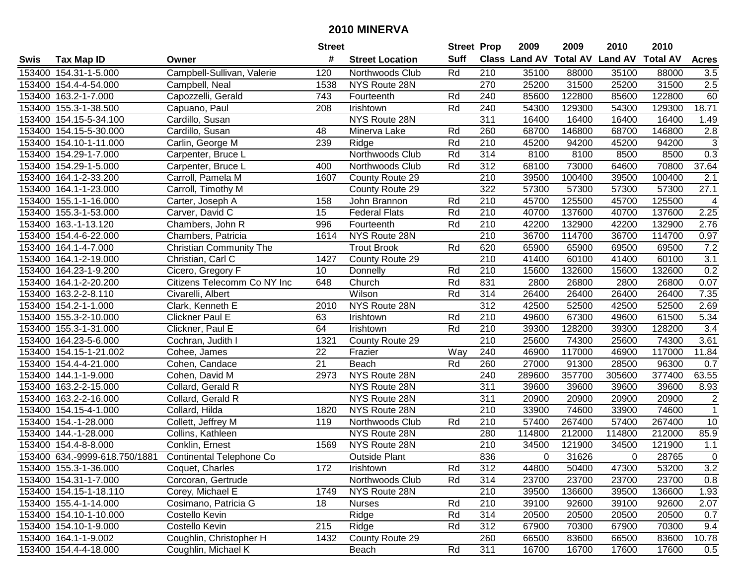# 2010 MINERVA

| Swis | Tax Map ID | Owner | Street # | Street Location | Street Suff | Prop Class | 2009 Land AV | 2009 Total AV | 2010 Land AV | 2010 Total AV | Acres |
|---|---|---|---|---|---|---|---|---|---|---|---|
| 153400 | 154.31-1-5.000 | Campbell-Sullivan, Valerie | 120 | Northwoods Club | Rd | 210 | 35100 | 88000 | 35100 | 88000 | 3.5 |
| 153400 | 154.4-4-54.000 | Campbell, Neal | 1538 | NYS Route 28N | | 270 | 25200 | 31500 | 25200 | 31500 | 2.5 |
| 153400 | 163.2-1-7.000 | Capozzelli, Gerald | 743 | Fourteenth | Rd | 240 | 85600 | 122800 | 85600 | 122800 | 60 |
| 153400 | 155.3-1-38.500 | Capuano, Paul | 208 | Irishtown | Rd | 240 | 54300 | 129300 | 54300 | 129300 | 18.71 |
| 153400 | 154.15-5-34.100 | Cardillo, Susan | | NYS Route 28N | | 311 | 16400 | 16400 | 16400 | 16400 | 1.49 |
| 153400 | 154.15-5-30.000 | Cardillo, Susan | 48 | Minerva Lake | Rd | 260 | 68700 | 146800 | 68700 | 146800 | 2.8 |
| 153400 | 154.10-1-11.000 | Carlin, George M | 239 | Ridge | Rd | 210 | 45200 | 94200 | 45200 | 94200 | 3 |
| 153400 | 154.29-1-7.000 | Carpenter, Bruce L | | Northwoods Club | Rd | 314 | 8100 | 8100 | 8500 | 8500 | 0.3 |
| 153400 | 154.29-1-5.000 | Carpenter, Bruce L | 400 | Northwoods Club | Rd | 312 | 68100 | 73000 | 64600 | 70800 | 37.64 |
| 153400 | 164.1-2-33.200 | Carroll, Pamela M | 1607 | County Route 29 | | 210 | 39500 | 100400 | 39500 | 100400 | 2.1 |
| 153400 | 164.1-1-23.000 | Carroll, Timothy M | | County Route 29 | | 322 | 57300 | 57300 | 57300 | 57300 | 27.1 |
| 153400 | 155.1-1-16.000 | Carter, Joseph A | 158 | John Brannon | Rd | 210 | 45700 | 125500 | 45700 | 125500 | 4 |
| 153400 | 155.3-1-53.000 | Carver, David C | 15 | Federal Flats | Rd | 210 | 40700 | 137600 | 40700 | 137600 | 2.25 |
| 153400 | 163.-1-13.120 | Chambers, John R | 996 | Fourteenth | Rd | 210 | 42200 | 132900 | 42200 | 132900 | 2.76 |
| 153400 | 154.4-6-22.000 | Chambers, Patricia | 1614 | NYS Route 28N | | 210 | 36700 | 114700 | 36700 | 114700 | 0.97 |
| 153400 | 164.1-4-7.000 | Christian Community The | | Trout Brook | Rd | 620 | 65900 | 65900 | 69500 | 69500 | 7.2 |
| 153400 | 164.1-2-19.000 | Christian, Carl C | 1427 | County Route 29 | | 210 | 41400 | 60100 | 41400 | 60100 | 3.1 |
| 153400 | 164.23-1-9.200 | Cicero, Gregory F | 10 | Donnelly | Rd | 210 | 15600 | 132600 | 15600 | 132600 | 0.2 |
| 153400 | 164.1-2-20.200 | Citizens Telecomm Co NY Inc | 648 | Church | Rd | 831 | 2800 | 26800 | 2800 | 26800 | 0.07 |
| 153400 | 163.2-2-8.110 | Civarelli, Albert | | Wilson | Rd | 314 | 26400 | 26400 | 26400 | 26400 | 7.35 |
| 153400 | 154.2-1-1.000 | Clark, Kenneth E | 2010 | NYS Route 28N | | 312 | 42500 | 52500 | 42500 | 52500 | 2.69 |
| 153400 | 155.3-2-10.000 | Clickner Paul E | 63 | Irishtown | Rd | 210 | 49600 | 67300 | 49600 | 61500 | 5.34 |
| 153400 | 155.3-1-31.000 | Clickner, Paul E | 64 | Irishtown | Rd | 210 | 39300 | 128200 | 39300 | 128200 | 3.4 |
| 153400 | 164.23-5-6.000 | Cochran, Judith I | 1321 | County Route 29 | | 210 | 25600 | 74300 | 25600 | 74300 | 3.61 |
| 153400 | 154.15-1-21.002 | Cohee, James | 22 | Frazier | Way | 240 | 46900 | 117000 | 46900 | 117000 | 11.84 |
| 153400 | 154.4-4-21.000 | Cohen, Candace | 21 | Beach | Rd | 260 | 27000 | 91300 | 28500 | 96300 | 0.7 |
| 153400 | 144.1-1-9.000 | Cohen, David M | 2973 | NYS Route 28N | | 240 | 289600 | 357700 | 305600 | 377400 | 63.55 |
| 153400 | 163.2-2-15.000 | Collard, Gerald R | | NYS Route 28N | | 311 | 39600 | 39600 | 39600 | 39600 | 8.93 |
| 153400 | 163.2-2-16.000 | Collard, Gerald R | | NYS Route 28N | | 311 | 20900 | 20900 | 20900 | 20900 | 2 |
| 153400 | 154.15-4-1.000 | Collard, Hilda | 1820 | NYS Route 28N | | 210 | 33900 | 74600 | 33900 | 74600 | 1 |
| 153400 | 154.-1-28.000 | Collett, Jeffrey M | 119 | Northwoods Club | Rd | 210 | 57400 | 267400 | 57400 | 267400 | 10 |
| 153400 | 144.-1-28.000 | Collins, Kathleen | | NYS Route 28N | | 280 | 114800 | 212000 | 114800 | 212000 | 85.9 |
| 153400 | 154.4-8-8.000 | Conklin, Ernest | 1569 | NYS Route 28N | | 210 | 34500 | 121900 | 34500 | 121900 | 1.1 |
| 153400 | 634.-9999-618.750/1881 | Continental Telephone Co | | Outside Plant | | 836 | 0 | 31626 | 0 | 28765 | 0 |
| 153400 | 155.3-1-36.000 | Coquet, Charles | 172 | Irishtown | Rd | 312 | 44800 | 50400 | 47300 | 53200 | 3.2 |
| 153400 | 154.31-1-7.000 | Corcoran, Gertrude | | Northwoods Club | Rd | 314 | 23700 | 23700 | 23700 | 23700 | 0.8 |
| 153400 | 154.15-1-18.110 | Corey, Michael E | 1749 | NYS Route 28N | | 210 | 39500 | 136600 | 39500 | 136600 | 1.93 |
| 153400 | 155.4-1-14.000 | Cosimano, Patricia G | 18 | Nurses | Rd | 210 | 39100 | 92600 | 39100 | 92600 | 2.07 |
| 153400 | 154.10-1-10.000 | Costello Kevin | | Ridge | Rd | 314 | 20500 | 20500 | 20500 | 20500 | 0.7 |
| 153400 | 154.10-1-9.000 | Costello Kevin | 215 | Ridge | Rd | 312 | 67900 | 70300 | 67900 | 70300 | 9.4 |
| 153400 | 164.1-1-9.002 | Coughlin, Christopher H | 1432 | County Route 29 | | 260 | 66500 | 83600 | 66500 | 83600 | 10.78 |
| 153400 | 154.4-4-18.000 | Coughlin, Michael K | | Beach | Rd | 311 | 16700 | 16700 | 17600 | 17600 | 0.5 |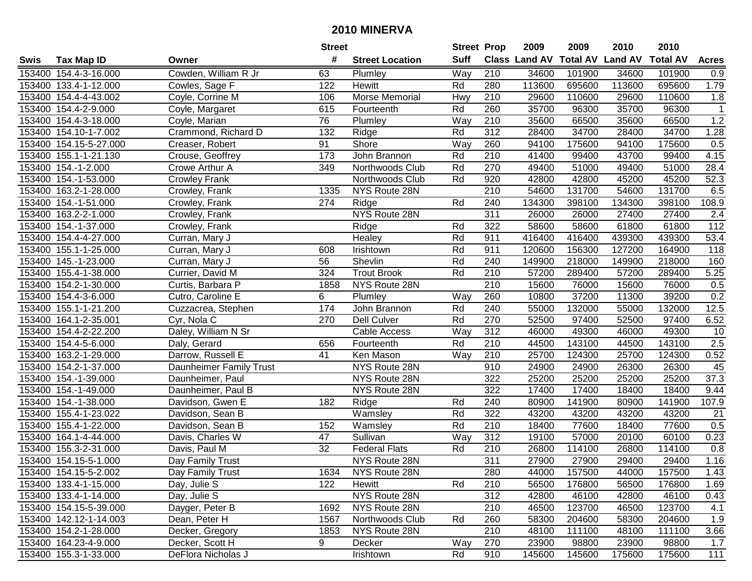# 2010 MINERVA

| Swis | Tax Map ID | Owner | Street # | Street Location | Street Suff | Prop Class | 2009 Land AV | 2009 Total AV | 2010 Land AV | 2010 Total AV | Acres |
|---|---|---|---|---|---|---|---|---|---|---|---|
| 153400 | 154.4-3-16.000 | Cowden, William R Jr | 63 | Plumley | Way | 210 | 34600 | 101900 | 34600 | 101900 | 0.9 |
| 153400 | 133.4-1-12.000 | Cowles, Sage F | 122 | Hewitt | Rd | 280 | 113600 | 695600 | 113600 | 695600 | 1.79 |
| 153400 | 154.4-4-43.002 | Coyle, Corrine M | 106 | Morse Memorial | Hwy | 210 | 29600 | 110600 | 29600 | 110600 | 1.8 |
| 153400 | 154.4-2-9.000 | Coyle, Margaret | 615 | Fourteenth | Rd | 260 | 35700 | 96300 | 35700 | 96300 | 1 |
| 153400 | 154.4-3-18.000 | Coyle, Marian | 76 | Plumley | Way | 210 | 35600 | 66500 | 35600 | 66500 | 1.2 |
| 153400 | 154.10-1-7.002 | Crammond, Richard D | 132 | Ridge | Rd | 312 | 28400 | 34700 | 28400 | 34700 | 1.28 |
| 153400 | 154.15-5-27.000 | Creaser, Robert | 91 | Shore | Way | 260 | 94100 | 175600 | 94100 | 175600 | 0.5 |
| 153400 | 155.1-1-21.130 | Crouse, Geoffrey | 173 | John Brannon | Rd | 210 | 41400 | 99400 | 43700 | 99400 | 4.15 |
| 153400 | 154.-1-2.000 | Crowe Arthur A | 349 | Northwoods Club | Rd | 270 | 49400 | 51000 | 49400 | 51000 | 28.4 |
| 153400 | 154.-1-53.000 | Crowley Frank | | Northwoods Club | Rd | 920 | 42800 | 42800 | 45200 | 45200 | 52.3 |
| 153400 | 163.2-1-28.000 | Crowley, Frank | 1335 | NYS Route 28N | | 210 | 54600 | 131700 | 54600 | 131700 | 6.5 |
| 153400 | 154.-1-51.000 | Crowley, Frank | 274 | Ridge | Rd | 240 | 134300 | 398100 | 134300 | 398100 | 108.9 |
| 153400 | 163.2-2-1.000 | Crowley, Frank | | NYS Route 28N | | 311 | 26000 | 26000 | 27400 | 27400 | 2.4 |
| 153400 | 154.-1-37.000 | Crowley, Frank | | Ridge | Rd | 322 | 58600 | 58600 | 61800 | 61800 | 112 |
| 153400 | 154.4-4-27.000 | Curran, Mary J | | Healey | Rd | 911 | 416400 | 416400 | 439300 | 439300 | 53.4 |
| 153400 | 155.1-1-25.000 | Curran, Mary J | 608 | Irishtown | Rd | 911 | 120600 | 156300 | 127200 | 164900 | 118 |
| 153400 | 145.-1-23.000 | Curran, Mary J | 56 | Shevlin | Rd | 240 | 149900 | 218000 | 149900 | 218000 | 160 |
| 153400 | 155.4-1-38.000 | Currier, David M | 324 | Trout Brook | Rd | 210 | 57200 | 289400 | 57200 | 289400 | 5.25 |
| 153400 | 154.2-1-30.000 | Curtis, Barbara P | 1858 | NYS Route 28N | | 210 | 15600 | 76000 | 15600 | 76000 | 0.5 |
| 153400 | 154.4-3-6.000 | Cutro, Caroline E | 6 | Plumley | Way | 260 | 10800 | 37200 | 11300 | 39200 | 0.2 |
| 153400 | 155.1-1-21.200 | Cuzzacrea, Stephen | 174 | John Brannon | Rd | 240 | 55000 | 132000 | 55000 | 132000 | 12.5 |
| 153400 | 164.1-2-35.001 | Cyr, Nola C | 270 | Dell Culver | Rd | 270 | 52500 | 97400 | 52500 | 97400 | 6.52 |
| 153400 | 154.4-2-22.200 | Daley, William N Sr | | Cable Access | Way | 312 | 46000 | 49300 | 46000 | 49300 | 10 |
| 153400 | 154.4-5-6.000 | Daly, Gerard | 656 | Fourteenth | Rd | 210 | 44500 | 143100 | 44500 | 143100 | 2.5 |
| 153400 | 163.2-1-29.000 | Darrow, Russell E | 41 | Ken Mason | Way | 210 | 25700 | 124300 | 25700 | 124300 | 0.52 |
| 153400 | 154.2-1-37.000 | Daunheimer Family Trust | | NYS Route 28N | | 910 | 24900 | 24900 | 26300 | 26300 | 45 |
| 153400 | 154.-1-39.000 | Daunheimer, Paul | | NYS Route 28N | | 322 | 25200 | 25200 | 25200 | 25200 | 37.3 |
| 153400 | 154.-1-49.000 | Daunheimer, Paul B | | NYS Route 28N | | 322 | 17400 | 17400 | 18400 | 18400 | 9.44 |
| 153400 | 154.-1-38.000 | Davidson, Gwen E | 182 | Ridge | Rd | 240 | 80900 | 141900 | 80900 | 141900 | 107.9 |
| 153400 | 155.4-1-23.022 | Davidson, Sean B | | Wamsley | Rd | 322 | 43200 | 43200 | 43200 | 43200 | 21 |
| 153400 | 155.4-1-22.000 | Davidson, Sean B | 152 | Wamsley | Rd | 210 | 18400 | 77600 | 18400 | 77600 | 0.5 |
| 153400 | 164.1-4-44.000 | Davis, Charles W | 47 | Sullivan | Way | 312 | 19100 | 57000 | 20100 | 60100 | 0.23 |
| 153400 | 155.3-2-31.000 | Davis, Paul M | 32 | Federal Flats | Rd | 210 | 26800 | 114100 | 26800 | 114100 | 0.8 |
| 153400 | 154.15-5-1.000 | Day Family Trust | | NYS Route 28N | | 311 | 27900 | 27900 | 29400 | 29400 | 1.16 |
| 153400 | 154.15-5-2.002 | Day Family Trust | 1634 | NYS Route 28N | | 280 | 44000 | 157500 | 44000 | 157500 | 1.43 |
| 153400 | 133.4-1-15.000 | Day, Julie S | 122 | Hewitt | Rd | 210 | 56500 | 176800 | 56500 | 176800 | 1.69 |
| 153400 | 133.4-1-14.000 | Day, Julie S | | NYS Route 28N | | 312 | 42800 | 46100 | 42800 | 46100 | 0.43 |
| 153400 | 154.15-5-39.000 | Dayger, Peter B | 1692 | NYS Route 28N | | 210 | 46500 | 123700 | 46500 | 123700 | 4.1 |
| 153400 | 142.12-1-14.003 | Dean, Peter H | 1567 | Northwoods Club | Rd | 260 | 58300 | 204600 | 58300 | 204600 | 1.9 |
| 153400 | 154.2-1-28.000 | Decker, Gregory | 1853 | NYS Route 28N | | 210 | 48100 | 111100 | 48100 | 111100 | 3.66 |
| 153400 | 164.23-4-9.000 | Decker, Scott H | 9 | Decker | Way | 270 | 23900 | 98800 | 23900 | 98800 | 1.7 |
| 153400 | 155.3-1-33.000 | DeFlora Nicholas J | | Irishtown | Rd | 910 | 145600 | 145600 | 175600 | 175600 | 111 |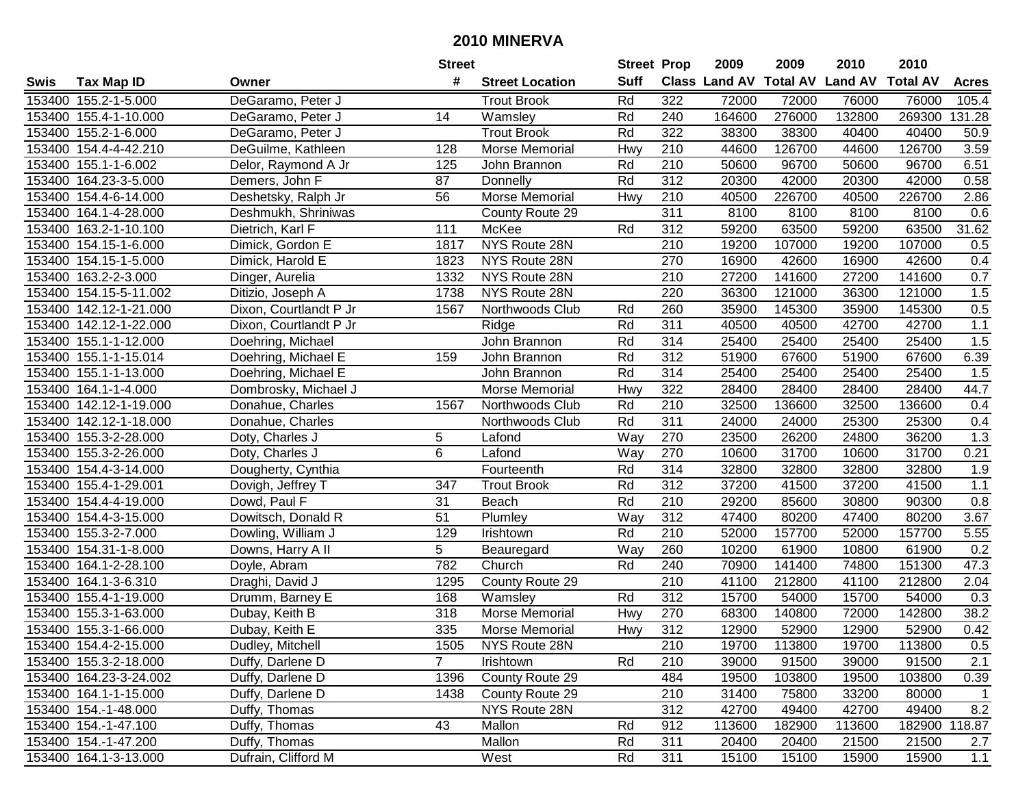# 2010 MINERVA

| Swis | Tax Map ID | Owner | Street # | Street Location | Street Suff | Prop Class | 2009 Land AV | 2009 Total AV | 2010 Land AV | 2010 Total AV | Acres |
|---|---|---|---|---|---|---|---|---|---|---|---|
| 153400 | 155.2-1-5.000 | DeGaramo, Peter J | | Trout Brook | Rd | 322 | 72000 | 72000 | 76000 | 76000 | 105.4 |
| 153400 | 155.4-1-10.000 | DeGaramo, Peter J | 14 | Wamsley | Rd | 240 | 164600 | 276000 | 132800 | 269300 | 131.28 |
| 153400 | 155.2-1-6.000 | DeGaramo, Peter J | | Trout Brook | Rd | 322 | 38300 | 38300 | 40400 | 40400 | 50.9 |
| 153400 | 154.4-4-42.210 | DeGuilme, Kathleen | 128 | Morse Memorial | Hwy | 210 | 44600 | 126700 | 44600 | 126700 | 3.59 |
| 153400 | 155.1-1-6.002 | Delor, Raymond A Jr | 125 | John Brannon | Rd | 210 | 50600 | 96700 | 50600 | 96700 | 6.51 |
| 153400 | 164.23-3-5.000 | Demers, John F | 87 | Donnelly | Rd | 312 | 20300 | 42000 | 20300 | 42000 | 0.58 |
| 153400 | 154.4-6-14.000 | Deshetsky, Ralph Jr | 56 | Morse Memorial | Hwy | 210 | 40500 | 226700 | 40500 | 226700 | 2.86 |
| 153400 | 164.1-4-28.000 | Deshmukh, Shriniwas | | County Route 29 | | 311 | 8100 | 8100 | 8100 | 8100 | 0.6 |
| 153400 | 163.2-1-10.100 | Dietrich, Karl F | 111 | McKee | Rd | 312 | 59200 | 63500 | 59200 | 63500 | 31.62 |
| 153400 | 154.15-1-6.000 | Dimick, Gordon E | 1817 | NYS Route 28N | | 210 | 19200 | 107000 | 19200 | 107000 | 0.5 |
| 153400 | 154.15-1-5.000 | Dimick, Harold E | 1823 | NYS Route 28N | | 270 | 16900 | 42600 | 16900 | 42600 | 0.4 |
| 153400 | 163.2-2-3.000 | Dinger, Aurelia | 1332 | NYS Route 28N | | 210 | 27200 | 141600 | 27200 | 141600 | 0.7 |
| 153400 | 154.15-5-11.002 | Ditizio, Joseph A | 1738 | NYS Route 28N | | 220 | 36300 | 121000 | 36300 | 121000 | 1.5 |
| 153400 | 142.12-1-21.000 | Dixon, Courtlandt P Jr | 1567 | Northwoods Club | Rd | 260 | 35900 | 145300 | 35900 | 145300 | 0.5 |
| 153400 | 142.12-1-22.000 | Dixon, Courtlandt P Jr | | Ridge | Rd | 311 | 40500 | 40500 | 42700 | 42700 | 1.1 |
| 153400 | 155.1-1-12.000 | Doehring, Michael | | John Brannon | Rd | 314 | 25400 | 25400 | 25400 | 25400 | 1.5 |
| 153400 | 155.1-1-15.014 | Doehring, Michael E | 159 | John Brannon | Rd | 312 | 51900 | 67600 | 51900 | 67600 | 6.39 |
| 153400 | 155.1-1-13.000 | Doehring, Michael E | | John Brannon | Rd | 314 | 25400 | 25400 | 25400 | 25400 | 1.5 |
| 153400 | 164.1-1-4.000 | Dombrosky, Michael J | | Morse Memorial | Hwy | 322 | 28400 | 28400 | 28400 | 28400 | 44.7 |
| 153400 | 142.12-1-19.000 | Donahue, Charles | 1567 | Northwoods Club | Rd | 210 | 32500 | 136600 | 32500 | 136600 | 0.4 |
| 153400 | 142.12-1-18.000 | Donahue, Charles | | Northwoods Club | Rd | 311 | 24000 | 24000 | 25300 | 25300 | 0.4 |
| 153400 | 155.3-2-28.000 | Doty, Charles J | 5 | Lafond | Way | 270 | 23500 | 26200 | 24800 | 36200 | 1.3 |
| 153400 | 155.3-2-26.000 | Doty, Charles J | 6 | Lafond | Way | 270 | 10600 | 31700 | 10600 | 31700 | 0.21 |
| 153400 | 154.4-3-14.000 | Dougherty, Cynthia | | Fourteenth | Rd | 314 | 32800 | 32800 | 32800 | 32800 | 1.9 |
| 153400 | 155.4-1-29.001 | Dovigh, Jeffrey T | 347 | Trout Brook | Rd | 312 | 37200 | 41500 | 37200 | 41500 | 1.1 |
| 153400 | 154.4-4-19.000 | Dowd, Paul F | 31 | Beach | Rd | 210 | 29200 | 85600 | 30800 | 90300 | 0.8 |
| 153400 | 154.4-3-15.000 | Dowitsch, Donald R | 51 | Plumley | Way | 312 | 47400 | 80200 | 47400 | 80200 | 3.67 |
| 153400 | 155.3-2-7.000 | Dowling, William J | 129 | Irishtown | Rd | 210 | 52000 | 157700 | 52000 | 157700 | 5.55 |
| 153400 | 154.31-1-8.000 | Downs, Harry A II | 5 | Beauregard | Way | 260 | 10200 | 61900 | 10800 | 61900 | 0.2 |
| 153400 | 164.1-2-28.100 | Doyle, Abram | 782 | Church | Rd | 240 | 70900 | 141400 | 74800 | 151300 | 47.3 |
| 153400 | 164.1-3-6.310 | Draghi, David J | 1295 | County Route 29 | | 210 | 41100 | 212800 | 41100 | 212800 | 2.04 |
| 153400 | 155.4-1-19.000 | Drumm, Barney E | 168 | Wamsley | Rd | 312 | 15700 | 54000 | 15700 | 54000 | 0.3 |
| 153400 | 155.3-1-63.000 | Dubay, Keith B | 318 | Morse Memorial | Hwy | 270 | 68300 | 140800 | 72000 | 142800 | 38.2 |
| 153400 | 155.3-1-66.000 | Dubay, Keith E | 335 | Morse Memorial | Hwy | 312 | 12900 | 52900 | 12900 | 52900 | 0.42 |
| 153400 | 154.4-2-15.000 | Dudley, Mitchell | 1505 | NYS Route 28N | | 210 | 19700 | 113800 | 19700 | 113800 | 0.5 |
| 153400 | 155.3-2-18.000 | Duffy, Darlene D | 7 | Irishtown | Rd | 210 | 39000 | 91500 | 39000 | 91500 | 2.1 |
| 153400 | 164.23-3-24.002 | Duffy, Darlene D | 1396 | County Route 29 | | 484 | 19500 | 103800 | 19500 | 103800 | 0.39 |
| 153400 | 164.1-1-15.000 | Duffy, Darlene D | 1438 | County Route 29 | | 210 | 31400 | 75800 | 33200 | 80000 | 1 |
| 153400 | 154.-1-48.000 | Duffy, Thomas | | NYS Route 28N | | 312 | 42700 | 49400 | 42700 | 49400 | 8.2 |
| 153400 | 154.-1-47.100 | Duffy, Thomas | 43 | Mallon | Rd | 912 | 113600 | 182900 | 113600 | 182900 | 118.87 |
| 153400 | 154.-1-47.200 | Duffy, Thomas | | Mallon | Rd | 311 | 20400 | 20400 | 21500 | 21500 | 2.7 |
| 153400 | 164.1-3-13.000 | Dufrain, Clifford M | | West | Rd | 311 | 15100 | 15100 | 15900 | 15900 | 1.1 |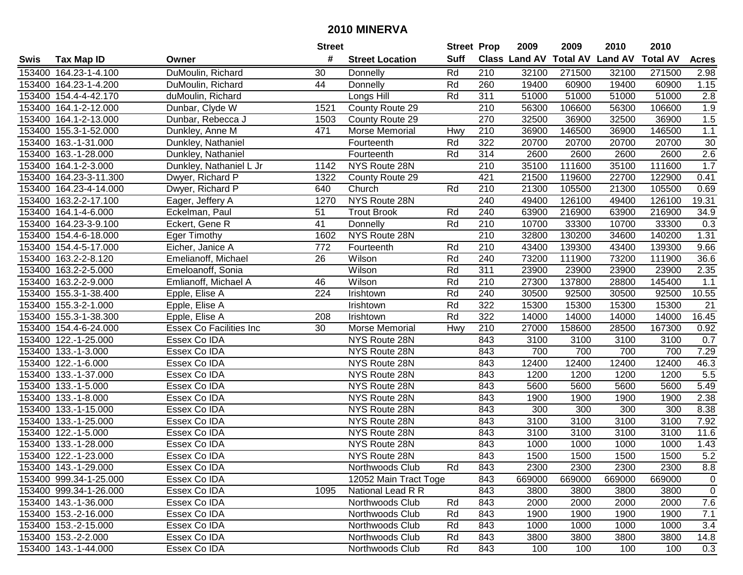# 2010 MINERVA

| Swis | Tax Map ID | Owner | Street # | Street Location | Street Suff | Prop Class | 2009 Land AV | 2009 Total AV | 2010 Land AV | 2010 Total AV | Acres |
|---|---|---|---|---|---|---|---|---|---|---|---|
| 153400 | 164.23-1-4.100 | DuMoulin, Richard | 30 | Donnelly | Rd | 210 | 32100 | 271500 | 32100 | 271500 | 2.98 |
| 153400 | 164.23-1-4.200 | DuMoulin, Richard | 44 | Donnelly | Rd | 260 | 19400 | 60900 | 19400 | 60900 | 1.15 |
| 153400 | 154.4-4-42.170 | duMoulin, Richard | | Longs Hill | Rd | 311 | 51000 | 51000 | 51000 | 51000 | 2.8 |
| 153400 | 164.1-2-12.000 | Dunbar, Clyde W | 1521 | County Route 29 | | 210 | 56300 | 106600 | 56300 | 106600 | 1.9 |
| 153400 | 164.1-2-13.000 | Dunbar, Rebecca J | 1503 | County Route 29 | | 270 | 32500 | 36900 | 32500 | 36900 | 1.5 |
| 153400 | 155.3-1-52.000 | Dunkley, Anne M | 471 | Morse Memorial | Hwy | 210 | 36900 | 146500 | 36900 | 146500 | 1.1 |
| 153400 | 163.-1-31.000 | Dunkley, Nathaniel | | Fourteenth | Rd | 322 | 20700 | 20700 | 20700 | 20700 | 30 |
| 153400 | 163.-1-28.000 | Dunkley, Nathaniel | | Fourteenth | Rd | 314 | 2600 | 2600 | 2600 | 2600 | 2.6 |
| 153400 | 164.1-2-3.000 | Dunkley, Nathaniel L Jr | 1142 | NYS Route 28N | | 210 | 35100 | 111600 | 35100 | 111600 | 1.7 |
| 153400 | 164.23-3-11.300 | Dwyer, Richard P | 1322 | County Route 29 | | 421 | 21500 | 119600 | 22700 | 122900 | 0.41 |
| 153400 | 164.23-4-14.000 | Dwyer, Richard P | 640 | Church | Rd | 210 | 21300 | 105500 | 21300 | 105500 | 0.69 |
| 153400 | 163.2-2-17.100 | Eager, Jeffery A | 1270 | NYS Route 28N | | 240 | 49400 | 126100 | 49400 | 126100 | 19.31 |
| 153400 | 164.1-4-6.000 | Eckelman, Paul | 51 | Trout Brook | Rd | 240 | 63900 | 216900 | 63900 | 216900 | 34.9 |
| 153400 | 164.23-3-9.100 | Eckert, Gene R | 41 | Donnelly | Rd | 210 | 10700 | 33300 | 10700 | 33300 | 0.3 |
| 153400 | 154.4-6-18.000 | Eger Timothy | 1602 | NYS Route 28N | | 210 | 32800 | 130200 | 34600 | 140200 | 1.31 |
| 153400 | 154.4-5-17.000 | Eicher, Janice A | 772 | Fourteenth | Rd | 210 | 43400 | 139300 | 43400 | 139300 | 9.66 |
| 153400 | 163.2-2-8.120 | Emelianoff, Michael | 26 | Wilson | Rd | 240 | 73200 | 111900 | 73200 | 111900 | 36.6 |
| 153400 | 163.2-2-5.000 | Emeloanoff, Sonia | | Wilson | Rd | 311 | 23900 | 23900 | 23900 | 23900 | 2.35 |
| 153400 | 163.2-2-9.000 | Emlianoff, Michael A | 46 | Wilson | Rd | 210 | 27300 | 137800 | 28800 | 145400 | 1.1 |
| 153400 | 155.3-1-38.400 | Epple, Elise A | 224 | Irishtown | Rd | 240 | 30500 | 92500 | 30500 | 92500 | 10.55 |
| 153400 | 155.3-2-1.000 | Epple, Elise A | | Irishtown | Rd | 322 | 15300 | 15300 | 15300 | 15300 | 21 |
| 153400 | 155.3-1-38.300 | Epple, Elise A | 208 | Irishtown | Rd | 322 | 14000 | 14000 | 14000 | 14000 | 16.45 |
| 153400 | 154.4-6-24.000 | Essex Co Facilities Inc | 30 | Morse Memorial | Hwy | 210 | 27000 | 158600 | 28500 | 167300 | 0.92 |
| 153400 | 122.-1-25.000 | Essex Co IDA | | NYS Route 28N | | 843 | 3100 | 3100 | 3100 | 3100 | 0.7 |
| 153400 | 133.-1-3.000 | Essex Co IDA | | NYS Route 28N | | 843 | 700 | 700 | 700 | 700 | 7.29 |
| 153400 | 122.-1-6.000 | Essex Co IDA | | NYS Route 28N | | 843 | 12400 | 12400 | 12400 | 12400 | 46.3 |
| 153400 | 133.-1-37.000 | Essex Co IDA | | NYS Route 28N | | 843 | 1200 | 1200 | 1200 | 1200 | 5.5 |
| 153400 | 133.-1-5.000 | Essex Co IDA | | NYS Route 28N | | 843 | 5600 | 5600 | 5600 | 5600 | 5.49 |
| 153400 | 133.-1-8.000 | Essex Co IDA | | NYS Route 28N | | 843 | 1900 | 1900 | 1900 | 1900 | 2.38 |
| 153400 | 133.-1-15.000 | Essex Co IDA | | NYS Route 28N | | 843 | 300 | 300 | 300 | 300 | 8.38 |
| 153400 | 133.-1-25.000 | Essex Co IDA | | NYS Route 28N | | 843 | 3100 | 3100 | 3100 | 3100 | 7.92 |
| 153400 | 122.-1-5.000 | Essex Co IDA | | NYS Route 28N | | 843 | 3100 | 3100 | 3100 | 3100 | 11.6 |
| 153400 | 133.-1-28.000 | Essex Co IDA | | NYS Route 28N | | 843 | 1000 | 1000 | 1000 | 1000 | 1.43 |
| 153400 | 122.-1-23.000 | Essex Co IDA | | NYS Route 28N | | 843 | 1500 | 1500 | 1500 | 1500 | 5.2 |
| 153400 | 143.-1-29.000 | Essex Co IDA | | Northwoods Club | Rd | 843 | 2300 | 2300 | 2300 | 2300 | 8.8 |
| 153400 | 999.34-1-25.000 | Essex Co IDA | | 12052 Main Tract Toge | | 843 | 669000 | 669000 | 669000 | 669000 | 0 |
| 153400 | 999.34-1-26.000 | Essex Co IDA | 1095 | National Lead R R | | 843 | 3800 | 3800 | 3800 | 3800 | 0 |
| 153400 | 143.-1-36.000 | Essex Co IDA | | Northwoods Club | Rd | 843 | 2000 | 2000 | 2000 | 2000 | 7.6 |
| 153400 | 153.-2-16.000 | Essex Co IDA | | Northwoods Club | Rd | 843 | 1900 | 1900 | 1900 | 1900 | 7.1 |
| 153400 | 153.-2-15.000 | Essex Co IDA | | Northwoods Club | Rd | 843 | 1000 | 1000 | 1000 | 1000 | 3.4 |
| 153400 | 153.-2-2.000 | Essex Co IDA | | Northwoods Club | Rd | 843 | 3800 | 3800 | 3800 | 3800 | 14.8 |
| 153400 | 143.-1-44.000 | Essex Co IDA | | Northwoods Club | Rd | 843 | 100 | 100 | 100 | 100 | 0.3 |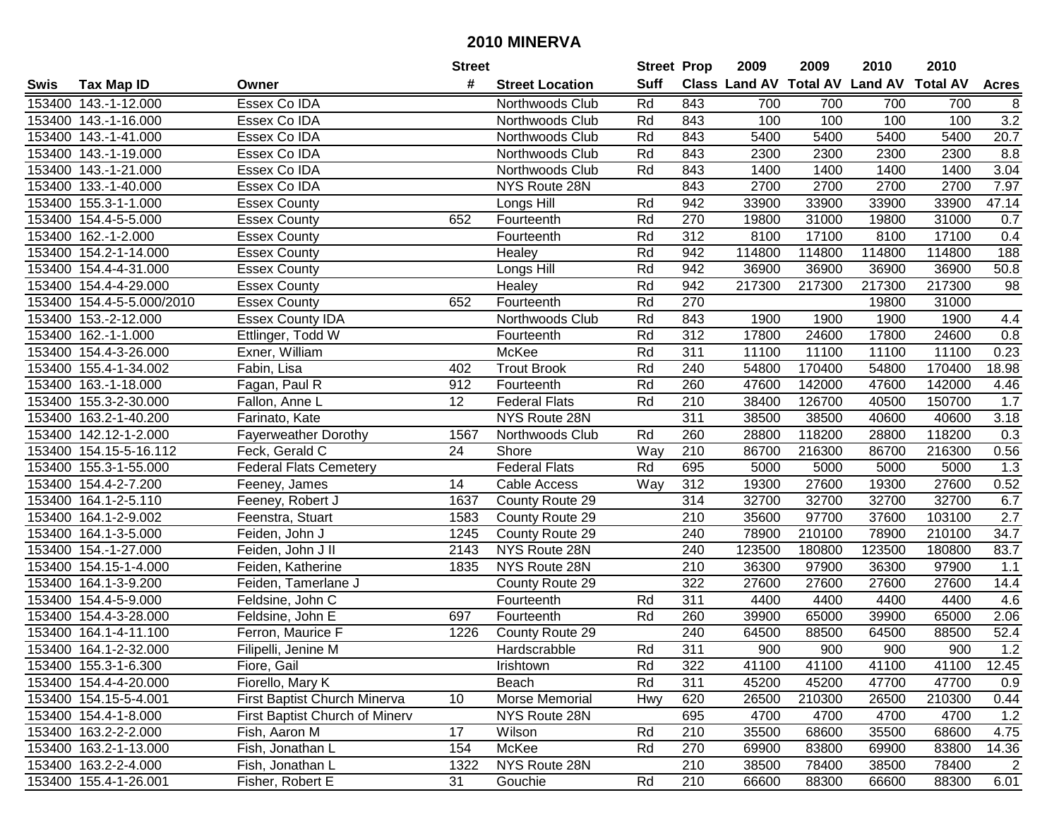# 2010 MINERVA

| Swis | Tax Map ID | Owner | Street # | Street Location | Street Suff | Prop Class | 2009 Land AV | 2009 Total AV | 2010 Land AV | 2010 Total AV | Acres |
|---|---|---|---|---|---|---|---|---|---|---|---|
| 153400 | 143.-1-12.000 | Essex Co IDA | | Northwoods Club | Rd | 843 | 700 | 700 | 700 | 700 | 8 |
| 153400 | 143.-1-16.000 | Essex Co IDA | | Northwoods Club | Rd | 843 | 100 | 100 | 100 | 100 | 3.2 |
| 153400 | 143.-1-41.000 | Essex Co IDA | | Northwoods Club | Rd | 843 | 5400 | 5400 | 5400 | 5400 | 20.7 |
| 153400 | 143.-1-19.000 | Essex Co IDA | | Northwoods Club | Rd | 843 | 2300 | 2300 | 2300 | 2300 | 8.8 |
| 153400 | 143.-1-21.000 | Essex Co IDA | | Northwoods Club | Rd | 843 | 1400 | 1400 | 1400 | 1400 | 3.04 |
| 153400 | 133.-1-40.000 | Essex Co IDA | | NYS Route 28N | | 843 | 2700 | 2700 | 2700 | 2700 | 7.97 |
| 153400 | 155.3-1-1.000 | Essex County | | Longs Hill | Rd | 942 | 33900 | 33900 | 33900 | 33900 | 47.14 |
| 153400 | 154.4-5-5.000 | Essex County | 652 | Fourteenth | Rd | 270 | 19800 | 31000 | 19800 | 31000 | 0.7 |
| 153400 | 162.-1-2.000 | Essex County | | Fourteenth | Rd | 312 | 8100 | 17100 | 8100 | 17100 | 0.4 |
| 153400 | 154.2-1-14.000 | Essex County | | Healey | Rd | 942 | 114800 | 114800 | 114800 | 114800 | 188 |
| 153400 | 154.4-4-31.000 | Essex County | | Longs Hill | Rd | 942 | 36900 | 36900 | 36900 | 36900 | 50.8 |
| 153400 | 154.4-4-29.000 | Essex County | | Healey | Rd | 942 | 217300 | 217300 | 217300 | 217300 | 98 |
| 153400 | 154.4-5-5.000/2010 | Essex County | 652 | Fourteenth | Rd | 270 | | | 19800 | 31000 | |
| 153400 | 153.-2-12.000 | Essex County IDA | | Northwoods Club | Rd | 843 | 1900 | 1900 | 1900 | 1900 | 4.4 |
| 153400 | 162.-1-1.000 | Ettlinger, Todd W | | Fourteenth | Rd | 312 | 17800 | 24600 | 17800 | 24600 | 0.8 |
| 153400 | 154.4-3-26.000 | Exner, William | | McKee | Rd | 311 | 11100 | 11100 | 11100 | 11100 | 0.23 |
| 153400 | 155.4-1-34.002 | Fabin, Lisa | 402 | Trout Brook | Rd | 240 | 54800 | 170400 | 54800 | 170400 | 18.98 |
| 153400 | 163.-1-18.000 | Fagan, Paul R | 912 | Fourteenth | Rd | 260 | 47600 | 142000 | 47600 | 142000 | 4.46 |
| 153400 | 155.3-2-30.000 | Fallon, Anne L | 12 | Federal Flats | Rd | 210 | 38400 | 126700 | 40500 | 150700 | 1.7 |
| 153400 | 163.2-1-40.200 | Farinato, Kate | | NYS Route 28N | | 311 | 38500 | 38500 | 40600 | 40600 | 3.18 |
| 153400 | 142.12-1-2.000 | Fayerweather Dorothy | 1567 | Northwoods Club | Rd | 260 | 28800 | 118200 | 28800 | 118200 | 0.3 |
| 153400 | 154.15-5-16.112 | Feck, Gerald C | 24 | Shore | Way | 210 | 86700 | 216300 | 86700 | 216300 | 0.56 |
| 153400 | 155.3-1-55.000 | Federal Flats Cemetery | | Federal Flats | Rd | 695 | 5000 | 5000 | 5000 | 5000 | 1.3 |
| 153400 | 154.4-2-7.200 | Feeney, James | 14 | Cable Access | Way | 312 | 19300 | 27600 | 19300 | 27600 | 0.52 |
| 153400 | 164.1-2-5.110 | Feeney, Robert J | 1637 | County Route 29 | | 314 | 32700 | 32700 | 32700 | 32700 | 6.7 |
| 153400 | 164.1-2-9.002 | Feenstra, Stuart | 1583 | County Route 29 | | 210 | 35600 | 97700 | 37600 | 103100 | 2.7 |
| 153400 | 164.1-3-5.000 | Feiden, John J | 1245 | County Route 29 | | 240 | 78900 | 210100 | 78900 | 210100 | 34.7 |
| 153400 | 154.-1-27.000 | Feiden, John J II | 2143 | NYS Route 28N | | 240 | 123500 | 180800 | 123500 | 180800 | 83.7 |
| 153400 | 154.15-1-4.000 | Feiden, Katherine | 1835 | NYS Route 28N | | 210 | 36300 | 97900 | 36300 | 97900 | 1.1 |
| 153400 | 164.1-3-9.200 | Feiden, Tamerlane J | | County Route 29 | | 322 | 27600 | 27600 | 27600 | 27600 | 14.4 |
| 153400 | 154.4-5-9.000 | Feldsine, John C | | Fourteenth | Rd | 311 | 4400 | 4400 | 4400 | 4400 | 4.6 |
| 153400 | 154.4-3-28.000 | Feldsine, John E | 697 | Fourteenth | Rd | 260 | 39900 | 65000 | 39900 | 65000 | 2.06 |
| 153400 | 164.1-4-11.100 | Ferron, Maurice F | 1226 | County Route 29 | | 240 | 64500 | 88500 | 64500 | 88500 | 52.4 |
| 153400 | 164.1-2-32.000 | Filipelli, Jenine M | | Hardscrabble | Rd | 311 | 900 | 900 | 900 | 900 | 1.2 |
| 153400 | 155.3-1-6.300 | Fiore, Gail | | Irishtown | Rd | 322 | 41100 | 41100 | 41100 | 41100 | 12.45 |
| 153400 | 154.4-4-20.000 | Fiorello, Mary K | | Beach | Rd | 311 | 45200 | 45200 | 47700 | 47700 | 0.9 |
| 153400 | 154.15-5-4.001 | First Baptist Church Minerva | 10 | Morse Memorial | Hwy | 620 | 26500 | 210300 | 26500 | 210300 | 0.44 |
| 153400 | 154.4-1-8.000 | First Baptist Church of Minerv | | NYS Route 28N | | 695 | 4700 | 4700 | 4700 | 4700 | 1.2 |
| 153400 | 163.2-2-2.000 | Fish, Aaron M | 17 | Wilson | Rd | 210 | 35500 | 68600 | 35500 | 68600 | 4.75 |
| 153400 | 163.2-1-13.000 | Fish, Jonathan L | 154 | McKee | Rd | 270 | 69900 | 83800 | 69900 | 83800 | 14.36 |
| 153400 | 163.2-2-4.000 | Fish, Jonathan L | 1322 | NYS Route 28N | | 210 | 38500 | 78400 | 38500 | 78400 | 2 |
| 153400 | 155.4-1-26.001 | Fisher, Robert E | 31 | Gouchie | Rd | 210 | 66600 | 88300 | 66600 | 88300 | 6.01 |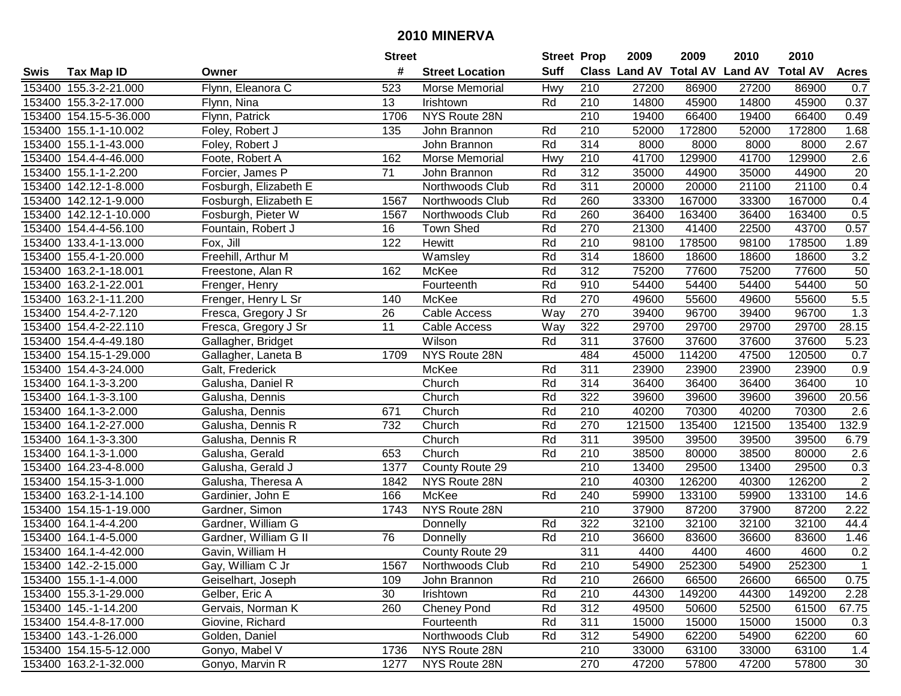# 2010 MINERVA

| Swis | Tax Map ID | Owner | Street # | Street Location | Street Suff | Prop Class | 2009 Land AV | 2009 Total AV | 2010 Land AV | 2010 Total AV | Acres |
|---|---|---|---|---|---|---|---|---|---|---|---|
| 153400 | 155.3-2-21.000 | Flynn, Eleanora C | 523 | Morse Memorial | Hwy | 210 | 27200 | 86900 | 27200 | 86900 | 0.7 |
| 153400 | 155.3-2-17.000 | Flynn, Nina | 13 | Irishtown | Rd | 210 | 14800 | 45900 | 14800 | 45900 | 0.37 |
| 153400 | 154.15-5-36.000 | Flynn, Patrick | 1706 | NYS Route 28N | | 210 | 19400 | 66400 | 19400 | 66400 | 0.49 |
| 153400 | 155.1-1-10.002 | Foley, Robert J | 135 | John Brannon | Rd | 210 | 52000 | 172800 | 52000 | 172800 | 1.68 |
| 153400 | 155.1-1-43.000 | Foley, Robert J | | John Brannon | Rd | 314 | 8000 | 8000 | 8000 | 8000 | 2.67 |
| 153400 | 154.4-4-46.000 | Foote, Robert A | 162 | Morse Memorial | Hwy | 210 | 41700 | 129900 | 41700 | 129900 | 2.6 |
| 153400 | 155.1-1-2.200 | Forcier, James P | 71 | John Brannon | Rd | 312 | 35000 | 44900 | 35000 | 44900 | 20 |
| 153400 | 142.12-1-8.000 | Fosburgh, Elizabeth E | | Northwoods Club | Rd | 311 | 20000 | 20000 | 21100 | 21100 | 0.4 |
| 153400 | 142.12-1-9.000 | Fosburgh, Elizabeth E | 1567 | Northwoods Club | Rd | 260 | 33300 | 167000 | 33300 | 167000 | 0.4 |
| 153400 | 142.12-1-10.000 | Fosburgh, Pieter W | 1567 | Northwoods Club | Rd | 260 | 36400 | 163400 | 36400 | 163400 | 0.5 |
| 153400 | 154.4-4-56.100 | Fountain, Robert J | 16 | Town Shed | Rd | 270 | 21300 | 41400 | 22500 | 43700 | 0.57 |
| 153400 | 133.4-1-13.000 | Fox, Jill | 122 | Hewitt | Rd | 210 | 98100 | 178500 | 98100 | 178500 | 1.89 |
| 153400 | 155.4-1-20.000 | Freehill, Arthur M | | Wamsley | Rd | 314 | 18600 | 18600 | 18600 | 18600 | 3.2 |
| 153400 | 163.2-1-18.001 | Freestone, Alan R | 162 | McKee | Rd | 312 | 75200 | 77600 | 75200 | 77600 | 50 |
| 153400 | 163.2-1-22.001 | Frenger, Henry | | Fourteenth | Rd | 910 | 54400 | 54400 | 54400 | 54400 | 50 |
| 153400 | 163.2-1-11.200 | Frenger, Henry L Sr | 140 | McKee | Rd | 270 | 49600 | 55600 | 49600 | 55600 | 5.5 |
| 153400 | 154.4-2-7.120 | Fresca, Gregory J Sr | 26 | Cable Access | Way | 270 | 39400 | 96700 | 39400 | 96700 | 1.3 |
| 153400 | 154.4-2-22.110 | Fresca, Gregory J Sr | 11 | Cable Access | Way | 322 | 29700 | 29700 | 29700 | 29700 | 28.15 |
| 153400 | 154.4-4-49.180 | Gallagher, Bridget | | Wilson | Rd | 311 | 37600 | 37600 | 37600 | 37600 | 5.23 |
| 153400 | 154.15-1-29.000 | Gallagher, Laneta B | 1709 | NYS Route 28N | | 484 | 45000 | 114200 | 47500 | 120500 | 0.7 |
| 153400 | 154.4-3-24.000 | Galt, Frederick | | McKee | Rd | 311 | 23900 | 23900 | 23900 | 23900 | 0.9 |
| 153400 | 164.1-3-3.200 | Galusha, Daniel R | | Church | Rd | 314 | 36400 | 36400 | 36400 | 36400 | 10 |
| 153400 | 164.1-3-3.100 | Galusha, Dennis | | Church | Rd | 322 | 39600 | 39600 | 39600 | 39600 | 20.56 |
| 153400 | 164.1-3-2.000 | Galusha, Dennis | 671 | Church | Rd | 210 | 40200 | 70300 | 40200 | 70300 | 2.6 |
| 153400 | 164.1-2-27.000 | Galusha, Dennis R | 732 | Church | Rd | 270 | 121500 | 135400 | 121500 | 135400 | 132.9 |
| 153400 | 164.1-3-3.300 | Galusha, Dennis R | | Church | Rd | 311 | 39500 | 39500 | 39500 | 39500 | 6.79 |
| 153400 | 164.1-3-1.000 | Galusha, Gerald | 653 | Church | Rd | 210 | 38500 | 80000 | 38500 | 80000 | 2.6 |
| 153400 | 164.23-4-8.000 | Galusha, Gerald J | 1377 | County Route 29 | | 210 | 13400 | 29500 | 13400 | 29500 | 0.3 |
| 153400 | 154.15-3-1.000 | Galusha, Theresa A | 1842 | NYS Route 28N | | 210 | 40300 | 126200 | 40300 | 126200 | 2 |
| 153400 | 163.2-1-14.100 | Gardinier, John E | 166 | McKee | Rd | 240 | 59900 | 133100 | 59900 | 133100 | 14.6 |
| 153400 | 154.15-1-19.000 | Gardner, Simon | 1743 | NYS Route 28N | | 210 | 37900 | 87200 | 37900 | 87200 | 2.22 |
| 153400 | 164.1-4-4.200 | Gardner, William G | | Donnelly | Rd | 322 | 32100 | 32100 | 32100 | 32100 | 44.4 |
| 153400 | 164.1-4-5.000 | Gardner, William G II | 76 | Donnelly | Rd | 210 | 36600 | 83600 | 36600 | 83600 | 1.46 |
| 153400 | 164.1-4-42.000 | Gavin, William H | | County Route 29 | | 311 | 4400 | 4400 | 4600 | 4600 | 0.2 |
| 153400 | 142.-2-15.000 | Gay, William C Jr | 1567 | Northwoods Club | Rd | 210 | 54900 | 252300 | 54900 | 252300 | 1 |
| 153400 | 155.1-1-4.000 | Geiselhart, Joseph | 109 | John Brannon | Rd | 210 | 26600 | 66500 | 26600 | 66500 | 0.75 |
| 153400 | 155.3-1-29.000 | Gelber, Eric A | 30 | Irishtown | Rd | 210 | 44300 | 149200 | 44300 | 149200 | 2.28 |
| 153400 | 145.-1-14.200 | Gervais, Norman K | 260 | Cheney Pond | Rd | 312 | 49500 | 50600 | 52500 | 61500 | 67.75 |
| 153400 | 154.4-8-17.000 | Giovine, Richard | | Fourteenth | Rd | 311 | 15000 | 15000 | 15000 | 15000 | 0.3 |
| 153400 | 143.-1-26.000 | Golden, Daniel | | Northwoods Club | Rd | 312 | 54900 | 62200 | 54900 | 62200 | 60 |
| 153400 | 154.15-5-12.000 | Gonyo, Mabel V | 1736 | NYS Route 28N | | 210 | 33000 | 63100 | 33000 | 63100 | 1.4 |
| 153400 | 163.2-1-32.000 | Gonyo, Marvin R | 1277 | NYS Route 28N | | 270 | 47200 | 57800 | 47200 | 57800 | 30 |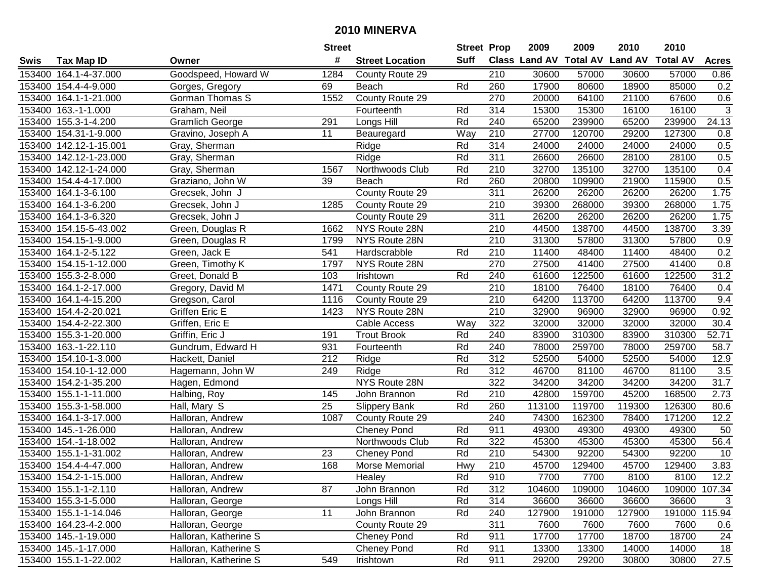# 2010 MINERVA

| Swis | Tax Map ID | Owner | Street # | Street Location | Street Suff | Prop Class | 2009 Land AV | 2009 Total AV | 2010 Land AV | 2010 Total AV | Acres |
|---|---|---|---|---|---|---|---|---|---|---|---|
| 153400 | 164.1-4-37.000 | Goodspeed, Howard W | 1284 | County Route 29 | | 210 | 30600 | 57000 | 30600 | 57000 | 0.86 |
| 153400 | 154.4-4-9.000 | Gorges, Gregory | 69 | Beach | Rd | 260 | 17900 | 80600 | 18900 | 85000 | 0.2 |
| 153400 | 164.1-1-21.000 | Gorman Thomas S | 1552 | County Route 29 | | 270 | 20000 | 64100 | 21100 | 67600 | 0.6 |
| 153400 | 163.-1-1.000 | Graham, Neil | | Fourteenth | Rd | 314 | 15300 | 15300 | 16100 | 16100 | 3 |
| 153400 | 155.3-1-4.200 | Gramlich George | 291 | Longs Hill | Rd | 240 | 65200 | 239900 | 65200 | 239900 | 24.13 |
| 153400 | 154.31-1-9.000 | Gravino, Joseph A | 11 | Beauregard | Way | 210 | 27700 | 120700 | 29200 | 127300 | 0.8 |
| 153400 | 142.12-1-15.001 | Gray, Sherman | | Ridge | Rd | 314 | 24000 | 24000 | 24000 | 24000 | 0.5 |
| 153400 | 142.12-1-23.000 | Gray, Sherman | | Ridge | Rd | 311 | 26600 | 26600 | 28100 | 28100 | 0.5 |
| 153400 | 142.12-1-24.000 | Gray, Sherman | 1567 | Northwoods Club | Rd | 210 | 32700 | 135100 | 32700 | 135100 | 0.4 |
| 153400 | 154.4-4-17.000 | Graziano, John W | 39 | Beach | Rd | 260 | 20800 | 109900 | 21900 | 115900 | 0.5 |
| 153400 | 164.1-3-6.100 | Grecsek, John J | | County Route 29 | | 311 | 26200 | 26200 | 26200 | 26200 | 1.75 |
| 153400 | 164.1-3-6.200 | Grecsek, John J | 1285 | County Route 29 | | 210 | 39300 | 268000 | 39300 | 268000 | 1.75 |
| 153400 | 164.1-3-6.320 | Grecsek, John J | | County Route 29 | | 311 | 26200 | 26200 | 26200 | 26200 | 1.75 |
| 153400 | 154.15-5-43.002 | Green, Douglas R | 1662 | NYS Route 28N | | 210 | 44500 | 138700 | 44500 | 138700 | 3.39 |
| 153400 | 154.15-1-9.000 | Green, Douglas R | 1799 | NYS Route 28N | | 210 | 31300 | 57800 | 31300 | 57800 | 0.9 |
| 153400 | 164.1-2-5.122 | Green, Jack E | 541 | Hardscrabble | Rd | 210 | 11400 | 48400 | 11400 | 48400 | 0.2 |
| 153400 | 154.15-1-12.000 | Green, Timothy K | 1797 | NYS Route 28N | | 270 | 27500 | 41400 | 27500 | 41400 | 0.8 |
| 153400 | 155.3-2-8.000 | Greet, Donald B | 103 | Irishtown | Rd | 240 | 61600 | 122500 | 61600 | 122500 | 31.2 |
| 153400 | 164.1-2-17.000 | Gregory, David M | 1471 | County Route 29 | | 210 | 18100 | 76400 | 18100 | 76400 | 0.4 |
| 153400 | 164.1-4-15.200 | Gregson, Carol | 1116 | County Route 29 | | 210 | 64200 | 113700 | 64200 | 113700 | 9.4 |
| 153400 | 154.4-2-20.021 | Griffen Eric E | 1423 | NYS Route 28N | | 210 | 32900 | 96900 | 32900 | 96900 | 0.92 |
| 153400 | 154.4-2-22.300 | Griffen, Eric E | | Cable Access | Way | 322 | 32000 | 32000 | 32000 | 32000 | 30.4 |
| 153400 | 155.3-1-20.000 | Griffin, Eric J | 191 | Trout Brook | Rd | 240 | 83900 | 310300 | 83900 | 310300 | 52.71 |
| 153400 | 163.-1-22.110 | Gundrum, Edward H | 931 | Fourteenth | Rd | 240 | 78000 | 259700 | 78000 | 259700 | 58.7 |
| 153400 | 154.10-1-3.000 | Hackett, Daniel | 212 | Ridge | Rd | 312 | 52500 | 54000 | 52500 | 54000 | 12.9 |
| 153400 | 154.10-1-12.000 | Hagemann, John W | 249 | Ridge | Rd | 312 | 46700 | 81100 | 46700 | 81100 | 3.5 |
| 153400 | 154.2-1-35.200 | Hagen, Edmond | | NYS Route 28N | | 322 | 34200 | 34200 | 34200 | 34200 | 31.7 |
| 153400 | 155.1-1-11.000 | Halbing, Roy | 145 | John Brannon | Rd | 210 | 42800 | 159700 | 45200 | 168500 | 2.73 |
| 153400 | 155.3-1-58.000 | Hall, Mary S | 25 | Slippery Bank | Rd | 260 | 113100 | 119700 | 119300 | 126300 | 80.6 |
| 153400 | 164.1-3-17.000 | Halloran, Andrew | 1087 | County Route 29 | | 240 | 74300 | 162300 | 78400 | 171200 | 12.2 |
| 153400 | 145.-1-26.000 | Halloran, Andrew | | Cheney Pond | Rd | 911 | 49300 | 49300 | 49300 | 49300 | 50 |
| 153400 | 154.-1-18.002 | Halloran, Andrew | | Northwoods Club | Rd | 322 | 45300 | 45300 | 45300 | 45300 | 56.4 |
| 153400 | 155.1-1-31.002 | Halloran, Andrew | 23 | Cheney Pond | Rd | 210 | 54300 | 92200 | 54300 | 92200 | 10 |
| 153400 | 154.4-4-47.000 | Halloran, Andrew | 168 | Morse Memorial | Hwy | 210 | 45700 | 129400 | 45700 | 129400 | 3.83 |
| 153400 | 154.2-1-15.000 | Halloran, Andrew | | Healey | Rd | 910 | 7700 | 7700 | 8100 | 8100 | 12.2 |
| 153400 | 155.1-1-2.110 | Halloran, Andrew | 87 | John Brannon | Rd | 312 | 104600 | 109000 | 104600 | 109000 | 107.34 |
| 153400 | 155.3-1-5.000 | Halloran, George | | Longs Hill | Rd | 314 | 36600 | 36600 | 36600 | 36600 | 3 |
| 153400 | 155.1-1-14.046 | Halloran, George | 11 | John Brannon | Rd | 240 | 127900 | 191000 | 127900 | 191000 | 115.94 |
| 153400 | 164.23-4-2.000 | Halloran, George | | County Route 29 | | 311 | 7600 | 7600 | 7600 | 7600 | 0.6 |
| 153400 | 145.-1-19.000 | Halloran, Katherine S | | Cheney Pond | Rd | 911 | 17700 | 17700 | 18700 | 18700 | 24 |
| 153400 | 145.-1-17.000 | Halloran, Katherine S | | Cheney Pond | Rd | 911 | 13300 | 13300 | 14000 | 14000 | 18 |
| 153400 | 155.1-1-22.002 | Halloran, Katherine S | 549 | Irishtown | Rd | 911 | 29200 | 29200 | 30800 | 30800 | 27.5 |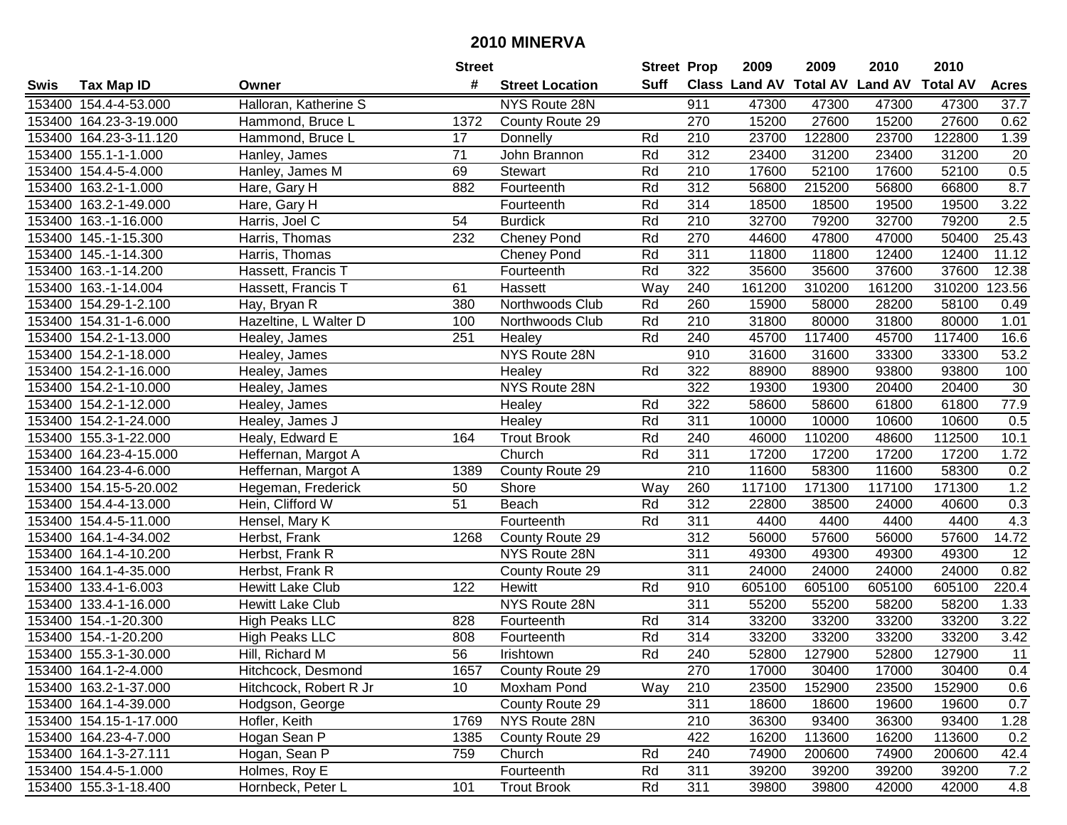# 2010 MINERVA

| Swis | Tax Map ID | Owner | Street # | Street Location | Street Suff | Prop Class | 2009 Land AV | 2009 Total AV | 2010 Land AV | 2010 Total AV | Acres |
|---|---|---|---|---|---|---|---|---|---|---|---|
| 153400 | 154.4-4-53.000 | Halloran, Katherine S | | NYS Route 28N | | 911 | 47300 | 47300 | 47300 | 47300 | 37.7 |
| 153400 | 164.23-3-19.000 | Hammond, Bruce L | 1372 | County Route 29 | | 270 | 15200 | 27600 | 15200 | 27600 | 0.62 |
| 153400 | 164.23-3-11.120 | Hammond, Bruce L | 17 | Donnelly | Rd | 210 | 23700 | 122800 | 23700 | 122800 | 1.39 |
| 153400 | 155.1-1-1.000 | Hanley, James | 71 | John Brannon | Rd | 312 | 23400 | 31200 | 23400 | 31200 | 20 |
| 153400 | 154.4-5-4.000 | Hanley, James M | 69 | Stewart | Rd | 210 | 17600 | 52100 | 17600 | 52100 | 0.5 |
| 153400 | 163.2-1-1.000 | Hare, Gary H | 882 | Fourteenth | Rd | 312 | 56800 | 215200 | 56800 | 66800 | 8.7 |
| 153400 | 163.2-1-49.000 | Hare, Gary H | | Fourteenth | Rd | 314 | 18500 | 18500 | 19500 | 19500 | 3.22 |
| 153400 | 163.-1-16.000 | Harris, Joel C | 54 | Burdick | Rd | 210 | 32700 | 79200 | 32700 | 79200 | 2.5 |
| 153400 | 145.-1-15.300 | Harris, Thomas | 232 | Cheney Pond | Rd | 270 | 44600 | 47800 | 47000 | 50400 | 25.43 |
| 153400 | 145.-1-14.300 | Harris, Thomas | | Cheney Pond | Rd | 311 | 11800 | 11800 | 12400 | 12400 | 11.12 |
| 153400 | 163.-1-14.200 | Hassett, Francis T | | Fourteenth | Rd | 322 | 35600 | 35600 | 37600 | 37600 | 12.38 |
| 153400 | 163.-1-14.004 | Hassett, Francis T | 61 | Hassett | Way | 240 | 161200 | 310200 | 161200 | 310200 | 123.56 |
| 153400 | 154.29-1-2.100 | Hay, Bryan R | 380 | Northwoods Club | Rd | 260 | 15900 | 58000 | 28200 | 58100 | 0.49 |
| 153400 | 154.31-1-6.000 | Hazeltine, L Walter D | 100 | Northwoods Club | Rd | 210 | 31800 | 80000 | 31800 | 80000 | 1.01 |
| 153400 | 154.2-1-13.000 | Healey, James | 251 | Healey | Rd | 240 | 45700 | 117400 | 45700 | 117400 | 16.6 |
| 153400 | 154.2-1-18.000 | Healey, James | | NYS Route 28N | | 910 | 31600 | 31600 | 33300 | 33300 | 53.2 |
| 153400 | 154.2-1-16.000 | Healey, James | | Healey | Rd | 322 | 88900 | 88900 | 93800 | 93800 | 100 |
| 153400 | 154.2-1-10.000 | Healey, James | | NYS Route 28N | | 322 | 19300 | 19300 | 20400 | 20400 | 30 |
| 153400 | 154.2-1-12.000 | Healey, James | | Healey | Rd | 322 | 58600 | 58600 | 61800 | 61800 | 77.9 |
| 153400 | 154.2-1-24.000 | Healey, James J | | Healey | Rd | 311 | 10000 | 10000 | 10600 | 10600 | 0.5 |
| 153400 | 155.3-1-22.000 | Healy, Edward E | 164 | Trout Brook | Rd | 240 | 46000 | 110200 | 48600 | 112500 | 10.1 |
| 153400 | 164.23-4-15.000 | Heffernan, Margot A | | Church | Rd | 311 | 17200 | 17200 | 17200 | 17200 | 1.72 |
| 153400 | 164.23-4-6.000 | Heffernan, Margot A | 1389 | County Route 29 | | 210 | 11600 | 58300 | 11600 | 58300 | 0.2 |
| 153400 | 154.15-5-20.002 | Hegeman, Frederick | 50 | Shore | Way | 260 | 117100 | 171300 | 117100 | 171300 | 1.2 |
| 153400 | 154.4-4-13.000 | Hein, Clifford W | 51 | Beach | Rd | 312 | 22800 | 38500 | 24000 | 40600 | 0.3 |
| 153400 | 154.4-5-11.000 | Hensel, Mary K | | Fourteenth | Rd | 311 | 4400 | 4400 | 4400 | 4400 | 4.3 |
| 153400 | 164.1-4-34.002 | Herbst, Frank | 1268 | County Route 29 | | 312 | 56000 | 57600 | 56000 | 57600 | 14.72 |
| 153400 | 164.1-4-10.200 | Herbst, Frank R | | NYS Route 28N | | 311 | 49300 | 49300 | 49300 | 49300 | 12 |
| 153400 | 164.1-4-35.000 | Herbst, Frank R | | County Route 29 | | 311 | 24000 | 24000 | 24000 | 24000 | 0.82 |
| 153400 | 133.4-1-6.003 | Hewitt Lake Club | 122 | Hewitt | Rd | 910 | 605100 | 605100 | 605100 | 605100 | 220.4 |
| 153400 | 133.4-1-16.000 | Hewitt Lake Club | | NYS Route 28N | | 311 | 55200 | 55200 | 58200 | 58200 | 1.33 |
| 153400 | 154.-1-20.300 | High Peaks LLC | 828 | Fourteenth | Rd | 314 | 33200 | 33200 | 33200 | 33200 | 3.22 |
| 153400 | 154.-1-20.200 | High Peaks LLC | 808 | Fourteenth | Rd | 314 | 33200 | 33200 | 33200 | 33200 | 3.42 |
| 153400 | 155.3-1-30.000 | Hill, Richard M | 56 | Irishtown | Rd | 240 | 52800 | 127900 | 52800 | 127900 | 11 |
| 153400 | 164.1-2-4.000 | Hitchcock, Desmond | 1657 | County Route 29 | | 270 | 17000 | 30400 | 17000 | 30400 | 0.4 |
| 153400 | 163.2-1-37.000 | Hitchcock, Robert R Jr | 10 | Moxham Pond | Way | 210 | 23500 | 152900 | 23500 | 152900 | 0.6 |
| 153400 | 164.1-4-39.000 | Hodgson, George | | County Route 29 | | 311 | 18600 | 18600 | 19600 | 19600 | 0.7 |
| 153400 | 154.15-1-17.000 | Hofler, Keith | 1769 | NYS Route 28N | | 210 | 36300 | 93400 | 36300 | 93400 | 1.28 |
| 153400 | 164.23-4-7.000 | Hogan Sean P | 1385 | County Route 29 | | 422 | 16200 | 113600 | 16200 | 113600 | 0.2 |
| 153400 | 164.1-3-27.111 | Hogan, Sean P | 759 | Church | Rd | 240 | 74900 | 200600 | 74900 | 200600 | 42.4 |
| 153400 | 154.4-5-1.000 | Holmes, Roy E | | Fourteenth | Rd | 311 | 39200 | 39200 | 39200 | 39200 | 7.2 |
| 153400 | 155.3-1-18.400 | Hornbeck, Peter L | 101 | Trout Brook | Rd | 311 | 39800 | 39800 | 42000 | 42000 | 4.8 |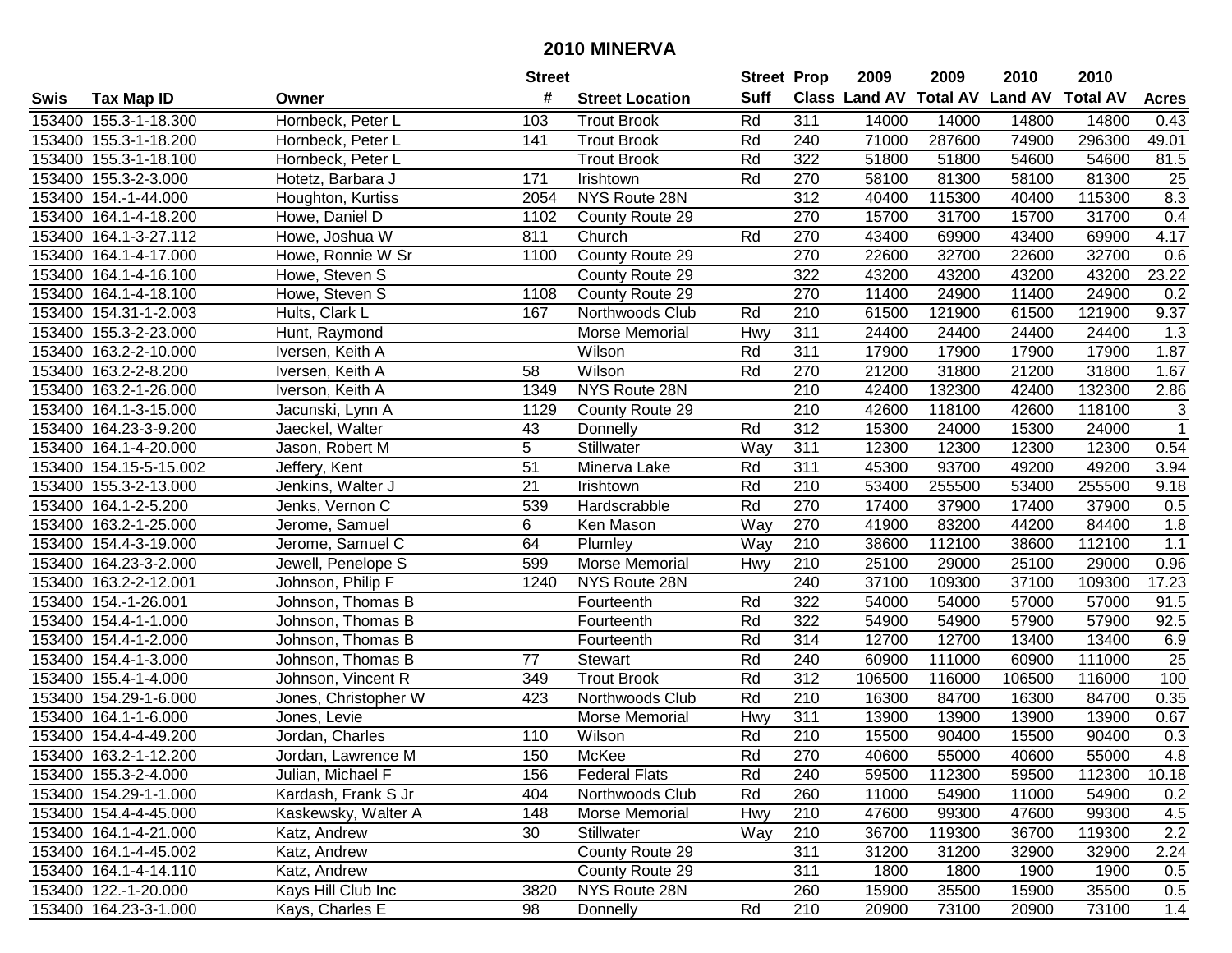# 2010 MINERVA

| Swis | Tax Map ID | Owner | Street # | Street Location | Street Suff | Prop Class | 2009 Land AV | 2009 Total AV | 2010 Land AV | 2010 Total AV | Acres |
|---|---|---|---|---|---|---|---|---|---|---|---|
| 153400 | 155.3-1-18.300 | Hornbeck, Peter L | 103 | Trout Brook | Rd | 311 | 14000 | 14000 | 14800 | 14800 | 0.43 |
| 153400 | 155.3-1-18.200 | Hornbeck, Peter L | 141 | Trout Brook | Rd | 240 | 71000 | 287600 | 74900 | 296300 | 49.01 |
| 153400 | 155.3-1-18.100 | Hornbeck, Peter L | | Trout Brook | Rd | 322 | 51800 | 51800 | 54600 | 54600 | 81.5 |
| 153400 | 155.3-2-3.000 | Hotetz, Barbara J | 171 | Irishtown | Rd | 270 | 58100 | 81300 | 58100 | 81300 | 25 |
| 153400 | 154.-1-44.000 | Houghton, Kurtiss | 2054 | NYS Route 28N | | 312 | 40400 | 115300 | 40400 | 115300 | 8.3 |
| 153400 | 164.1-4-18.200 | Howe, Daniel D | 1102 | County Route 29 | | 270 | 15700 | 31700 | 15700 | 31700 | 0.4 |
| 153400 | 164.1-3-27.112 | Howe, Joshua W | 811 | Church | Rd | 270 | 43400 | 69900 | 43400 | 69900 | 4.17 |
| 153400 | 164.1-4-17.000 | Howe, Ronnie W Sr | 1100 | County Route 29 | | 270 | 22600 | 32700 | 22600 | 32700 | 0.6 |
| 153400 | 164.1-4-16.100 | Howe, Steven S | | County Route 29 | | 322 | 43200 | 43200 | 43200 | 43200 | 23.22 |
| 153400 | 164.1-4-18.100 | Howe, Steven S | 1108 | County Route 29 | | 270 | 11400 | 24900 | 11400 | 24900 | 0.2 |
| 153400 | 154.31-1-2.003 | Hults, Clark L | 167 | Northwoods Club | Rd | 210 | 61500 | 121900 | 61500 | 121900 | 9.37 |
| 153400 | 155.3-2-23.000 | Hunt, Raymond | | Morse Memorial | Hwy | 311 | 24400 | 24400 | 24400 | 24400 | 1.3 |
| 153400 | 163.2-2-10.000 | Iversen, Keith A | | Wilson | Rd | 311 | 17900 | 17900 | 17900 | 17900 | 1.87 |
| 153400 | 163.2-2-8.200 | Iversen, Keith A | 58 | Wilson | Rd | 270 | 21200 | 31800 | 21200 | 31800 | 1.67 |
| 153400 | 163.2-1-26.000 | Iverson, Keith A | 1349 | NYS Route 28N | | 210 | 42400 | 132300 | 42400 | 132300 | 2.86 |
| 153400 | 164.1-3-15.000 | Jacunski, Lynn A | 1129 | County Route 29 | | 210 | 42600 | 118100 | 42600 | 118100 | 3 |
| 153400 | 164.23-3-9.200 | Jaeckel, Walter | 43 | Donnelly | Rd | 312 | 15300 | 24000 | 15300 | 24000 | 1 |
| 153400 | 164.1-4-20.000 | Jason, Robert M | 5 | Stillwater | Way | 311 | 12300 | 12300 | 12300 | 12300 | 0.54 |
| 153400 | 154.15-5-15.002 | Jeffery, Kent | 51 | Minerva Lake | Rd | 311 | 45300 | 93700 | 49200 | 49200 | 3.94 |
| 153400 | 155.3-2-13.000 | Jenkins, Walter J | 21 | Irishtown | Rd | 210 | 53400 | 255500 | 53400 | 255500 | 9.18 |
| 153400 | 164.1-2-5.200 | Jenks, Vernon C | 539 | Hardscrabble | Rd | 270 | 17400 | 37900 | 17400 | 37900 | 0.5 |
| 153400 | 163.2-1-25.000 | Jerome, Samuel | 6 | Ken Mason | Way | 270 | 41900 | 83200 | 44200 | 84400 | 1.8 |
| 153400 | 154.4-3-19.000 | Jerome, Samuel C | 64 | Plumley | Way | 210 | 38600 | 112100 | 38600 | 112100 | 1.1 |
| 153400 | 164.23-3-2.000 | Jewell, Penelope S | 599 | Morse Memorial | Hwy | 210 | 25100 | 29000 | 25100 | 29000 | 0.96 |
| 153400 | 163.2-2-12.001 | Johnson, Philip F | 1240 | NYS Route 28N | | 240 | 37100 | 109300 | 37100 | 109300 | 17.23 |
| 153400 | 154.-1-26.001 | Johnson, Thomas B | | Fourteenth | Rd | 322 | 54000 | 54000 | 57000 | 57000 | 91.5 |
| 153400 | 154.4-1-1.000 | Johnson, Thomas B | | Fourteenth | Rd | 322 | 54900 | 54900 | 57900 | 57900 | 92.5 |
| 153400 | 154.4-1-2.000 | Johnson, Thomas B | | Fourteenth | Rd | 314 | 12700 | 12700 | 13400 | 13400 | 6.9 |
| 153400 | 154.4-1-3.000 | Johnson, Thomas B | 77 | Stewart | Rd | 240 | 60900 | 111000 | 60900 | 111000 | 25 |
| 153400 | 155.4-1-4.000 | Johnson, Vincent R | 349 | Trout Brook | Rd | 312 | 106500 | 116000 | 106500 | 116000 | 100 |
| 153400 | 154.29-1-6.000 | Jones, Christopher W | 423 | Northwoods Club | Rd | 210 | 16300 | 84700 | 16300 | 84700 | 0.35 |
| 153400 | 164.1-1-6.000 | Jones, Levie | | Morse Memorial | Hwy | 311 | 13900 | 13900 | 13900 | 13900 | 0.67 |
| 153400 | 154.4-4-49.200 | Jordan, Charles | 110 | Wilson | Rd | 210 | 15500 | 90400 | 15500 | 90400 | 0.3 |
| 153400 | 163.2-1-12.200 | Jordan, Lawrence M | 150 | McKee | Rd | 270 | 40600 | 55000 | 40600 | 55000 | 4.8 |
| 153400 | 155.3-2-4.000 | Julian, Michael F | 156 | Federal Flats | Rd | 240 | 59500 | 112300 | 59500 | 112300 | 10.18 |
| 153400 | 154.29-1-1.000 | Kardash, Frank S Jr | 404 | Northwoods Club | Rd | 260 | 11000 | 54900 | 11000 | 54900 | 0.2 |
| 153400 | 154.4-4-45.000 | Kaskewsky, Walter A | 148 | Morse Memorial | Hwy | 210 | 47600 | 99300 | 47600 | 99300 | 4.5 |
| 153400 | 164.1-4-21.000 | Katz, Andrew | 30 | Stillwater | Way | 210 | 36700 | 119300 | 36700 | 119300 | 2.2 |
| 153400 | 164.1-4-45.002 | Katz, Andrew | | County Route 29 | | 311 | 31200 | 31200 | 32900 | 32900 | 2.24 |
| 153400 | 164.1-4-14.110 | Katz, Andrew | | County Route 29 | | 311 | 1800 | 1800 | 1900 | 1900 | 0.5 |
| 153400 | 122.-1-20.000 | Kays Hill Club Inc | 3820 | NYS Route 28N | | 260 | 15900 | 35500 | 15900 | 35500 | 0.5 |
| 153400 | 164.23-3-1.000 | Kays, Charles E | 98 | Donnelly | Rd | 210 | 20900 | 73100 | 20900 | 73100 | 1.4 |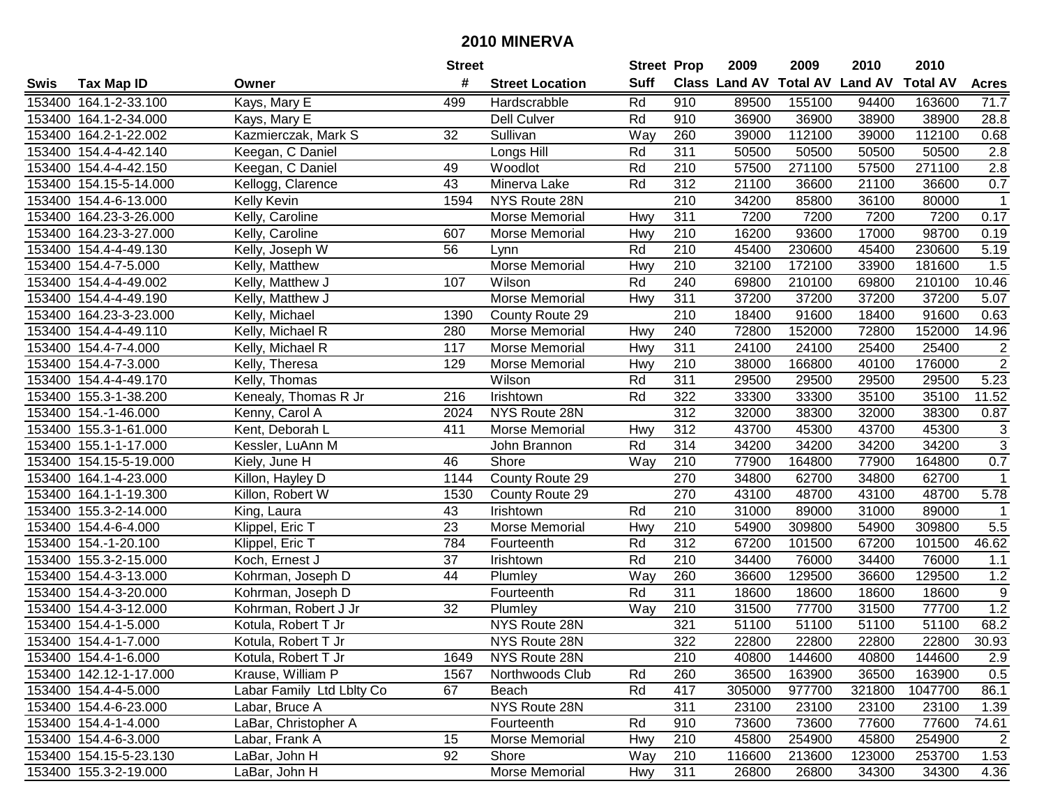# 2010 MINERVA

| Swis | Tax Map ID | Owner | Street # | Street Location | Street Suff | Prop Class | 2009 Land AV | 2009 Total AV | 2010 Land AV | 2010 Total AV | Acres |
|---|---|---|---|---|---|---|---|---|---|---|---|
| 153400 | 164.1-2-33.100 | Kays, Mary E | 499 | Hardscrabble | Rd | 910 | 89500 | 155100 | 94400 | 163600 | 71.7 |
| 153400 | 164.1-2-34.000 | Kays, Mary E | | Dell Culver | Rd | 910 | 36900 | 36900 | 38900 | 38900 | 28.8 |
| 153400 | 164.2-1-22.002 | Kazmierczak, Mark S | 32 | Sullivan | Way | 260 | 39000 | 112100 | 39000 | 112100 | 0.68 |
| 153400 | 154.4-4-42.140 | Keegan, C Daniel | | Longs Hill | Rd | 311 | 50500 | 50500 | 50500 | 50500 | 2.8 |
| 153400 | 154.4-4-42.150 | Keegan, C Daniel | 49 | Woodlot | Rd | 210 | 57500 | 271100 | 57500 | 271100 | 2.8 |
| 153400 | 154.15-5-14.000 | Kellogg, Clarence | 43 | Minerva Lake | Rd | 312 | 21100 | 36600 | 21100 | 36600 | 0.7 |
| 153400 | 154.4-6-13.000 | Kelly Kevin | 1594 | NYS Route 28N | | 210 | 34200 | 85800 | 36100 | 80000 | 1 |
| 153400 | 164.23-3-26.000 | Kelly, Caroline | | Morse Memorial | Hwy | 311 | 7200 | 7200 | 7200 | 7200 | 0.17 |
| 153400 | 164.23-3-27.000 | Kelly, Caroline | 607 | Morse Memorial | Hwy | 210 | 16200 | 93600 | 17000 | 98700 | 0.19 |
| 153400 | 154.4-4-49.130 | Kelly, Joseph W | 56 | Lynn | Rd | 210 | 45400 | 230600 | 45400 | 230600 | 5.19 |
| 153400 | 154.4-7-5.000 | Kelly, Matthew | | Morse Memorial | Hwy | 210 | 32100 | 172100 | 33900 | 181600 | 1.5 |
| 153400 | 154.4-4-49.002 | Kelly, Matthew J | 107 | Wilson | Rd | 240 | 69800 | 210100 | 69800 | 210100 | 10.46 |
| 153400 | 154.4-4-49.190 | Kelly, Matthew J | | Morse Memorial | Hwy | 311 | 37200 | 37200 | 37200 | 37200 | 5.07 |
| 153400 | 164.23-3-23.000 | Kelly, Michael | 1390 | County Route 29 | | 210 | 18400 | 91600 | 18400 | 91600 | 0.63 |
| 153400 | 154.4-4-49.110 | Kelly, Michael R | 280 | Morse Memorial | Hwy | 240 | 72800 | 152000 | 72800 | 152000 | 14.96 |
| 153400 | 154.4-7-4.000 | Kelly, Michael R | 117 | Morse Memorial | Hwy | 311 | 24100 | 24100 | 25400 | 25400 | 2 |
| 153400 | 154.4-7-3.000 | Kelly, Theresa | 129 | Morse Memorial | Hwy | 210 | 38000 | 166800 | 40100 | 176000 | 2 |
| 153400 | 154.4-4-49.170 | Kelly, Thomas | | Wilson | Rd | 311 | 29500 | 29500 | 29500 | 29500 | 5.23 |
| 153400 | 155.3-1-38.200 | Kenealy, Thomas R Jr | 216 | Irishtown | Rd | 322 | 33300 | 33300 | 35100 | 35100 | 11.52 |
| 153400 | 154.-1-46.000 | Kenny, Carol A | 2024 | NYS Route 28N | | 312 | 32000 | 38300 | 32000 | 38300 | 0.87 |
| 153400 | 155.3-1-61.000 | Kent, Deborah L | 411 | Morse Memorial | Hwy | 312 | 43700 | 45300 | 43700 | 45300 | 3 |
| 153400 | 155.1-1-17.000 | Kessler, LuAnn M | | John Brannon | Rd | 314 | 34200 | 34200 | 34200 | 34200 | 3 |
| 153400 | 154.15-5-19.000 | Kiely, June H | 46 | Shore | Way | 210 | 77900 | 164800 | 77900 | 164800 | 0.7 |
| 153400 | 164.1-4-23.000 | Killon, Hayley D | 1144 | County Route 29 | | 270 | 34800 | 62700 | 34800 | 62700 | 1 |
| 153400 | 164.1-1-19.300 | Killon, Robert W | 1530 | County Route 29 | | 270 | 43100 | 48700 | 43100 | 48700 | 5.78 |
| 153400 | 155.3-2-14.000 | King, Laura | 43 | Irishtown | Rd | 210 | 31000 | 89000 | 31000 | 89000 | 1 |
| 153400 | 154.4-6-4.000 | Klippel, Eric T | 23 | Morse Memorial | Hwy | 210 | 54900 | 309800 | 54900 | 309800 | 5.5 |
| 153400 | 154.-1-20.100 | Klippel, Eric T | 784 | Fourteenth | Rd | 312 | 67200 | 101500 | 67200 | 101500 | 46.62 |
| 153400 | 155.3-2-15.000 | Koch, Ernest J | 37 | Irishtown | Rd | 210 | 34400 | 76000 | 34400 | 76000 | 1.1 |
| 153400 | 154.4-3-13.000 | Kohrman, Joseph D | 44 | Plumley | Way | 260 | 36600 | 129500 | 36600 | 129500 | 1.2 |
| 153400 | 154.4-3-20.000 | Kohrman, Joseph D | | Fourteenth | Rd | 311 | 18600 | 18600 | 18600 | 18600 | 9 |
| 153400 | 154.4-3-12.000 | Kohrman, Robert J Jr | 32 | Plumley | Way | 210 | 31500 | 77700 | 31500 | 77700 | 1.2 |
| 153400 | 154.4-1-5.000 | Kotula, Robert T Jr | | NYS Route 28N | | 321 | 51100 | 51100 | 51100 | 51100 | 68.2 |
| 153400 | 154.4-1-7.000 | Kotula, Robert T Jr | | NYS Route 28N | | 322 | 22800 | 22800 | 22800 | 22800 | 30.93 |
| 153400 | 154.4-1-6.000 | Kotula, Robert T Jr | 1649 | NYS Route 28N | | 210 | 40800 | 144600 | 40800 | 144600 | 2.9 |
| 153400 | 142.12-1-17.000 | Krause, William P | 1567 | Northwoods Club | Rd | 260 | 36500 | 163900 | 36500 | 163900 | 0.5 |
| 153400 | 154.4-4-5.000 | Labar Family Ltd Lblty Co | 67 | Beach | Rd | 417 | 305000 | 977700 | 321800 | 1047700 | 86.1 |
| 153400 | 154.4-6-23.000 | Labar, Bruce A | | NYS Route 28N | | 311 | 23100 | 23100 | 23100 | 23100 | 1.39 |
| 153400 | 154.4-1-4.000 | LaBar, Christopher A | | Fourteenth | Rd | 910 | 73600 | 73600 | 77600 | 77600 | 74.61 |
| 153400 | 154.4-6-3.000 | Labar, Frank A | 15 | Morse Memorial | Hwy | 210 | 45800 | 254900 | 45800 | 254900 | 2 |
| 153400 | 154.15-5-23.130 | LaBar, John H | 92 | Shore | Way | 210 | 116600 | 213600 | 123000 | 253700 | 1.53 |
| 153400 | 155.3-2-19.000 | LaBar, John H | | Morse Memorial | Hwy | 311 | 26800 | 26800 | 34300 | 34300 | 4.36 |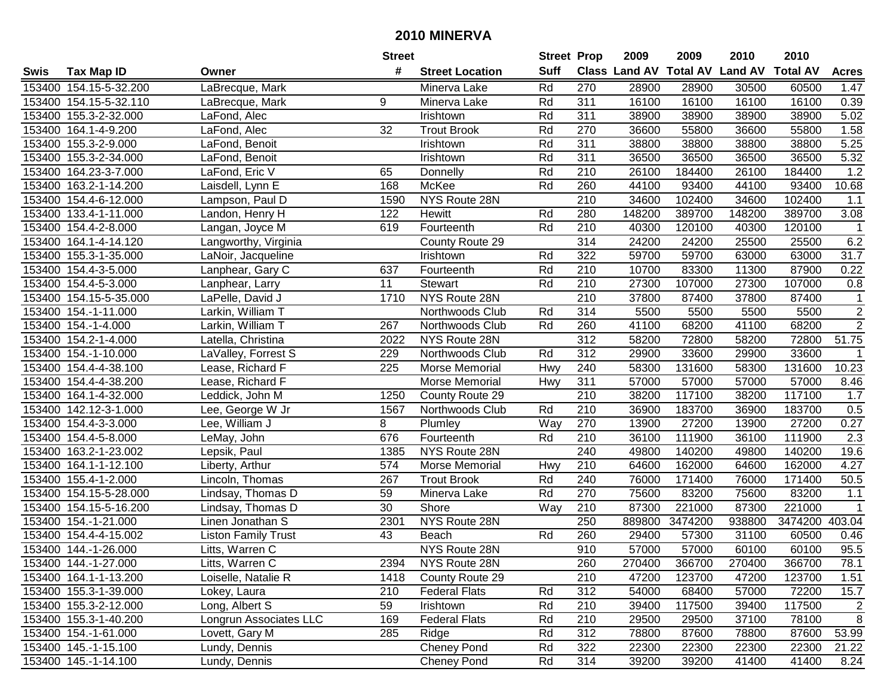# 2010 MINERVA

| Swis | Tax Map ID | Owner | Street # | Street Location | Street Suff | Prop Class | 2009 Land AV | 2009 Total AV | 2010 Land AV | 2010 Total AV | Acres |
|---|---|---|---|---|---|---|---|---|---|---|---|
| 153400 | 154.15-5-32.200 | LaBrecque, Mark | | Minerva Lake | Rd | 270 | 28900 | 28900 | 30500 | 60500 | 1.47 |
| 153400 | 154.15-5-32.110 | LaBrecque, Mark | 9 | Minerva Lake | Rd | 311 | 16100 | 16100 | 16100 | 16100 | 0.39 |
| 153400 | 155.3-2-32.000 | LaFond, Alec | | Irishtown | Rd | 311 | 38900 | 38900 | 38900 | 38900 | 5.02 |
| 153400 | 164.1-4-9.200 | LaFond, Alec | 32 | Trout Brook | Rd | 270 | 36600 | 55800 | 36600 | 55800 | 1.58 |
| 153400 | 155.3-2-9.000 | LaFond, Benoit | | Irishtown | Rd | 311 | 38800 | 38800 | 38800 | 38800 | 5.25 |
| 153400 | 155.3-2-34.000 | LaFond, Benoit | | Irishtown | Rd | 311 | 36500 | 36500 | 36500 | 36500 | 5.32 |
| 153400 | 164.23-3-7.000 | LaFond, Eric V | 65 | Donnelly | Rd | 210 | 26100 | 184400 | 26100 | 184400 | 1.2 |
| 153400 | 163.2-1-14.200 | Laisdell, Lynn E | 168 | McKee | Rd | 260 | 44100 | 93400 | 44100 | 93400 | 10.68 |
| 153400 | 154.4-6-12.000 | Lampson, Paul D | 1590 | NYS Route 28N | | 210 | 34600 | 102400 | 34600 | 102400 | 1.1 |
| 153400 | 133.4-1-11.000 | Landon, Henry H | 122 | Hewitt | Rd | 280 | 148200 | 389700 | 148200 | 389700 | 3.08 |
| 153400 | 154.4-2-8.000 | Langan, Joyce M | 619 | Fourteenth | Rd | 210 | 40300 | 120100 | 40300 | 120100 | 1 |
| 153400 | 164.1-4-14.120 | Langworthy, Virginia | | County Route 29 | | 314 | 24200 | 24200 | 25500 | 25500 | 6.2 |
| 153400 | 155.3-1-35.000 | LaNoir, Jacqueline | | Irishtown | Rd | 322 | 59700 | 59700 | 63000 | 63000 | 31.7 |
| 153400 | 154.4-3-5.000 | Lanphear, Gary C | 637 | Fourteenth | Rd | 210 | 10700 | 83300 | 11300 | 87900 | 0.22 |
| 153400 | 154.4-5-3.000 | Lanphear, Larry | 11 | Stewart | Rd | 210 | 27300 | 107000 | 27300 | 107000 | 0.8 |
| 153400 | 154.15-5-35.000 | LaPelle, David J | 1710 | NYS Route 28N | | 210 | 37800 | 87400 | 37800 | 87400 | 1 |
| 153400 | 154.-1-11.000 | Larkin, William T | | Northwoods Club | Rd | 314 | 5500 | 5500 | 5500 | 5500 | 2 |
| 153400 | 154.-1-4.000 | Larkin, William T | 267 | Northwoods Club | Rd | 260 | 41100 | 68200 | 41100 | 68200 | 2 |
| 153400 | 154.2-1-4.000 | Latella, Christina | 2022 | NYS Route 28N | | 312 | 58200 | 72800 | 58200 | 72800 | 51.75 |
| 153400 | 154.-1-10.000 | LaValley, Forrest S | 229 | Northwoods Club | Rd | 312 | 29900 | 33600 | 29900 | 33600 | 1 |
| 153400 | 154.4-4-38.100 | Lease, Richard F | 225 | Morse Memorial | Hwy | 240 | 58300 | 131600 | 58300 | 131600 | 10.23 |
| 153400 | 154.4-4-38.200 | Lease, Richard F | | Morse Memorial | Hwy | 311 | 57000 | 57000 | 57000 | 57000 | 8.46 |
| 153400 | 164.1-4-32.000 | Leddick, John M | 1250 | County Route 29 | | 210 | 38200 | 117100 | 38200 | 117100 | 1.7 |
| 153400 | 142.12-3-1.000 | Lee, George W Jr | 1567 | Northwoods Club | Rd | 210 | 36900 | 183700 | 36900 | 183700 | 0.5 |
| 153400 | 154.4-3-3.000 | Lee, William J | 8 | Plumley | Way | 270 | 13900 | 27200 | 13900 | 27200 | 0.27 |
| 153400 | 154.4-5-8.000 | LeMay, John | 676 | Fourteenth | Rd | 210 | 36100 | 111900 | 36100 | 111900 | 2.3 |
| 153400 | 163.2-1-23.002 | Lepsik, Paul | 1385 | NYS Route 28N | | 240 | 49800 | 140200 | 49800 | 140200 | 19.6 |
| 153400 | 164.1-1-12.100 | Liberty, Arthur | 574 | Morse Memorial | Hwy | 210 | 64600 | 162000 | 64600 | 162000 | 4.27 |
| 153400 | 155.4-1-2.000 | Lincoln, Thomas | 267 | Trout Brook | Rd | 240 | 76000 | 171400 | 76000 | 171400 | 50.5 |
| 153400 | 154.15-5-28.000 | Lindsay, Thomas D | 59 | Minerva Lake | Rd | 270 | 75600 | 83200 | 75600 | 83200 | 1.1 |
| 153400 | 154.15-5-16.200 | Lindsay, Thomas D | 30 | Shore | Way | 210 | 87300 | 221000 | 87300 | 221000 | 1 |
| 153400 | 154.-1-21.000 | Linen Jonathan S | 2301 | NYS Route 28N | | 250 | 889800 | 3474200 | 938800 | 3474200 | 403.04 |
| 153400 | 154.4-4-15.002 | Liston Family Trust | 43 | Beach | Rd | 260 | 29400 | 57300 | 31100 | 60500 | 0.46 |
| 153400 | 144.-1-26.000 | Litts, Warren C | | NYS Route 28N | | 910 | 57000 | 57000 | 60100 | 60100 | 95.5 |
| 153400 | 144.-1-27.000 | Litts, Warren C | 2394 | NYS Route 28N | | 260 | 270400 | 366700 | 270400 | 366700 | 78.1 |
| 153400 | 164.1-1-13.200 | Loiselle, Natalie R | 1418 | County Route 29 | | 210 | 47200 | 123700 | 47200 | 123700 | 1.51 |
| 153400 | 155.3-1-39.000 | Lokey, Laura | 210 | Federal Flats | Rd | 312 | 54000 | 68400 | 57000 | 72200 | 15.7 |
| 153400 | 155.3-2-12.000 | Long, Albert S | 59 | Irishtown | Rd | 210 | 39400 | 117500 | 39400 | 117500 | 2 |
| 153400 | 155.3-1-40.200 | Longrun Associates LLC | 169 | Federal Flats | Rd | 210 | 29500 | 29500 | 37100 | 78100 | 8 |
| 153400 | 154.-1-61.000 | Lovett, Gary M | 285 | Ridge | Rd | 312 | 78800 | 87600 | 78800 | 87600 | 53.99 |
| 153400 | 145.-1-15.100 | Lundy, Dennis | | Cheney Pond | Rd | 322 | 22300 | 22300 | 22300 | 22300 | 21.22 |
| 153400 | 145.-1-14.100 | Lundy, Dennis | | Cheney Pond | Rd | 314 | 39200 | 39200 | 41400 | 41400 | 8.24 |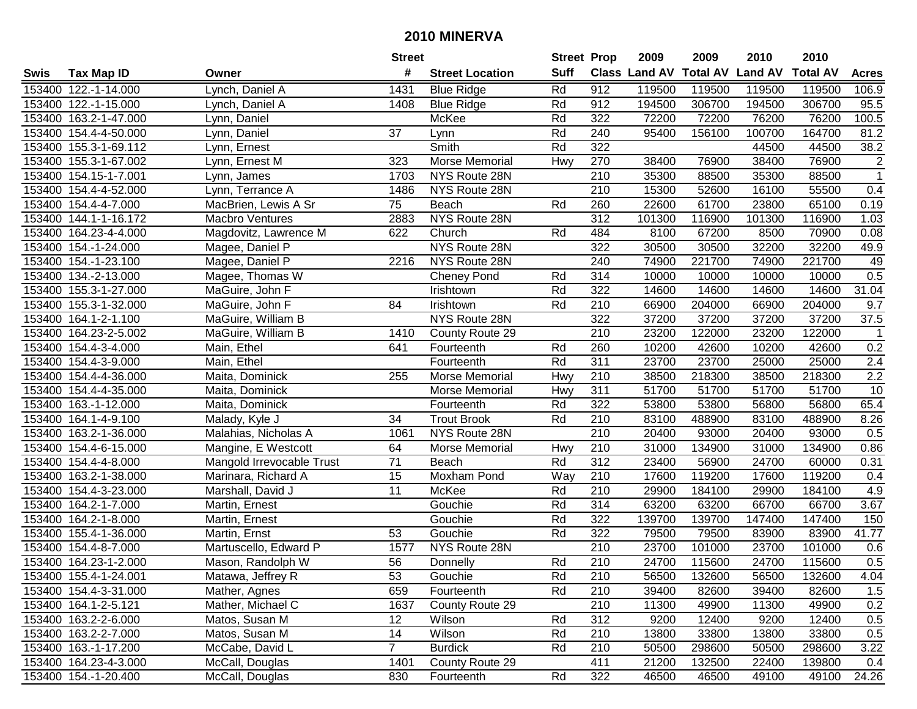# 2010 MINERVA

| Swis | Tax Map ID | Owner | Street # | Street Location | Street Suff | Prop Class | 2009 Land AV | 2009 Total AV | 2010 Land AV | 2010 Total AV | Acres |
|---|---|---|---|---|---|---|---|---|---|---|---|
| 153400 | 122.-1-14.000 | Lynch, Daniel A | 1431 | Blue Ridge | Rd | 912 | 119500 | 119500 | 119500 | 119500 | 106.9 |
| 153400 | 122.-1-15.000 | Lynch, Daniel A | 1408 | Blue Ridge | Rd | 912 | 194500 | 306700 | 194500 | 306700 | 95.5 |
| 153400 | 163.2-1-47.000 | Lynn, Daniel | | McKee | Rd | 322 | 72200 | 72200 | 76200 | 76200 | 100.5 |
| 153400 | 154.4-4-50.000 | Lynn, Daniel | 37 | Lynn | Rd | 240 | 95400 | 156100 | 100700 | 164700 | 81.2 |
| 153400 | 155.3-1-69.112 | Lynn, Ernest | | Smith | Rd | 322 | | | 44500 | 44500 | 38.2 |
| 153400 | 155.3-1-67.002 | Lynn, Ernest M | 323 | Morse Memorial | Hwy | 270 | 38400 | 76900 | 38400 | 76900 | 2 |
| 153400 | 154.15-1-7.001 | Lynn, James | 1703 | NYS Route 28N | | 210 | 35300 | 88500 | 35300 | 88500 | 1 |
| 153400 | 154.4-4-52.000 | Lynn, Terrance A | 1486 | NYS Route 28N | | 210 | 15300 | 52600 | 16100 | 55500 | 0.4 |
| 153400 | 154.4-4-7.000 | MacBrien, Lewis A Sr | 75 | Beach | Rd | 260 | 22600 | 61700 | 23800 | 65100 | 0.19 |
| 153400 | 144.1-1-16.172 | Macbro Ventures | 2883 | NYS Route 28N | | 312 | 101300 | 116900 | 101300 | 116900 | 1.03 |
| 153400 | 164.23-4-4.000 | Magdovitz, Lawrence M | 622 | Church | Rd | 484 | 8100 | 67200 | 8500 | 70900 | 0.08 |
| 153400 | 154.-1-24.000 | Magee, Daniel P | | NYS Route 28N | | 322 | 30500 | 30500 | 32200 | 32200 | 49.9 |
| 153400 | 154.-1-23.100 | Magee, Daniel P | 2216 | NYS Route 28N | | 240 | 74900 | 221700 | 74900 | 221700 | 49 |
| 153400 | 134.-2-13.000 | Magee, Thomas W | | Cheney Pond | Rd | 314 | 10000 | 10000 | 10000 | 10000 | 0.5 |
| 153400 | 155.3-1-27.000 | MaGuire, John F | | Irishtown | Rd | 322 | 14600 | 14600 | 14600 | 14600 | 31.04 |
| 153400 | 155.3-1-32.000 | MaGuire, John F | 84 | Irishtown | Rd | 210 | 66900 | 204000 | 66900 | 204000 | 9.7 |
| 153400 | 164.1-2-1.100 | MaGuire, William B | | NYS Route 28N | | 322 | 37200 | 37200 | 37200 | 37200 | 37.5 |
| 153400 | 164.23-2-5.002 | MaGuire, William B | 1410 | County Route 29 | | 210 | 23200 | 122000 | 23200 | 122000 | 1 |
| 153400 | 154.4-3-4.000 | Main, Ethel | 641 | Fourteenth | Rd | 260 | 10200 | 42600 | 10200 | 42600 | 0.2 |
| 153400 | 154.4-3-9.000 | Main, Ethel | | Fourteenth | Rd | 311 | 23700 | 23700 | 25000 | 25000 | 2.4 |
| 153400 | 154.4-4-36.000 | Maita, Dominick | 255 | Morse Memorial | Hwy | 210 | 38500 | 218300 | 38500 | 218300 | 2.2 |
| 153400 | 154.4-4-35.000 | Maita, Dominick | | Morse Memorial | Hwy | 311 | 51700 | 51700 | 51700 | 51700 | 10 |
| 153400 | 163.-1-12.000 | Maita, Dominick | | Fourteenth | Rd | 322 | 53800 | 53800 | 56800 | 56800 | 65.4 |
| 153400 | 164.1-4-9.100 | Malady, Kyle J | 34 | Trout Brook | Rd | 210 | 83100 | 488900 | 83100 | 488900 | 8.26 |
| 153400 | 163.2-1-36.000 | Malahias, Nicholas A | 1061 | NYS Route 28N | | 210 | 20400 | 93000 | 20400 | 93000 | 0.5 |
| 153400 | 154.4-6-15.000 | Mangine, E Westcott | 64 | Morse Memorial | Hwy | 210 | 31000 | 134900 | 31000 | 134900 | 0.86 |
| 153400 | 154.4-4-8.000 | Mangold Irrevocable Trust | 71 | Beach | Rd | 312 | 23400 | 56900 | 24700 | 60000 | 0.31 |
| 153400 | 163.2-1-38.000 | Marinara, Richard A | 15 | Moxham Pond | Way | 210 | 17600 | 119200 | 17600 | 119200 | 0.4 |
| 153400 | 154.4-3-23.000 | Marshall, David J | 11 | McKee | Rd | 210 | 29900 | 184100 | 29900 | 184100 | 4.9 |
| 153400 | 164.2-1-7.000 | Martin, Ernest | | Gouchie | Rd | 314 | 63200 | 63200 | 66700 | 66700 | 3.67 |
| 153400 | 164.2-1-8.000 | Martin, Ernest | | Gouchie | Rd | 322 | 139700 | 139700 | 147400 | 147400 | 150 |
| 153400 | 155.4-1-36.000 | Martin, Ernst | 53 | Gouchie | Rd | 322 | 79500 | 79500 | 83900 | 83900 | 41.77 |
| 153400 | 154.4-8-7.000 | Martuscello, Edward P | 1577 | NYS Route 28N | | 210 | 23700 | 101000 | 23700 | 101000 | 0.6 |
| 153400 | 164.23-1-2.000 | Mason, Randolph W | 56 | Donnelly | Rd | 210 | 24700 | 115600 | 24700 | 115600 | 0.5 |
| 153400 | 155.4-1-24.001 | Matawa, Jeffrey R | 53 | Gouchie | Rd | 210 | 56500 | 132600 | 56500 | 132600 | 4.04 |
| 153400 | 154.4-3-31.000 | Mather, Agnes | 659 | Fourteenth | Rd | 210 | 39400 | 82600 | 39400 | 82600 | 1.5 |
| 153400 | 164.1-2-5.121 | Mather, Michael C | 1637 | County Route 29 | | 210 | 11300 | 49900 | 11300 | 49900 | 0.2 |
| 153400 | 163.2-2-6.000 | Matos, Susan M | 12 | Wilson | Rd | 312 | 9200 | 12400 | 9200 | 12400 | 0.5 |
| 153400 | 163.2-2-7.000 | Matos, Susan M | 14 | Wilson | Rd | 210 | 13800 | 33800 | 13800 | 33800 | 0.5 |
| 153400 | 163.-1-17.200 | McCabe, David L | 7 | Burdick | Rd | 210 | 50500 | 298600 | 50500 | 298600 | 3.22 |
| 153400 | 164.23-4-3.000 | McCall, Douglas | 1401 | County Route 29 | | 411 | 21200 | 132500 | 22400 | 139800 | 0.4 |
| 153400 | 154.-1-20.400 | McCall, Douglas | 830 | Fourteenth | Rd | 322 | 46500 | 46500 | 49100 | 49100 | 24.26 |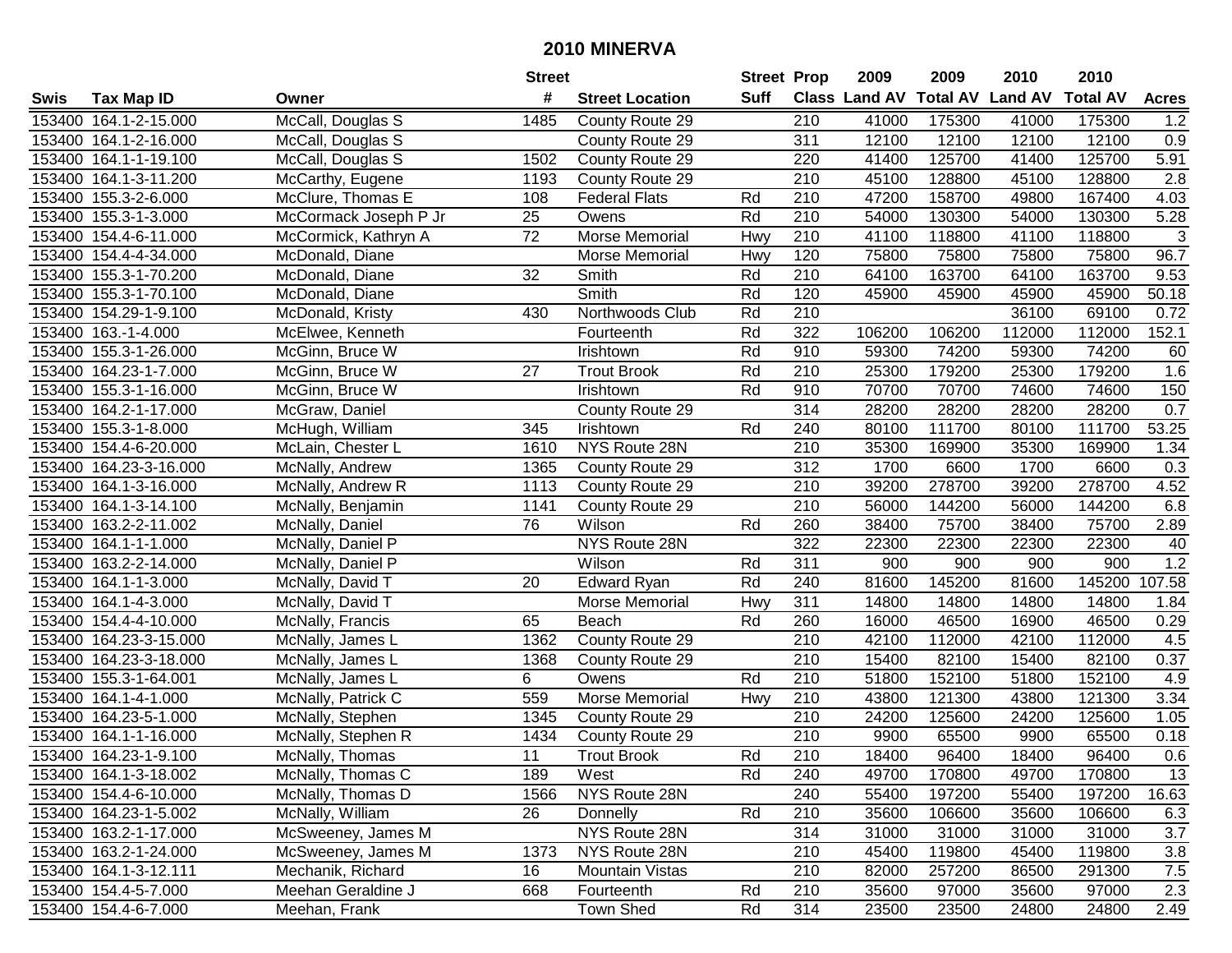# 2010 MINERVA

| Swis | Tax Map ID | Owner | Street # | Street Location | Street Suff | Prop Class | 2009 Land AV | 2009 Total AV | 2010 Land AV | 2010 Total AV | Acres |
|---|---|---|---|---|---|---|---|---|---|---|---|
| 153400 | 164.1-2-15.000 | McCall, Douglas S | 1485 | County Route 29 | | 210 | 41000 | 175300 | 41000 | 175300 | 1.2 |
| 153400 | 164.1-2-16.000 | McCall, Douglas S | | County Route 29 | | 311 | 12100 | 12100 | 12100 | 12100 | 0.9 |
| 153400 | 164.1-1-19.100 | McCall, Douglas S | 1502 | County Route 29 | | 220 | 41400 | 125700 | 41400 | 125700 | 5.91 |
| 153400 | 164.1-3-11.200 | McCarthy, Eugene | 1193 | County Route 29 | | 210 | 45100 | 128800 | 45100 | 128800 | 2.8 |
| 153400 | 155.3-2-6.000 | McClure, Thomas E | 108 | Federal Flats | Rd | 210 | 47200 | 158700 | 49800 | 167400 | 4.03 |
| 153400 | 155.3-1-3.000 | McCormack Joseph P Jr | 25 | Owens | Rd | 210 | 54000 | 130300 | 54000 | 130300 | 5.28 |
| 153400 | 154.4-6-11.000 | McCormick, Kathryn A | 72 | Morse Memorial | Hwy | 210 | 41100 | 118800 | 41100 | 118800 | 3 |
| 153400 | 154.4-4-34.000 | McDonald, Diane | | Morse Memorial | Hwy | 120 | 75800 | 75800 | 75800 | 75800 | 96.7 |
| 153400 | 155.3-1-70.200 | McDonald, Diane | 32 | Smith | Rd | 210 | 64100 | 163700 | 64100 | 163700 | 9.53 |
| 153400 | 155.3-1-70.100 | McDonald, Diane | | Smith | Rd | 120 | 45900 | 45900 | 45900 | 45900 | 50.18 |
| 153400 | 154.29-1-9.100 | McDonald, Kristy | 430 | Northwoods Club | Rd | 210 | | | 36100 | 69100 | 0.72 |
| 153400 | 163.-1-4.000 | McElwee, Kenneth | | Fourteenth | Rd | 322 | 106200 | 106200 | 112000 | 112000 | 152.1 |
| 153400 | 155.3-1-26.000 | McGinn, Bruce W | | Irishtown | Rd | 910 | 59300 | 74200 | 59300 | 74200 | 60 |
| 153400 | 164.23-1-7.000 | McGinn, Bruce W | 27 | Trout Brook | Rd | 210 | 25300 | 179200 | 25300 | 179200 | 1.6 |
| 153400 | 155.3-1-16.000 | McGinn, Bruce W | | Irishtown | Rd | 910 | 70700 | 70700 | 74600 | 74600 | 150 |
| 153400 | 164.2-1-17.000 | McGraw, Daniel | | County Route 29 | | 314 | 28200 | 28200 | 28200 | 28200 | 0.7 |
| 153400 | 155.3-1-8.000 | McHugh, William | 345 | Irishtown | Rd | 240 | 80100 | 111700 | 80100 | 111700 | 53.25 |
| 153400 | 154.4-6-20.000 | McLain, Chester L | 1610 | NYS Route 28N | | 210 | 35300 | 169900 | 35300 | 169900 | 1.34 |
| 153400 | 164.23-3-16.000 | McNally, Andrew | 1365 | County Route 29 | | 312 | 1700 | 6600 | 1700 | 6600 | 0.3 |
| 153400 | 164.1-3-16.000 | McNally, Andrew R | 1113 | County Route 29 | | 210 | 39200 | 278700 | 39200 | 278700 | 4.52 |
| 153400 | 164.1-3-14.100 | McNally, Benjamin | 1141 | County Route 29 | | 210 | 56000 | 144200 | 56000 | 144200 | 6.8 |
| 153400 | 163.2-2-11.002 | McNally, Daniel | 76 | Wilson | Rd | 260 | 38400 | 75700 | 38400 | 75700 | 2.89 |
| 153400 | 164.1-1-1.000 | McNally, Daniel P | | NYS Route 28N | | 322 | 22300 | 22300 | 22300 | 22300 | 40 |
| 153400 | 163.2-2-14.000 | McNally, Daniel P | | Wilson | Rd | 311 | 900 | 900 | 900 | 900 | 1.2 |
| 153400 | 164.1-1-3.000 | McNally, David T | 20 | Edward Ryan | Rd | 240 | 81600 | 145200 | 81600 | 145200 | 107.58 |
| 153400 | 164.1-4-3.000 | McNally, David T | | Morse Memorial | Hwy | 311 | 14800 | 14800 | 14800 | 14800 | 1.84 |
| 153400 | 154.4-4-10.000 | McNally, Francis | 65 | Beach | Rd | 260 | 16000 | 46500 | 16900 | 46500 | 0.29 |
| 153400 | 164.23-3-15.000 | McNally, James L | 1362 | County Route 29 | | 210 | 42100 | 112000 | 42100 | 112000 | 4.5 |
| 153400 | 164.23-3-18.000 | McNally, James L | 1368 | County Route 29 | | 210 | 15400 | 82100 | 15400 | 82100 | 0.37 |
| 153400 | 155.3-1-64.001 | McNally, James L | 6 | Owens | Rd | 210 | 51800 | 152100 | 51800 | 152100 | 4.9 |
| 153400 | 164.1-4-1.000 | McNally, Patrick C | 559 | Morse Memorial | Hwy | 210 | 43800 | 121300 | 43800 | 121300 | 3.34 |
| 153400 | 164.23-5-1.000 | McNally, Stephen | 1345 | County Route 29 | | 210 | 24200 | 125600 | 24200 | 125600 | 1.05 |
| 153400 | 164.1-1-16.000 | McNally, Stephen R | 1434 | County Route 29 | | 210 | 9900 | 65500 | 9900 | 65500 | 0.18 |
| 153400 | 164.23-1-9.100 | McNally, Thomas | 11 | Trout Brook | Rd | 210 | 18400 | 96400 | 18400 | 96400 | 0.6 |
| 153400 | 164.1-3-18.002 | McNally, Thomas C | 189 | West | Rd | 240 | 49700 | 170800 | 49700 | 170800 | 13 |
| 153400 | 154.4-6-10.000 | McNally, Thomas D | 1566 | NYS Route 28N | | 240 | 55400 | 197200 | 55400 | 197200 | 16.63 |
| 153400 | 164.23-1-5.002 | McNally, William | 26 | Donnelly | Rd | 210 | 35600 | 106600 | 35600 | 106600 | 6.3 |
| 153400 | 163.2-1-17.000 | McSweeney, James M | | NYS Route 28N | | 314 | 31000 | 31000 | 31000 | 31000 | 3.7 |
| 153400 | 163.2-1-24.000 | McSweeney, James M | 1373 | NYS Route 28N | | 210 | 45400 | 119800 | 45400 | 119800 | 3.8 |
| 153400 | 164.1-3-12.111 | Mechanik, Richard | 16 | Mountain Vistas | | 210 | 82000 | 257200 | 86500 | 291300 | 7.5 |
| 153400 | 154.4-5-7.000 | Meehan Geraldine J | 668 | Fourteenth | Rd | 210 | 35600 | 97000 | 35600 | 97000 | 2.3 |
| 153400 | 154.4-6-7.000 | Meehan, Frank | | Town Shed | Rd | 314 | 23500 | 23500 | 24800 | 24800 | 2.49 |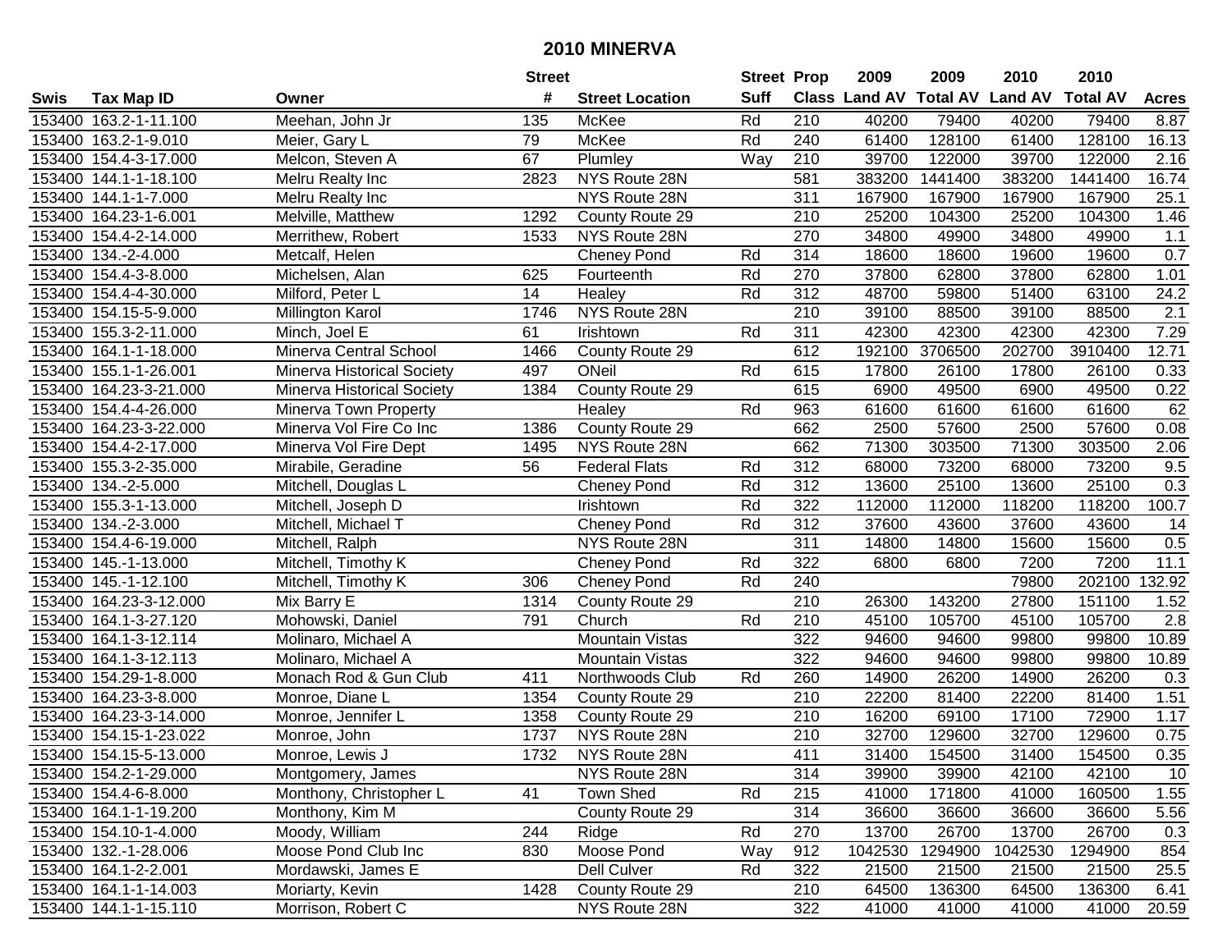# 2010 MINERVA

| Swis | Tax Map ID | Owner | Street # | Street Location | Street Suff | Prop Class | 2009 Land AV | 2009 Total AV | 2010 Land AV | 2010 Total AV | Acres |
|---|---|---|---|---|---|---|---|---|---|---|---|
| 153400 | 163.2-1-11.100 | Meehan, John Jr | 135 | McKee | Rd | 210 | 40200 | 79400 | 40200 | 79400 | 8.87 |
| 153400 | 163.2-1-9.010 | Meier, Gary L | 79 | McKee | Rd | 240 | 61400 | 128100 | 61400 | 128100 | 16.13 |
| 153400 | 154.4-3-17.000 | Melcon, Steven A | 67 | Plumley | Way | 210 | 39700 | 122000 | 39700 | 122000 | 2.16 |
| 153400 | 144.1-1-18.100 | Melru Realty Inc | 2823 | NYS Route 28N | | 581 | 383200 | 1441400 | 383200 | 1441400 | 16.74 |
| 153400 | 144.1-1-7.000 | Melru Realty Inc | | NYS Route 28N | | 311 | 167900 | 167900 | 167900 | 167900 | 25.1 |
| 153400 | 164.23-1-6.001 | Melville, Matthew | 1292 | County Route 29 | | 210 | 25200 | 104300 | 25200 | 104300 | 1.46 |
| 153400 | 154.4-2-14.000 | Merrithew, Robert | 1533 | NYS Route 28N | | 270 | 34800 | 49900 | 34800 | 49900 | 1.1 |
| 153400 | 134.-2-4.000 | Metcalf, Helen | | Cheney Pond | Rd | 314 | 18600 | 18600 | 19600 | 19600 | 0.7 |
| 153400 | 154.4-3-8.000 | Michelsen, Alan | 625 | Fourteenth | Rd | 270 | 37800 | 62800 | 37800 | 62800 | 1.01 |
| 153400 | 154.4-4-30.000 | Milford, Peter L | 14 | Healey | Rd | 312 | 48700 | 59800 | 51400 | 63100 | 24.2 |
| 153400 | 154.15-5-9.000 | Millington Karol | 1746 | NYS Route 28N | | 210 | 39100 | 88500 | 39100 | 88500 | 2.1 |
| 153400 | 155.3-2-11.000 | Minch, Joel E | 61 | Irishtown | Rd | 311 | 42300 | 42300 | 42300 | 42300 | 7.29 |
| 153400 | 164.1-1-18.000 | Minerva Central School | 1466 | County Route 29 | | 612 | 192100 | 3706500 | 202700 | 3910400 | 12.71 |
| 153400 | 155.1-1-26.001 | Minerva Historical Society | 497 | ONeil | Rd | 615 | 17800 | 26100 | 17800 | 26100 | 0.33 |
| 153400 | 164.23-3-21.000 | Minerva Historical Society | 1384 | County Route 29 | | 615 | 6900 | 49500 | 6900 | 49500 | 0.22 |
| 153400 | 154.4-4-26.000 | Minerva Town Property | | Healey | Rd | 963 | 61600 | 61600 | 61600 | 61600 | 62 |
| 153400 | 164.23-3-22.000 | Minerva Vol Fire Co Inc | 1386 | County Route 29 | | 662 | 2500 | 57600 | 2500 | 57600 | 0.08 |
| 153400 | 154.4-2-17.000 | Minerva Vol Fire Dept | 1495 | NYS Route 28N | | 662 | 71300 | 303500 | 71300 | 303500 | 2.06 |
| 153400 | 155.3-2-35.000 | Mirabile, Geradine | 56 | Federal Flats | Rd | 312 | 68000 | 73200 | 68000 | 73200 | 9.5 |
| 153400 | 134.-2-5.000 | Mitchell, Douglas L | | Cheney Pond | Rd | 312 | 13600 | 25100 | 13600 | 25100 | 0.3 |
| 153400 | 155.3-1-13.000 | Mitchell, Joseph D | | Irishtown | Rd | 322 | 112000 | 112000 | 118200 | 118200 | 100.7 |
| 153400 | 134.-2-3.000 | Mitchell, Michael T | | Cheney Pond | Rd | 312 | 37600 | 43600 | 37600 | 43600 | 14 |
| 153400 | 154.4-6-19.000 | Mitchell, Ralph | | NYS Route 28N | | 311 | 14800 | 14800 | 15600 | 15600 | 0.5 |
| 153400 | 145.-1-13.000 | Mitchell, Timothy K | | Cheney Pond | Rd | 322 | 6800 | 6800 | 7200 | 7200 | 11.1 |
| 153400 | 145.-1-12.100 | Mitchell, Timothy K | 306 | Cheney Pond | Rd | 240 | | | 79800 | 202100 | 132.92 |
| 153400 | 164.23-3-12.000 | Mix Barry E | 1314 | County Route 29 | | 210 | 26300 | 143200 | 27800 | 151100 | 1.52 |
| 153400 | 164.1-3-27.120 | Mohowski, Daniel | 791 | Church | Rd | 210 | 45100 | 105700 | 45100 | 105700 | 2.8 |
| 153400 | 164.1-3-12.114 | Molinaro, Michael A | | Mountain Vistas | | 322 | 94600 | 94600 | 99800 | 99800 | 10.89 |
| 153400 | 164.1-3-12.113 | Molinaro, Michael A | | Mountain Vistas | | 322 | 94600 | 94600 | 99800 | 99800 | 10.89 |
| 153400 | 154.29-1-8.000 | Monach Rod & Gun Club | 411 | Northwoods Club | Rd | 260 | 14900 | 26200 | 14900 | 26200 | 0.3 |
| 153400 | 164.23-3-8.000 | Monroe, Diane L | 1354 | County Route 29 | | 210 | 22200 | 81400 | 22200 | 81400 | 1.51 |
| 153400 | 164.23-3-14.000 | Monroe, Jennifer L | 1358 | County Route 29 | | 210 | 16200 | 69100 | 17100 | 72900 | 1.17 |
| 153400 | 154.15-1-23.022 | Monroe, John | 1737 | NYS Route 28N | | 210 | 32700 | 129600 | 32700 | 129600 | 0.75 |
| 153400 | 154.15-5-13.000 | Monroe, Lewis J | 1732 | NYS Route 28N | | 411 | 31400 | 154500 | 31400 | 154500 | 0.35 |
| 153400 | 154.2-1-29.000 | Montgomery, James | | NYS Route 28N | | 314 | 39900 | 39900 | 42100 | 42100 | 10 |
| 153400 | 154.4-6-8.000 | Monthony, Christopher L | 41 | Town Shed | Rd | 215 | 41000 | 171800 | 41000 | 160500 | 1.55 |
| 153400 | 164.1-1-19.200 | Monthony, Kim M | | County Route 29 | | 314 | 36600 | 36600 | 36600 | 36600 | 5.56 |
| 153400 | 154.10-1-4.000 | Moody, William | 244 | Ridge | Rd | 270 | 13700 | 26700 | 13700 | 26700 | 0.3 |
| 153400 | 132.-1-28.006 | Moose Pond Club Inc | 830 | Moose Pond | Way | 912 | 1042530 | 1294900 | 1042530 | 1294900 | 854 |
| 153400 | 164.1-2-2.001 | Mordawski, James E | | Dell Culver | Rd | 322 | 21500 | 21500 | 21500 | 21500 | 25.5 |
| 153400 | 164.1-1-14.003 | Moriarty, Kevin | 1428 | County Route 29 | | 210 | 64500 | 136300 | 64500 | 136300 | 6.41 |
| 153400 | 144.1-1-15.110 | Morrison, Robert C | | NYS Route 28N | | 322 | 41000 | 41000 | 41000 | 41000 | 20.59 |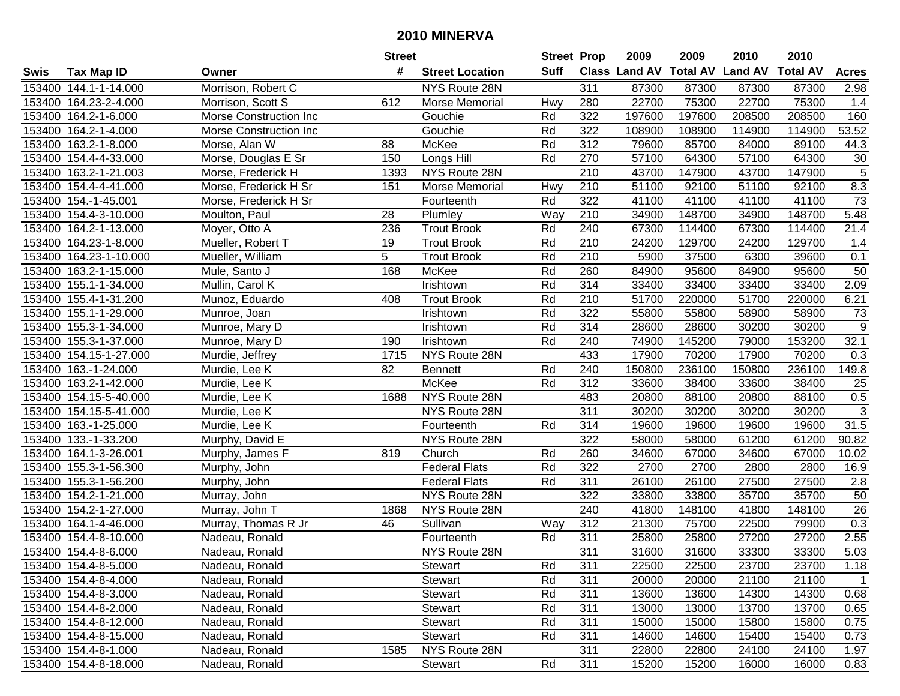# 2010 MINERVA

| Swis | Tax Map ID | Owner | Street # | Street Location | Street Suff | Prop Class | 2009 Land AV | 2009 Total AV | 2010 Land AV | 2010 Total AV | Acres |
|---|---|---|---|---|---|---|---|---|---|---|---|
| 153400 | 144.1-1-14.000 | Morrison, Robert C | | NYS Route 28N | | 311 | 87300 | 87300 | 87300 | 87300 | 2.98 |
| 153400 | 164.23-2-4.000 | Morrison, Scott S | 612 | Morse Memorial | Hwy | 280 | 22700 | 75300 | 22700 | 75300 | 1.4 |
| 153400 | 164.2-1-6.000 | Morse Construction Inc | | Gouchie | Rd | 322 | 197600 | 197600 | 208500 | 208500 | 160 |
| 153400 | 164.2-1-4.000 | Morse Construction Inc | | Gouchie | Rd | 322 | 108900 | 108900 | 114900 | 114900 | 53.52 |
| 153400 | 163.2-1-8.000 | Morse, Alan W | 88 | McKee | Rd | 312 | 79600 | 85700 | 84000 | 89100 | 44.3 |
| 153400 | 154.4-4-33.000 | Morse, Douglas E Sr | 150 | Longs Hill | Rd | 270 | 57100 | 64300 | 57100 | 64300 | 30 |
| 153400 | 163.2-1-21.003 | Morse, Frederick H | 1393 | NYS Route 28N | | 210 | 43700 | 147900 | 43700 | 147900 | 5 |
| 153400 | 154.4-4-41.000 | Morse, Frederick H Sr | 151 | Morse Memorial | Hwy | 210 | 51100 | 92100 | 51100 | 92100 | 8.3 |
| 153400 | 154.-1-45.001 | Morse, Frederick H Sr | | Fourteenth | Rd | 322 | 41100 | 41100 | 41100 | 41100 | 73 |
| 153400 | 154.4-3-10.000 | Moulton, Paul | 28 | Plumley | Way | 210 | 34900 | 148700 | 34900 | 148700 | 5.48 |
| 153400 | 164.2-1-13.000 | Moyer, Otto A | 236 | Trout Brook | Rd | 240 | 67300 | 114400 | 67300 | 114400 | 21.4 |
| 153400 | 164.23-1-8.000 | Mueller, Robert T | 19 | Trout Brook | Rd | 210 | 24200 | 129700 | 24200 | 129700 | 1.4 |
| 153400 | 164.23-1-10.000 | Mueller, William | 5 | Trout Brook | Rd | 210 | 5900 | 37500 | 6300 | 39600 | 0.1 |
| 153400 | 163.2-1-15.000 | Mule, Santo J | 168 | McKee | Rd | 260 | 84900 | 95600 | 84900 | 95600 | 50 |
| 153400 | 155.1-1-34.000 | Mullin, Carol K | | Irishtown | Rd | 314 | 33400 | 33400 | 33400 | 33400 | 2.09 |
| 153400 | 155.4-1-31.200 | Munoz, Eduardo | 408 | Trout Brook | Rd | 210 | 51700 | 220000 | 51700 | 220000 | 6.21 |
| 153400 | 155.1-1-29.000 | Munroe, Joan | | Irishtown | Rd | 322 | 55800 | 55800 | 58900 | 58900 | 73 |
| 153400 | 155.3-1-34.000 | Munroe, Mary D | | Irishtown | Rd | 314 | 28600 | 28600 | 30200 | 30200 | 9 |
| 153400 | 155.3-1-37.000 | Munroe, Mary D | 190 | Irishtown | Rd | 240 | 74900 | 145200 | 79000 | 153200 | 32.1 |
| 153400 | 154.15-1-27.000 | Murdie, Jeffrey | 1715 | NYS Route 28N | | 433 | 17900 | 70200 | 17900 | 70200 | 0.3 |
| 153400 | 163.-1-24.000 | Murdie, Lee K | 82 | Bennett | Rd | 240 | 150800 | 236100 | 150800 | 236100 | 149.8 |
| 153400 | 163.2-1-42.000 | Murdie, Lee K | | McKee | Rd | 312 | 33600 | 38400 | 33600 | 38400 | 25 |
| 153400 | 154.15-5-40.000 | Murdie, Lee K | 1688 | NYS Route 28N | | 483 | 20800 | 88100 | 20800 | 88100 | 0.5 |
| 153400 | 154.15-5-41.000 | Murdie, Lee K | | NYS Route 28N | | 311 | 30200 | 30200 | 30200 | 30200 | 3 |
| 153400 | 163.-1-25.000 | Murdie, Lee K | | Fourteenth | Rd | 314 | 19600 | 19600 | 19600 | 19600 | 31.5 |
| 153400 | 133.-1-33.200 | Murphy, David E | | NYS Route 28N | | 322 | 58000 | 58000 | 61200 | 61200 | 90.82 |
| 153400 | 164.1-3-26.001 | Murphy, James F | 819 | Church | Rd | 260 | 34600 | 67000 | 34600 | 67000 | 10.02 |
| 153400 | 155.3-1-56.300 | Murphy, John | | Federal Flats | Rd | 322 | 2700 | 2700 | 2800 | 2800 | 16.9 |
| 153400 | 155.3-1-56.200 | Murphy, John | | Federal Flats | Rd | 311 | 26100 | 26100 | 27500 | 27500 | 2.8 |
| 153400 | 154.2-1-21.000 | Murray, John | | NYS Route 28N | | 322 | 33800 | 33800 | 35700 | 35700 | 50 |
| 153400 | 154.2-1-27.000 | Murray, John T | 1868 | NYS Route 28N | | 240 | 41800 | 148100 | 41800 | 148100 | 26 |
| 153400 | 164.1-4-46.000 | Murray, Thomas R Jr | 46 | Sullivan | Way | 312 | 21300 | 75700 | 22500 | 79900 | 0.3 |
| 153400 | 154.4-8-10.000 | Nadeau, Ronald | | Fourteenth | Rd | 311 | 25800 | 25800 | 27200 | 27200 | 2.55 |
| 153400 | 154.4-8-6.000 | Nadeau, Ronald | | NYS Route 28N | | 311 | 31600 | 31600 | 33300 | 33300 | 5.03 |
| 153400 | 154.4-8-5.000 | Nadeau, Ronald | | Stewart | Rd | 311 | 22500 | 22500 | 23700 | 23700 | 1.18 |
| 153400 | 154.4-8-4.000 | Nadeau, Ronald | | Stewart | Rd | 311 | 20000 | 20000 | 21100 | 21100 | 1 |
| 153400 | 154.4-8-3.000 | Nadeau, Ronald | | Stewart | Rd | 311 | 13600 | 13600 | 14300 | 14300 | 0.68 |
| 153400 | 154.4-8-2.000 | Nadeau, Ronald | | Stewart | Rd | 311 | 13000 | 13000 | 13700 | 13700 | 0.65 |
| 153400 | 154.4-8-12.000 | Nadeau, Ronald | | Stewart | Rd | 311 | 15000 | 15000 | 15800 | 15800 | 0.75 |
| 153400 | 154.4-8-15.000 | Nadeau, Ronald | | Stewart | Rd | 311 | 14600 | 14600 | 15400 | 15400 | 0.73 |
| 153400 | 154.4-8-1.000 | Nadeau, Ronald | 1585 | NYS Route 28N | | 311 | 22800 | 22800 | 24100 | 24100 | 1.97 |
| 153400 | 154.4-8-18.000 | Nadeau, Ronald | | Stewart | Rd | 311 | 15200 | 15200 | 16000 | 16000 | 0.83 |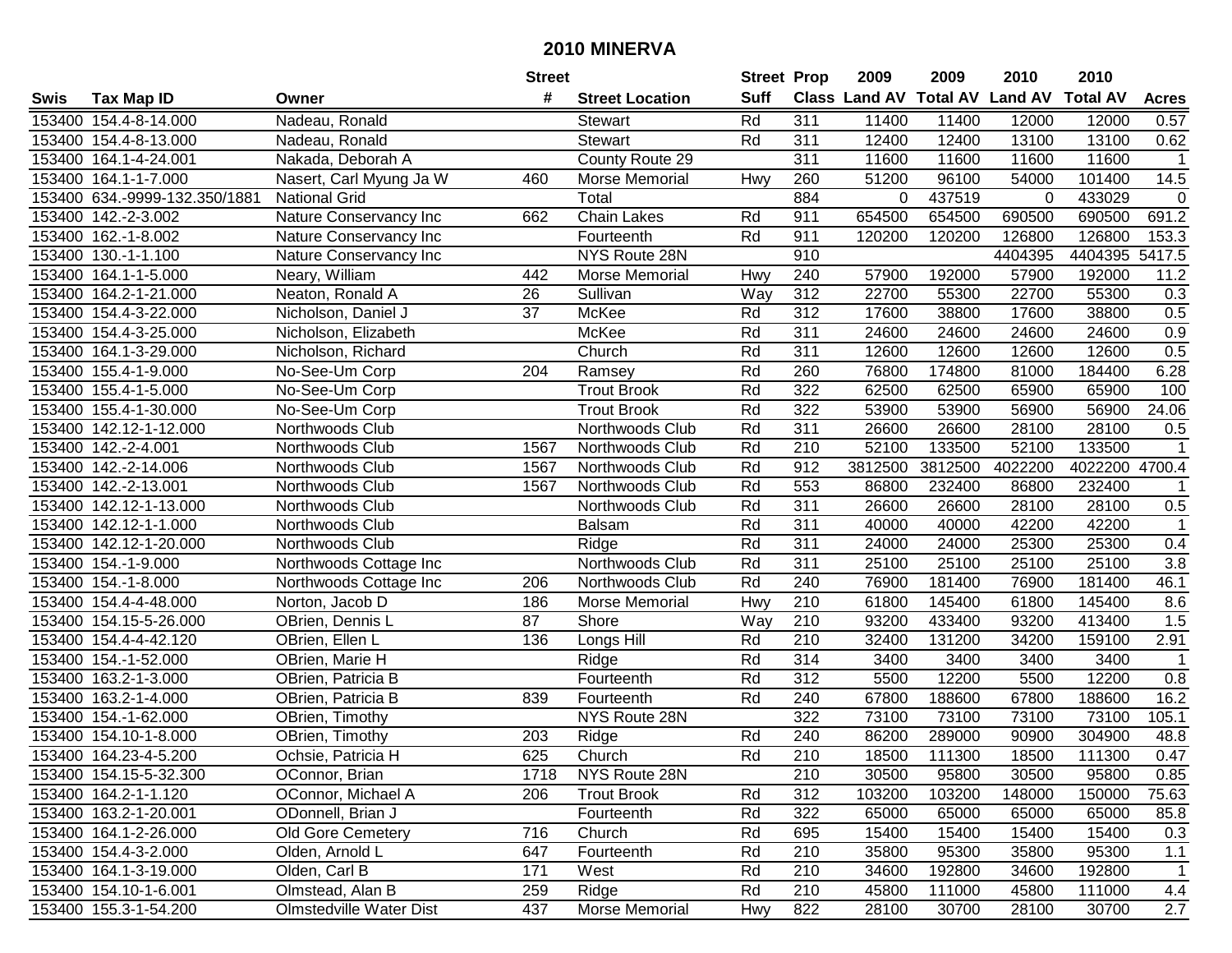# 2010 MINERVA

| Swis | Tax Map ID | Owner | Street # | Street Location | Street Suff | Prop Class | 2009 Land AV | 2009 Total AV | 2010 Land AV | 2010 Total AV | Acres |
|---|---|---|---|---|---|---|---|---|---|---|---|
| 153400 | 154.4-8-14.000 | Nadeau, Ronald | | Stewart | Rd | 311 | 11400 | 11400 | 12000 | 12000 | 0.57 |
| 153400 | 154.4-8-13.000 | Nadeau, Ronald | | Stewart | Rd | 311 | 12400 | 12400 | 13100 | 13100 | 0.62 |
| 153400 | 164.1-4-24.001 | Nakada, Deborah A | | County Route 29 | | 311 | 11600 | 11600 | 11600 | 11600 | 1 |
| 153400 | 164.1-1-7.000 | Nasert, Carl Myung Ja W | 460 | Morse Memorial | Hwy | 260 | 51200 | 96100 | 54000 | 101400 | 14.5 |
| 153400 | 634.-9999-132.350/1881 | National Grid | | Total | | 884 | 0 | 437519 | 0 | 433029 | 0 |
| 153400 | 142.-2-3.002 | Nature Conservancy Inc | 662 | Chain Lakes | Rd | 911 | 654500 | 654500 | 690500 | 690500 | 691.2 |
| 153400 | 162.-1-8.002 | Nature Conservancy Inc | | Fourteenth | Rd | 911 | 120200 | 120200 | 126800 | 126800 | 153.3 |
| 153400 | 130.-1-1.100 | Nature Conservancy Inc | | NYS Route 28N | | 910 | | | 4404395 | 4404395 | 5417.5 |
| 153400 | 164.1-1-5.000 | Neary, William | 442 | Morse Memorial | Hwy | 240 | 57900 | 192000 | 57900 | 192000 | 11.2 |
| 153400 | 164.2-1-21.000 | Neaton, Ronald A | 26 | Sullivan | Way | 312 | 22700 | 55300 | 22700 | 55300 | 0.3 |
| 153400 | 154.4-3-22.000 | Nicholson, Daniel J | 37 | McKee | Rd | 312 | 17600 | 38800 | 17600 | 38800 | 0.5 |
| 153400 | 154.4-3-25.000 | Nicholson, Elizabeth | | McKee | Rd | 311 | 24600 | 24600 | 24600 | 24600 | 0.9 |
| 153400 | 164.1-3-29.000 | Nicholson, Richard | | Church | Rd | 311 | 12600 | 12600 | 12600 | 12600 | 0.5 |
| 153400 | 155.4-1-9.000 | No-See-Um Corp | 204 | Ramsey | Rd | 260 | 76800 | 174800 | 81000 | 184400 | 6.28 |
| 153400 | 155.4-1-5.000 | No-See-Um Corp | | Trout Brook | Rd | 322 | 62500 | 62500 | 65900 | 65900 | 100 |
| 153400 | 155.4-1-30.000 | No-See-Um Corp | | Trout Brook | Rd | 322 | 53900 | 53900 | 56900 | 56900 | 24.06 |
| 153400 | 142.12-1-12.000 | Northwoods Club | | Northwoods Club | Rd | 311 | 26600 | 26600 | 28100 | 28100 | 0.5 |
| 153400 | 142.-2-4.001 | Northwoods Club | 1567 | Northwoods Club | Rd | 210 | 52100 | 133500 | 52100 | 133500 | 1 |
| 153400 | 142.-2-14.006 | Northwoods Club | 1567 | Northwoods Club | Rd | 912 | 3812500 | 3812500 | 4022200 | 4022200 | 4700.4 |
| 153400 | 142.-2-13.001 | Northwoods Club | 1567 | Northwoods Club | Rd | 553 | 86800 | 232400 | 86800 | 232400 | 1 |
| 153400 | 142.12-1-13.000 | Northwoods Club | | Northwoods Club | Rd | 311 | 26600 | 26600 | 28100 | 28100 | 0.5 |
| 153400 | 142.12-1-1.000 | Northwoods Club | | Balsam | Rd | 311 | 40000 | 40000 | 42200 | 42200 | 1 |
| 153400 | 142.12-1-20.000 | Northwoods Club | | Ridge | Rd | 311 | 24000 | 24000 | 25300 | 25300 | 0.4 |
| 153400 | 154.-1-9.000 | Northwoods Cottage Inc | | Northwoods Club | Rd | 311 | 25100 | 25100 | 25100 | 25100 | 3.8 |
| 153400 | 154.-1-8.000 | Northwoods Cottage Inc | 206 | Northwoods Club | Rd | 240 | 76900 | 181400 | 76900 | 181400 | 46.1 |
| 153400 | 154.4-4-48.000 | Norton, Jacob D | 186 | Morse Memorial | Hwy | 210 | 61800 | 145400 | 61800 | 145400 | 8.6 |
| 153400 | 154.15-5-26.000 | OBrien, Dennis L | 87 | Shore | Way | 210 | 93200 | 433400 | 93200 | 413400 | 1.5 |
| 153400 | 154.4-4-42.120 | OBrien, Ellen L | 136 | Longs Hill | Rd | 210 | 32400 | 131200 | 34200 | 159100 | 2.91 |
| 153400 | 154.-1-52.000 | OBrien, Marie H | | Ridge | Rd | 314 | 3400 | 3400 | 3400 | 3400 | 1 |
| 153400 | 163.2-1-3.000 | OBrien, Patricia B | | Fourteenth | Rd | 312 | 5500 | 12200 | 5500 | 12200 | 0.8 |
| 153400 | 163.2-1-4.000 | OBrien, Patricia B | 839 | Fourteenth | Rd | 240 | 67800 | 188600 | 67800 | 188600 | 16.2 |
| 153400 | 154.-1-62.000 | OBrien, Timothy | | NYS Route 28N | | 322 | 73100 | 73100 | 73100 | 73100 | 105.1 |
| 153400 | 154.10-1-8.000 | OBrien, Timothy | 203 | Ridge | Rd | 240 | 86200 | 289000 | 90900 | 304900 | 48.8 |
| 153400 | 164.23-4-5.200 | Ochsie, Patricia H | 625 | Church | Rd | 210 | 18500 | 111300 | 18500 | 111300 | 0.47 |
| 153400 | 154.15-5-32.300 | OConnor, Brian | 1718 | NYS Route 28N | | 210 | 30500 | 95800 | 30500 | 95800 | 0.85 |
| 153400 | 164.2-1-1.120 | OConnor, Michael A | 206 | Trout Brook | Rd | 312 | 103200 | 103200 | 148000 | 150000 | 75.63 |
| 153400 | 163.2-1-20.001 | ODonnell, Brian J | | Fourteenth | Rd | 322 | 65000 | 65000 | 65000 | 65000 | 85.8 |
| 153400 | 164.1-2-26.000 | Old Gore Cemetery | 716 | Church | Rd | 695 | 15400 | 15400 | 15400 | 15400 | 0.3 |
| 153400 | 154.4-3-2.000 | Olden, Arnold L | 647 | Fourteenth | Rd | 210 | 35800 | 95300 | 35800 | 95300 | 1.1 |
| 153400 | 164.1-3-19.000 | Olden, Carl B | 171 | West | Rd | 210 | 34600 | 192800 | 34600 | 192800 | 1 |
| 153400 | 154.10-1-6.001 | Olmstead, Alan B | 259 | Ridge | Rd | 210 | 45800 | 111000 | 45800 | 111000 | 4.4 |
| 153400 | 155.3-1-54.200 | Olmstedville Water Dist | 437 | Morse Memorial | Hwy | 822 | 28100 | 30700 | 28100 | 30700 | 2.7 |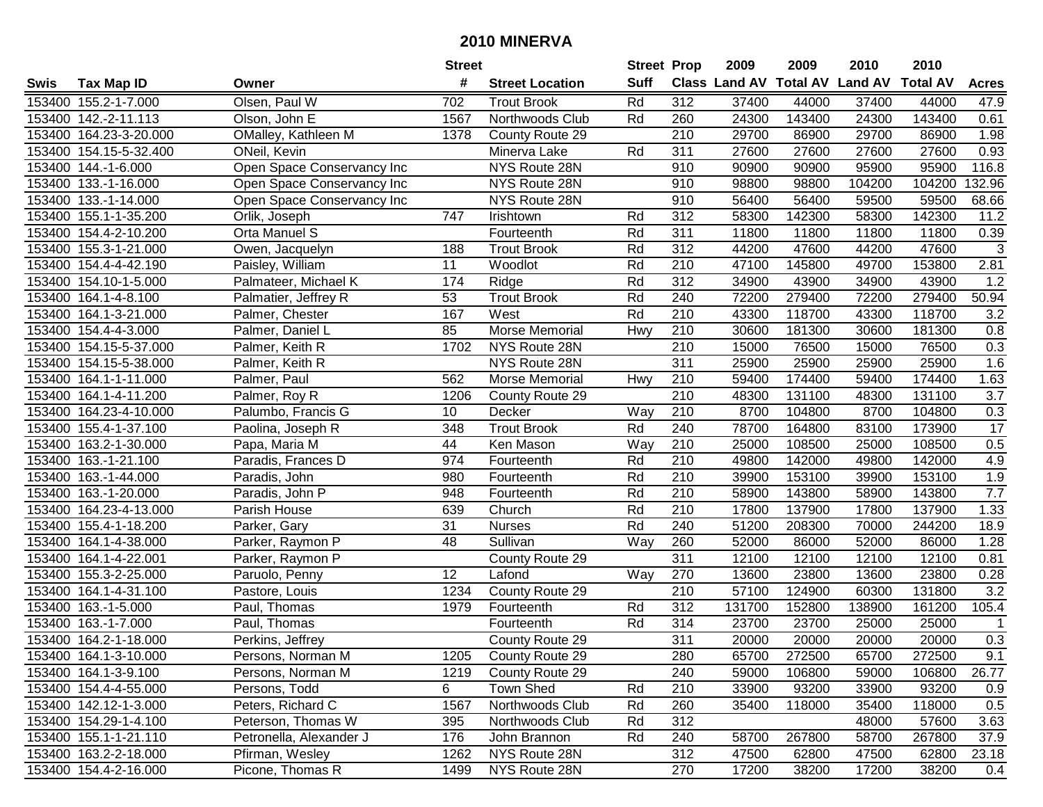# 2010 MINERVA

| Swis | Tax Map ID | Owner | Street # | Street Location | Street Suff | Prop Class | 2009 Land AV | 2009 Total AV | 2010 Land AV | 2010 Total AV | Acres |
|---|---|---|---|---|---|---|---|---|---|---|---|
| 153400 | 155.2-1-7.000 | Olsen, Paul W | 702 | Trout Brook | Rd | 312 | 37400 | 44000 | 37400 | 44000 | 47.9 |
| 153400 | 142.-2-11.113 | Olson, John E | 1567 | Northwoods Club | Rd | 260 | 24300 | 143400 | 24300 | 143400 | 0.61 |
| 153400 | 164.23-3-20.000 | OMalley, Kathleen M | 1378 | County Route 29 | | 210 | 29700 | 86900 | 29700 | 86900 | 1.98 |
| 153400 | 154.15-5-32.400 | ONeil, Kevin | | Minerva Lake | Rd | 311 | 27600 | 27600 | 27600 | 27600 | 0.93 |
| 153400 | 144.-1-6.000 | Open Space Conservancy Inc | | NYS Route 28N | | 910 | 90900 | 90900 | 95900 | 95900 | 116.8 |
| 153400 | 133.-1-16.000 | Open Space Conservancy Inc | | NYS Route 28N | | 910 | 98800 | 98800 | 104200 | 104200 | 132.96 |
| 153400 | 133.-1-14.000 | Open Space Conservancy Inc | | NYS Route 28N | | 910 | 56400 | 56400 | 59500 | 59500 | 68.66 |
| 153400 | 155.1-1-35.200 | Orlik, Joseph | 747 | Irishtown | Rd | 312 | 58300 | 142300 | 58300 | 142300 | 11.2 |
| 153400 | 154.4-2-10.200 | Orta Manuel S | | Fourteenth | Rd | 311 | 11800 | 11800 | 11800 | 11800 | 0.39 |
| 153400 | 155.3-1-21.000 | Owen, Jacquelyn | 188 | Trout Brook | Rd | 312 | 44200 | 47600 | 44200 | 47600 | 3 |
| 153400 | 154.4-4-42.190 | Paisley, William | 11 | Woodlot | Rd | 210 | 47100 | 145800 | 49700 | 153800 | 2.81 |
| 153400 | 154.10-1-5.000 | Palmateer, Michael K | 174 | Ridge | Rd | 312 | 34900 | 43900 | 34900 | 43900 | 1.2 |
| 153400 | 164.1-4-8.100 | Palmatier, Jeffrey R | 53 | Trout Brook | Rd | 240 | 72200 | 279400 | 72200 | 279400 | 50.94 |
| 153400 | 164.1-3-21.000 | Palmer, Chester | 167 | West | Rd | 210 | 43300 | 118700 | 43300 | 118700 | 3.2 |
| 153400 | 154.4-4-3.000 | Palmer, Daniel L | 85 | Morse Memorial | Hwy | 210 | 30600 | 181300 | 30600 | 181300 | 0.8 |
| 153400 | 154.15-5-37.000 | Palmer, Keith R | 1702 | NYS Route 28N | | 210 | 15000 | 76500 | 15000 | 76500 | 0.3 |
| 153400 | 154.15-5-38.000 | Palmer, Keith R | | NYS Route 28N | | 311 | 25900 | 25900 | 25900 | 25900 | 1.6 |
| 153400 | 164.1-1-11.000 | Palmer, Paul | 562 | Morse Memorial | Hwy | 210 | 59400 | 174400 | 59400 | 174400 | 1.63 |
| 153400 | 164.1-4-11.200 | Palmer, Roy R | 1206 | County Route 29 | | 210 | 48300 | 131100 | 48300 | 131100 | 3.7 |
| 153400 | 164.23-4-10.000 | Palumbo, Francis G | 10 | Decker | Way | 210 | 8700 | 104800 | 8700 | 104800 | 0.3 |
| 153400 | 155.4-1-37.100 | Paolina, Joseph R | 348 | Trout Brook | Rd | 240 | 78700 | 164800 | 83100 | 173900 | 17 |
| 153400 | 163.2-1-30.000 | Papa, Maria M | 44 | Ken Mason | Way | 210 | 25000 | 108500 | 25000 | 108500 | 0.5 |
| 153400 | 163.-1-21.100 | Paradis, Frances D | 974 | Fourteenth | Rd | 210 | 49800 | 142000 | 49800 | 142000 | 4.9 |
| 153400 | 163.-1-44.000 | Paradis, John | 980 | Fourteenth | Rd | 210 | 39900 | 153100 | 39900 | 153100 | 1.9 |
| 153400 | 163.-1-20.000 | Paradis, John P | 948 | Fourteenth | Rd | 210 | 58900 | 143800 | 58900 | 143800 | 7.7 |
| 153400 | 164.23-4-13.000 | Parish House | 639 | Church | Rd | 210 | 17800 | 137900 | 17800 | 137900 | 1.33 |
| 153400 | 155.4-1-18.200 | Parker, Gary | 31 | Nurses | Rd | 240 | 51200 | 208300 | 70000 | 244200 | 18.9 |
| 153400 | 164.1-4-38.000 | Parker, Raymon P | 48 | Sullivan | Way | 260 | 52000 | 86000 | 52000 | 86000 | 1.28 |
| 153400 | 164.1-4-22.001 | Parker, Raymon P | | County Route 29 | | 311 | 12100 | 12100 | 12100 | 12100 | 0.81 |
| 153400 | 155.3-2-25.000 | Paruolo, Penny | 12 | Lafond | Way | 270 | 13600 | 23800 | 13600 | 23800 | 0.28 |
| 153400 | 164.1-4-31.100 | Pastore, Louis | 1234 | County Route 29 | | 210 | 57100 | 124900 | 60300 | 131800 | 3.2 |
| 153400 | 163.-1-5.000 | Paul, Thomas | 1979 | Fourteenth | Rd | 312 | 131700 | 152800 | 138900 | 161200 | 105.4 |
| 153400 | 163.-1-7.000 | Paul, Thomas | | Fourteenth | Rd | 314 | 23700 | 23700 | 25000 | 25000 | 1 |
| 153400 | 164.2-1-18.000 | Perkins, Jeffrey | | County Route 29 | | 311 | 20000 | 20000 | 20000 | 20000 | 0.3 |
| 153400 | 164.1-3-10.000 | Persons, Norman M | 1205 | County Route 29 | | 280 | 65700 | 272500 | 65700 | 272500 | 9.1 |
| 153400 | 164.1-3-9.100 | Persons, Norman M | 1219 | County Route 29 | | 240 | 59000 | 106800 | 59000 | 106800 | 26.77 |
| 153400 | 154.4-4-55.000 | Persons, Todd | 6 | Town Shed | Rd | 210 | 33900 | 93200 | 33900 | 93200 | 0.9 |
| 153400 | 142.12-1-3.000 | Peters, Richard C | 1567 | Northwoods Club | Rd | 260 | 35400 | 118000 | 35400 | 118000 | 0.5 |
| 153400 | 154.29-1-4.100 | Peterson, Thomas W | 395 | Northwoods Club | Rd | 312 | | | 48000 | 57600 | 3.63 |
| 153400 | 155.1-1-21.110 | Petronella, Alexander J | 176 | John Brannon | Rd | 240 | 58700 | 267800 | 58700 | 267800 | 37.9 |
| 153400 | 163.2-2-18.000 | Pfirman, Wesley | 1262 | NYS Route 28N | | 312 | 47500 | 62800 | 47500 | 62800 | 23.18 |
| 153400 | 154.4-2-16.000 | Picone, Thomas R | 1499 | NYS Route 28N | | 270 | 17200 | 38200 | 17200 | 38200 | 0.4 |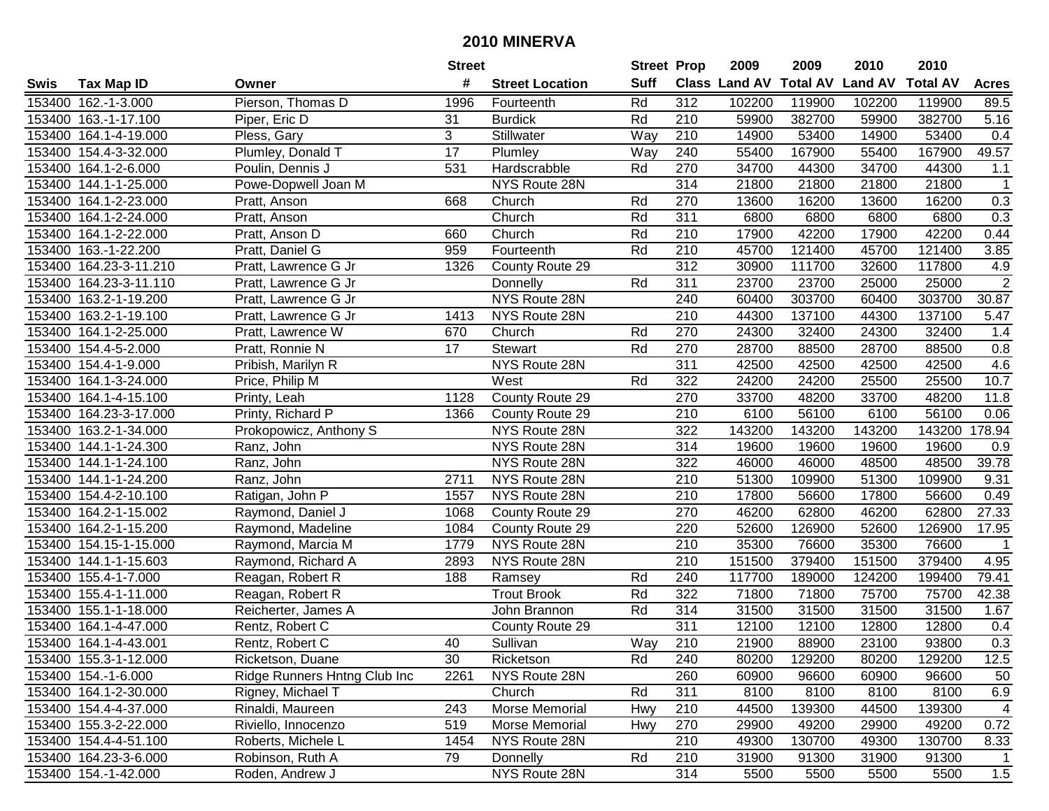# 2010 MINERVA

| Swis | Tax Map ID | Owner | Street # | Street Location | Street Suff | Prop Class | 2009 Land AV | 2009 Total AV | 2010 Land AV | 2010 Total AV | Acres |
|---|---|---|---|---|---|---|---|---|---|---|---|
| 153400 | 162.-1-3.000 | Pierson, Thomas D | 1996 | Fourteenth | Rd | 312 | 102200 | 119900 | 102200 | 119900 | 89.5 |
| 153400 | 163.-1-17.100 | Piper, Eric D | 31 | Burdick | Rd | 210 | 59900 | 382700 | 59900 | 382700 | 5.16 |
| 153400 | 164.1-4-19.000 | Pless, Gary | 3 | Stillwater | Way | 210 | 14900 | 53400 | 14900 | 53400 | 0.4 |
| 153400 | 154.4-3-32.000 | Plumley, Donald T | 17 | Plumley | Way | 240 | 55400 | 167900 | 55400 | 167900 | 49.57 |
| 153400 | 164.1-2-6.000 | Poulin, Dennis J | 531 | Hardscrabble | Rd | 270 | 34700 | 44300 | 34700 | 44300 | 1.1 |
| 153400 | 144.1-1-25.000 | Powe-Dopwell Joan M | | NYS Route 28N | | 314 | 21800 | 21800 | 21800 | 21800 | 1 |
| 153400 | 164.1-2-23.000 | Pratt, Anson | 668 | Church | Rd | 270 | 13600 | 16200 | 13600 | 16200 | 0.3 |
| 153400 | 164.1-2-24.000 | Pratt, Anson | | Church | Rd | 311 | 6800 | 6800 | 6800 | 6800 | 0.3 |
| 153400 | 164.1-2-22.000 | Pratt, Anson D | 660 | Church | Rd | 210 | 17900 | 42200 | 17900 | 42200 | 0.44 |
| 153400 | 163.-1-22.200 | Pratt, Daniel G | 959 | Fourteenth | Rd | 210 | 45700 | 121400 | 45700 | 121400 | 3.85 |
| 153400 | 164.23-3-11.210 | Pratt, Lawrence G Jr | 1326 | County Route 29 | | 312 | 30900 | 111700 | 32600 | 117800 | 4.9 |
| 153400 | 164.23-3-11.110 | Pratt, Lawrence G Jr | | Donnelly | Rd | 311 | 23700 | 23700 | 25000 | 25000 | 2 |
| 153400 | 163.2-1-19.200 | Pratt, Lawrence G Jr | | NYS Route 28N | | 240 | 60400 | 303700 | 60400 | 303700 | 30.87 |
| 153400 | 163.2-1-19.100 | Pratt, Lawrence G Jr | 1413 | NYS Route 28N | | 210 | 44300 | 137100 | 44300 | 137100 | 5.47 |
| 153400 | 164.1-2-25.000 | Pratt, Lawrence W | 670 | Church | Rd | 270 | 24300 | 32400 | 24300 | 32400 | 1.4 |
| 153400 | 154.4-5-2.000 | Pratt, Ronnie N | 17 | Stewart | Rd | 270 | 28700 | 88500 | 28700 | 88500 | 0.8 |
| 153400 | 154.4-1-9.000 | Pribish, Marilyn R | | NYS Route 28N | | 311 | 42500 | 42500 | 42500 | 42500 | 4.6 |
| 153400 | 164.1-3-24.000 | Price, Philip M | | West | Rd | 322 | 24200 | 24200 | 25500 | 25500 | 10.7 |
| 153400 | 164.1-4-15.100 | Printy, Leah | 1128 | County Route 29 | | 270 | 33700 | 48200 | 33700 | 48200 | 11.8 |
| 153400 | 164.23-3-17.000 | Printy, Richard P | 1366 | County Route 29 | | 210 | 6100 | 56100 | 6100 | 56100 | 0.06 |
| 153400 | 163.2-1-34.000 | Prokopowicz, Anthony S | | NYS Route 28N | | 322 | 143200 | 143200 | 143200 | 143200 | 178.94 |
| 153400 | 144.1-1-24.300 | Ranz, John | | NYS Route 28N | | 314 | 19600 | 19600 | 19600 | 19600 | 0.9 |
| 153400 | 144.1-1-24.100 | Ranz, John | | NYS Route 28N | | 322 | 46000 | 46000 | 48500 | 48500 | 39.78 |
| 153400 | 144.1-1-24.200 | Ranz, John | 2711 | NYS Route 28N | | 210 | 51300 | 109900 | 51300 | 109900 | 9.31 |
| 153400 | 154.4-2-10.100 | Ratigan, John P | 1557 | NYS Route 28N | | 210 | 17800 | 56600 | 17800 | 56600 | 0.49 |
| 153400 | 164.2-1-15.002 | Raymond, Daniel J | 1068 | County Route 29 | | 270 | 46200 | 62800 | 46200 | 62800 | 27.33 |
| 153400 | 164.2-1-15.200 | Raymond, Madeline | 1084 | County Route 29 | | 220 | 52600 | 126900 | 52600 | 126900 | 17.95 |
| 153400 | 154.15-1-15.000 | Raymond, Marcia M | 1779 | NYS Route 28N | | 210 | 35300 | 76600 | 35300 | 76600 | 1 |
| 153400 | 144.1-1-15.603 | Raymond, Richard A | 2893 | NYS Route 28N | | 210 | 151500 | 379400 | 151500 | 379400 | 4.95 |
| 153400 | 155.4-1-7.000 | Reagan, Robert R | 188 | Ramsey | Rd | 240 | 117700 | 189000 | 124200 | 199400 | 79.41 |
| 153400 | 155.4-1-11.000 | Reagan, Robert R | | Trout Brook | Rd | 322 | 71800 | 71800 | 75700 | 75700 | 42.38 |
| 153400 | 155.1-1-18.000 | Reicherter, James A | | John Brannon | Rd | 314 | 31500 | 31500 | 31500 | 31500 | 1.67 |
| 153400 | 164.1-4-47.000 | Rentz, Robert C | | County Route 29 | | 311 | 12100 | 12100 | 12800 | 12800 | 0.4 |
| 153400 | 164.1-4-43.001 | Rentz, Robert C | 40 | Sullivan | Way | 210 | 21900 | 88900 | 23100 | 93800 | 0.3 |
| 153400 | 155.3-1-12.000 | Ricketson, Duane | 30 | Ricketson | Rd | 240 | 80200 | 129200 | 80200 | 129200 | 12.5 |
| 153400 | 154.-1-6.000 | Ridge Runners Hntng Club Inc | 2261 | NYS Route 28N | | 260 | 60900 | 96600 | 60900 | 96600 | 50 |
| 153400 | 164.1-2-30.000 | Rigney, Michael T | | Church | Rd | 311 | 8100 | 8100 | 8100 | 8100 | 6.9 |
| 153400 | 154.4-4-37.000 | Rinaldi, Maureen | 243 | Morse Memorial | Hwy | 210 | 44500 | 139300 | 44500 | 139300 | 4 |
| 153400 | 155.3-2-22.000 | Riviello, Innocenzo | 519 | Morse Memorial | Hwy | 270 | 29900 | 49200 | 29900 | 49200 | 0.72 |
| 153400 | 154.4-4-51.100 | Roberts, Michele L | 1454 | NYS Route 28N | | 210 | 49300 | 130700 | 49300 | 130700 | 8.33 |
| 153400 | 164.23-3-6.000 | Robinson, Ruth A | 79 | Donnelly | Rd | 210 | 31900 | 91300 | 31900 | 91300 | 1 |
| 153400 | 154.-1-42.000 | Roden, Andrew J | | NYS Route 28N | | 314 | 5500 | 5500 | 5500 | 5500 | 1.5 |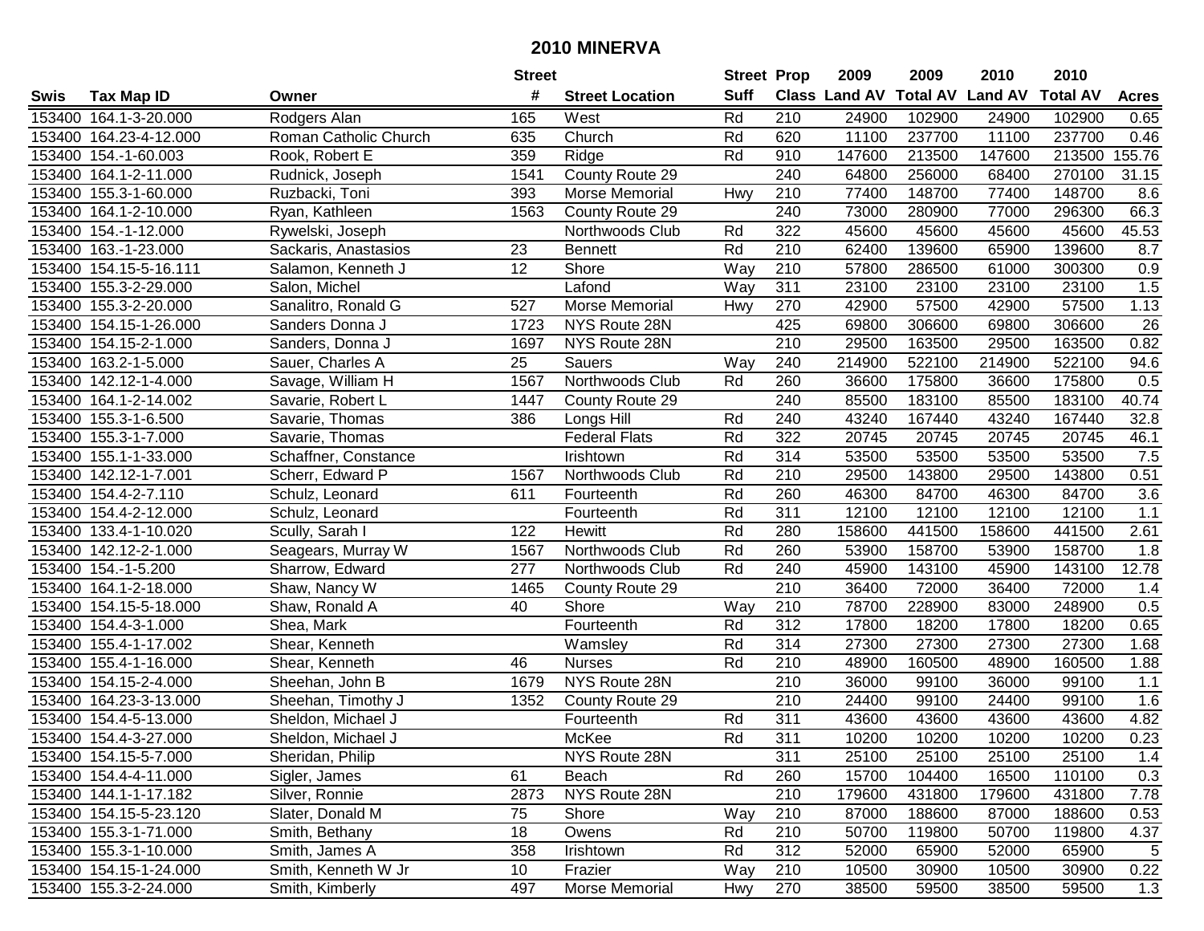# 2010 MINERVA

| Swis | Tax Map ID | Owner | Street # | Street Location | Street Suff | Prop Class | 2009 Land AV | 2009 Total AV | 2010 Land AV | 2010 Total AV | Acres |
|---|---|---|---|---|---|---|---|---|---|---|---|
| 153400 | 164.1-3-20.000 | Rodgers Alan | 165 | West | Rd | 210 | 24900 | 102900 | 24900 | 102900 | 0.65 |
| 153400 | 164.23-4-12.000 | Roman Catholic Church | 635 | Church | Rd | 620 | 11100 | 237700 | 11100 | 237700 | 0.46 |
| 153400 | 154.-1-60.003 | Rook, Robert E | 359 | Ridge | Rd | 910 | 147600 | 213500 | 147600 | 213500 | 155.76 |
| 153400 | 164.1-2-11.000 | Rudnick, Joseph | 1541 | County Route 29 | | 240 | 64800 | 256000 | 68400 | 270100 | 31.15 |
| 153400 | 155.3-1-60.000 | Ruzbacki, Toni | 393 | Morse Memorial | Hwy | 210 | 77400 | 148700 | 77400 | 148700 | 8.6 |
| 153400 | 164.1-2-10.000 | Ryan, Kathleen | 1563 | County Route 29 | | 240 | 73000 | 280900 | 77000 | 296300 | 66.3 |
| 153400 | 154.-1-12.000 | Rywelski, Joseph | | Northwoods Club | Rd | 322 | 45600 | 45600 | 45600 | 45600 | 45.53 |
| 153400 | 163.-1-23.000 | Sackaris, Anastasios | 23 | Bennett | Rd | 210 | 62400 | 139600 | 65900 | 139600 | 8.7 |
| 153400 | 154.15-5-16.111 | Salamon, Kenneth J | 12 | Shore | Way | 210 | 57800 | 286500 | 61000 | 300300 | 0.9 |
| 153400 | 155.3-2-29.000 | Salon, Michel | | Lafond | Way | 311 | 23100 | 23100 | 23100 | 23100 | 1.5 |
| 153400 | 155.3-2-20.000 | Sanalitro, Ronald G | 527 | Morse Memorial | Hwy | 270 | 42900 | 57500 | 42900 | 57500 | 1.13 |
| 153400 | 154.15-1-26.000 | Sanders Donna J | 1723 | NYS Route 28N | | 425 | 69800 | 306600 | 69800 | 306600 | 26 |
| 153400 | 154.15-2-1.000 | Sanders, Donna J | 1697 | NYS Route 28N | | 210 | 29500 | 163500 | 29500 | 163500 | 0.82 |
| 153400 | 163.2-1-5.000 | Sauer, Charles A | 25 | Sauers | Way | 240 | 214900 | 522100 | 214900 | 522100 | 94.6 |
| 153400 | 142.12-1-4.000 | Savage, William H | 1567 | Northwoods Club | Rd | 260 | 36600 | 175800 | 36600 | 175800 | 0.5 |
| 153400 | 164.1-2-14.002 | Savarie, Robert L | 1447 | County Route 29 | | 240 | 85500 | 183100 | 85500 | 183100 | 40.74 |
| 153400 | 155.3-1-6.500 | Savarie, Thomas | 386 | Longs Hill | Rd | 240 | 43240 | 167440 | 43240 | 167440 | 32.8 |
| 153400 | 155.3-1-7.000 | Savarie, Thomas | | Federal Flats | Rd | 322 | 20745 | 20745 | 20745 | 20745 | 46.1 |
| 153400 | 155.1-1-33.000 | Schaffner, Constance | | Irishtown | Rd | 314 | 53500 | 53500 | 53500 | 53500 | 7.5 |
| 153400 | 142.12-1-7.001 | Scherr, Edward P | 1567 | Northwoods Club | Rd | 210 | 29500 | 143800 | 29500 | 143800 | 0.51 |
| 153400 | 154.4-2-7.110 | Schulz, Leonard | 611 | Fourteenth | Rd | 260 | 46300 | 84700 | 46300 | 84700 | 3.6 |
| 153400 | 154.4-2-12.000 | Schulz, Leonard | | Fourteenth | Rd | 311 | 12100 | 12100 | 12100 | 12100 | 1.1 |
| 153400 | 133.4-1-10.020 | Scully, Sarah I | 122 | Hewitt | Rd | 280 | 158600 | 441500 | 158600 | 441500 | 2.61 |
| 153400 | 142.12-2-1.000 | Seagears, Murray W | 1567 | Northwoods Club | Rd | 260 | 53900 | 158700 | 53900 | 158700 | 1.8 |
| 153400 | 154.-1-5.200 | Sharrow, Edward | 277 | Northwoods Club | Rd | 240 | 45900 | 143100 | 45900 | 143100 | 12.78 |
| 153400 | 164.1-2-18.000 | Shaw, Nancy W | 1465 | County Route 29 | | 210 | 36400 | 72000 | 36400 | 72000 | 1.4 |
| 153400 | 154.15-5-18.000 | Shaw, Ronald A | 40 | Shore | Way | 210 | 78700 | 228900 | 83000 | 248900 | 0.5 |
| 153400 | 154.4-3-1.000 | Shea, Mark | | Fourteenth | Rd | 312 | 17800 | 18200 | 17800 | 18200 | 0.65 |
| 153400 | 155.4-1-17.002 | Shear, Kenneth | | Wamsley | Rd | 314 | 27300 | 27300 | 27300 | 27300 | 1.68 |
| 153400 | 155.4-1-16.000 | Shear, Kenneth | 46 | Nurses | Rd | 210 | 48900 | 160500 | 48900 | 160500 | 1.88 |
| 153400 | 154.15-2-4.000 | Sheehan, John B | 1679 | NYS Route 28N | | 210 | 36000 | 99100 | 36000 | 99100 | 1.1 |
| 153400 | 164.23-3-13.000 | Sheehan, Timothy J | 1352 | County Route 29 | | 210 | 24400 | 99100 | 24400 | 99100 | 1.6 |
| 153400 | 154.4-5-13.000 | Sheldon, Michael J | | Fourteenth | Rd | 311 | 43600 | 43600 | 43600 | 43600 | 4.82 |
| 153400 | 154.4-3-27.000 | Sheldon, Michael J | | McKee | Rd | 311 | 10200 | 10200 | 10200 | 10200 | 0.23 |
| 153400 | 154.15-5-7.000 | Sheridan, Philip | | NYS Route 28N | | 311 | 25100 | 25100 | 25100 | 25100 | 1.4 |
| 153400 | 154.4-4-11.000 | Sigler, James | 61 | Beach | Rd | 260 | 15700 | 104400 | 16500 | 110100 | 0.3 |
| 153400 | 144.1-1-17.182 | Silver, Ronnie | 2873 | NYS Route 28N | | 210 | 179600 | 431800 | 179600 | 431800 | 7.78 |
| 153400 | 154.15-5-23.120 | Slater, Donald M | 75 | Shore | Way | 210 | 87000 | 188600 | 87000 | 188600 | 0.53 |
| 153400 | 155.3-1-71.000 | Smith, Bethany | 18 | Owens | Rd | 210 | 50700 | 119800 | 50700 | 119800 | 4.37 |
| 153400 | 155.3-1-10.000 | Smith, James A | 358 | Irishtown | Rd | 312 | 52000 | 65900 | 52000 | 65900 | 5 |
| 153400 | 154.15-1-24.000 | Smith, Kenneth W Jr | 10 | Frazier | Way | 210 | 10500 | 30900 | 10500 | 30900 | 0.22 |
| 153400 | 155.3-2-24.000 | Smith, Kimberly | 497 | Morse Memorial | Hwy | 270 | 38500 | 59500 | 38500 | 59500 | 1.3 |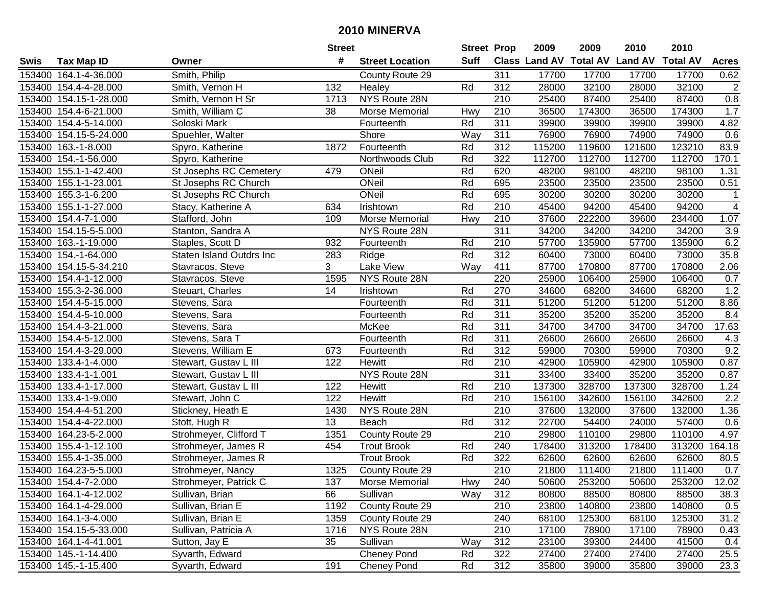# 2010 MINERVA

| Swis | Tax Map ID | Owner | Street # | Street Location | Street Suff | Prop Class | 2009 Land AV | 2009 Total AV | 2010 Land AV | 2010 Total AV | Acres |
|---|---|---|---|---|---|---|---|---|---|---|---|
| 153400 | 164.1-4-36.000 | Smith, Philip | | County Route 29 | | 311 | 17700 | 17700 | 17700 | 17700 | 0.62 |
| 153400 | 154.4-4-28.000 | Smith, Vernon H | 132 | Healey | Rd | 312 | 28000 | 32100 | 28000 | 32100 | 2 |
| 153400 | 154.15-1-28.000 | Smith, Vernon H Sr | 1713 | NYS Route 28N | | 210 | 25400 | 87400 | 25400 | 87400 | 0.8 |
| 153400 | 154.4-6-21.000 | Smith, William C | 38 | Morse Memorial | Hwy | 210 | 36500 | 174300 | 36500 | 174300 | 1.7 |
| 153400 | 154.4-5-14.000 | Soloski Mark | | Fourteenth | Rd | 311 | 39900 | 39900 | 39900 | 39900 | 4.82 |
| 153400 | 154.15-5-24.000 | Spuehler, Walter | | Shore | Way | 311 | 76900 | 76900 | 74900 | 74900 | 0.6 |
| 153400 | 163.-1-8.000 | Spyro, Katherine | 1872 | Fourteenth | Rd | 312 | 115200 | 119600 | 121600 | 123210 | 83.9 |
| 153400 | 154.-1-56.000 | Spyro, Katherine | | Northwoods Club | Rd | 322 | 112700 | 112700 | 112700 | 112700 | 170.1 |
| 153400 | 155.1-1-42.400 | St Josephs RC Cemetery | 479 | ONeil | Rd | 620 | 48200 | 98100 | 48200 | 98100 | 1.31 |
| 153400 | 155.1-1-23.001 | St Josephs RC Church | | ONeil | Rd | 695 | 23500 | 23500 | 23500 | 23500 | 0.51 |
| 153400 | 155.3-1-6.200 | St Josephs RC Church | | ONeil | Rd | 695 | 30200 | 30200 | 30200 | 30200 | 1 |
| 153400 | 155.1-1-27.000 | Stacy, Katherine A | 634 | Irishtown | Rd | 210 | 45400 | 94200 | 45400 | 94200 | 4 |
| 153400 | 154.4-7-1.000 | Stafford, John | 109 | Morse Memorial | Hwy | 210 | 37600 | 222200 | 39600 | 234400 | 1.07 |
| 153400 | 154.15-5-5.000 | Stanton, Sandra A | | NYS Route 28N | | 311 | 34200 | 34200 | 34200 | 34200 | 3.9 |
| 153400 | 163.-1-19.000 | Staples, Scott D | 932 | Fourteenth | Rd | 210 | 57700 | 135900 | 57700 | 135900 | 6.2 |
| 153400 | 154.-1-64.000 | Staten Island Outdrs Inc | 283 | Ridge | Rd | 312 | 60400 | 73000 | 60400 | 73000 | 35.8 |
| 153400 | 154.15-5-34.210 | Stavracos, Steve | 3 | Lake View | Way | 411 | 87700 | 170800 | 87700 | 170800 | 2.06 |
| 153400 | 154.4-1-12.000 | Stavracos, Steve | 1595 | NYS Route 28N | | 220 | 25900 | 106400 | 25900 | 106400 | 0.7 |
| 153400 | 155.3-2-36.000 | Steuart, Charles | 14 | Irishtown | Rd | 270 | 34600 | 68200 | 34600 | 68200 | 1.2 |
| 153400 | 154.4-5-15.000 | Stevens, Sara | | Fourteenth | Rd | 311 | 51200 | 51200 | 51200 | 51200 | 8.86 |
| 153400 | 154.4-5-10.000 | Stevens, Sara | | Fourteenth | Rd | 311 | 35200 | 35200 | 35200 | 35200 | 8.4 |
| 153400 | 154.4-3-21.000 | Stevens, Sara | | McKee | Rd | 311 | 34700 | 34700 | 34700 | 34700 | 17.63 |
| 153400 | 154.4-5-12.000 | Stevens, Sara T | | Fourteenth | Rd | 311 | 26600 | 26600 | 26600 | 26600 | 4.3 |
| 153400 | 154.4-3-29.000 | Stevens, William E | 673 | Fourteenth | Rd | 312 | 59900 | 70300 | 59900 | 70300 | 9.2 |
| 153400 | 133.4-1-4.000 | Stewart, Gustav L III | 122 | Hewitt | Rd | 210 | 42900 | 105900 | 42900 | 105900 | 0.87 |
| 153400 | 133.4-1-1.001 | Stewart, Gustav L III | | NYS Route 28N | | 311 | 33400 | 33400 | 35200 | 35200 | 0.87 |
| 153400 | 133.4-1-17.000 | Stewart, Gustav L III | 122 | Hewitt | Rd | 210 | 137300 | 328700 | 137300 | 328700 | 1.24 |
| 153400 | 133.4-1-9.000 | Stewart, John C | 122 | Hewitt | Rd | 210 | 156100 | 342600 | 156100 | 342600 | 2.2 |
| 153400 | 154.4-4-51.200 | Stickney, Heath E | 1430 | NYS Route 28N | | 210 | 37600 | 132000 | 37600 | 132000 | 1.36 |
| 153400 | 154.4-4-22.000 | Stott, Hugh R | 13 | Beach | Rd | 312 | 22700 | 54400 | 24000 | 57400 | 0.6 |
| 153400 | 164.23-5-2.000 | Strohmeyer, Clifford T | 1351 | County Route 29 | | 210 | 29800 | 110100 | 29800 | 110100 | 4.97 |
| 153400 | 155.4-1-12.100 | Strohmeyer, James R | 454 | Trout Brook | Rd | 240 | 178400 | 313200 | 178400 | 313200 | 164.18 |
| 153400 | 155.4-1-35.000 | Strohmeyer, James R | | Trout Brook | Rd | 322 | 62600 | 62600 | 62600 | 62600 | 80.5 |
| 153400 | 164.23-5-5.000 | Strohmeyer, Nancy | 1325 | County Route 29 | | 210 | 21800 | 111400 | 21800 | 111400 | 0.7 |
| 153400 | 154.4-7-2.000 | Strohmeyer, Patrick C | 137 | Morse Memorial | Hwy | 240 | 50600 | 253200 | 50600 | 253200 | 12.02 |
| 153400 | 164.1-4-12.002 | Sullivan, Brian | 66 | Sullivan | Way | 312 | 80800 | 88500 | 80800 | 88500 | 38.3 |
| 153400 | 164.1-4-29.000 | Sullivan, Brian E | 1192 | County Route 29 | | 210 | 23800 | 140800 | 23800 | 140800 | 0.5 |
| 153400 | 164.1-3-4.000 | Sullivan, Brian E | 1359 | County Route 29 | | 240 | 68100 | 125300 | 68100 | 125300 | 31.2 |
| 153400 | 154.15-5-33.000 | Sullivan, Patricia A | 1716 | NYS Route 28N | | 210 | 17100 | 78900 | 17100 | 78900 | 0.43 |
| 153400 | 164.1-4-41.001 | Sutton, Jay E | 35 | Sullivan | Way | 312 | 23100 | 39300 | 24400 | 41500 | 0.4 |
| 153400 | 145.-1-14.400 | Syvarth, Edward | | Cheney Pond | Rd | 322 | 27400 | 27400 | 27400 | 27400 | 25.5 |
| 153400 | 145.-1-15.400 | Syvarth, Edward | 191 | Cheney Pond | Rd | 312 | 35800 | 39000 | 35800 | 39000 | 23.3 |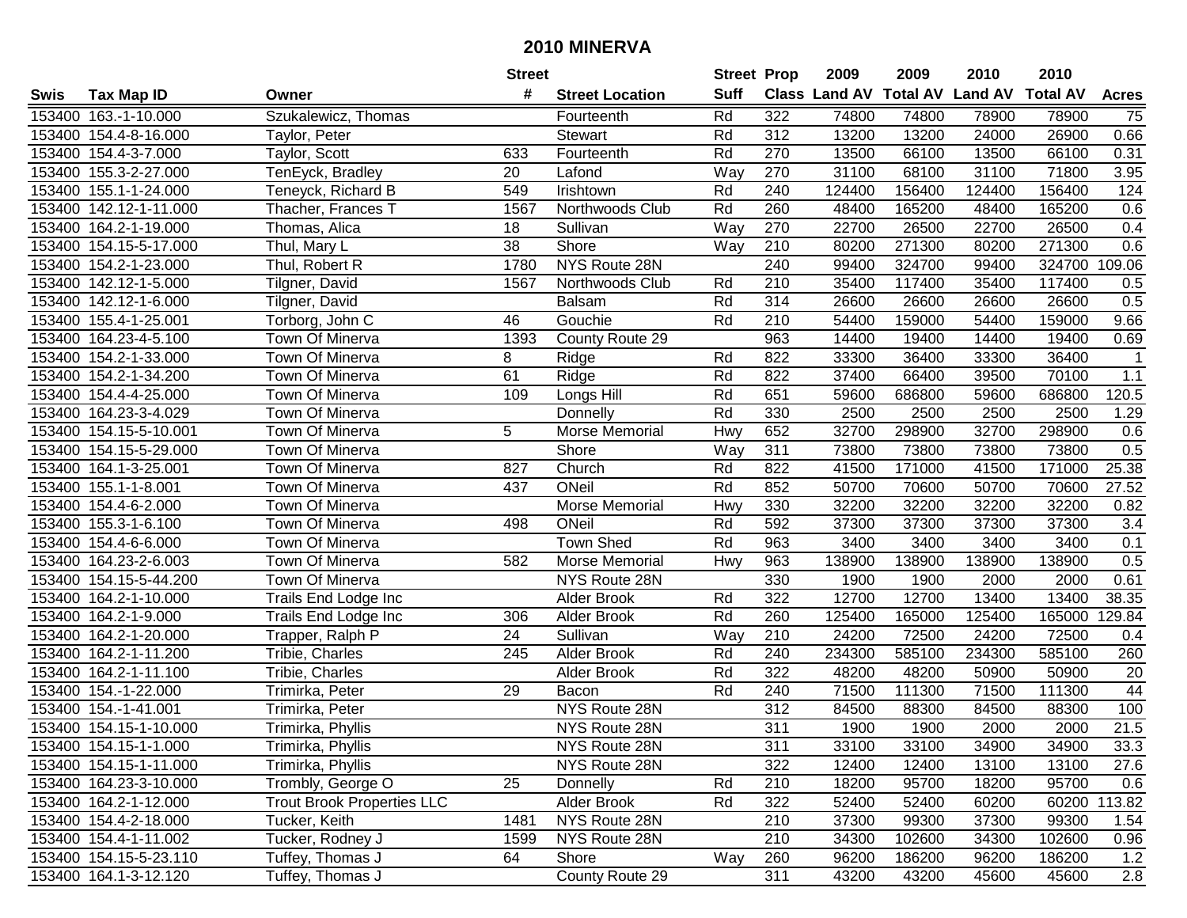# 2010 MINERVA

| Swis | Tax Map ID | Owner | Street # | Street Location | Street Suff | Prop Class | 2009 Land AV | 2009 Total AV | 2010 Land AV | 2010 Total AV | Acres |
|---|---|---|---|---|---|---|---|---|---|---|---|
| 153400 | 163.-1-10.000 | Szukalewicz, Thomas | | Fourteenth | Rd | 322 | 74800 | 74800 | 78900 | 78900 | 75 |
| 153400 | 154.4-8-16.000 | Taylor, Peter | | Stewart | Rd | 312 | 13200 | 13200 | 24000 | 26900 | 0.66 |
| 153400 | 154.4-3-7.000 | Taylor, Scott | 633 | Fourteenth | Rd | 270 | 13500 | 66100 | 13500 | 66100 | 0.31 |
| 153400 | 155.3-2-27.000 | TenEyck, Bradley | 20 | Lafond | Way | 270 | 31100 | 68100 | 31100 | 71800 | 3.95 |
| 153400 | 155.1-1-24.000 | Teneyck, Richard B | 549 | Irishtown | Rd | 240 | 124400 | 156400 | 124400 | 156400 | 124 |
| 153400 | 142.12-1-11.000 | Thacher, Frances T | 1567 | Northwoods Club | Rd | 260 | 48400 | 165200 | 48400 | 165200 | 0.6 |
| 153400 | 164.2-1-19.000 | Thomas, Alica | 18 | Sullivan | Way | 270 | 22700 | 26500 | 22700 | 26500 | 0.4 |
| 153400 | 154.15-5-17.000 | Thul, Mary L | 38 | Shore | Way | 210 | 80200 | 271300 | 80200 | 271300 | 0.6 |
| 153400 | 154.2-1-23.000 | Thul, Robert R | 1780 | NYS Route 28N | | 240 | 99400 | 324700 | 99400 | 324700 | 109.06 |
| 153400 | 142.12-1-5.000 | Tilgner, David | 1567 | Northwoods Club | Rd | 210 | 35400 | 117400 | 35400 | 117400 | 0.5 |
| 153400 | 142.12-1-6.000 | Tilgner, David | | Balsam | Rd | 314 | 26600 | 26600 | 26600 | 26600 | 0.5 |
| 153400 | 155.4-1-25.001 | Torborg, John C | 46 | Gouchie | Rd | 210 | 54400 | 159000 | 54400 | 159000 | 9.66 |
| 153400 | 164.23-4-5.100 | Town Of Minerva | 1393 | County Route 29 | | 963 | 14400 | 19400 | 14400 | 19400 | 0.69 |
| 153400 | 154.2-1-33.000 | Town Of Minerva | 8 | Ridge | Rd | 822 | 33300 | 36400 | 33300 | 36400 | 1 |
| 153400 | 154.2-1-34.200 | Town Of Minerva | 61 | Ridge | Rd | 822 | 37400 | 66400 | 39500 | 70100 | 1.1 |
| 153400 | 154.4-4-25.000 | Town Of Minerva | 109 | Longs Hill | Rd | 651 | 59600 | 686800 | 59600 | 686800 | 120.5 |
| 153400 | 164.23-3-4.029 | Town Of Minerva | | Donnelly | Rd | 330 | 2500 | 2500 | 2500 | 2500 | 1.29 |
| 153400 | 154.15-5-10.001 | Town Of Minerva | 5 | Morse Memorial | Hwy | 652 | 32700 | 298900 | 32700 | 298900 | 0.6 |
| 153400 | 154.15-5-29.000 | Town Of Minerva | | Shore | Way | 311 | 73800 | 73800 | 73800 | 73800 | 0.5 |
| 153400 | 164.1-3-25.001 | Town Of Minerva | 827 | Church | Rd | 822 | 41500 | 171000 | 41500 | 171000 | 25.38 |
| 153400 | 155.1-1-8.001 | Town Of Minerva | 437 | ONeil | Rd | 852 | 50700 | 70600 | 50700 | 70600 | 27.52 |
| 153400 | 154.4-6-2.000 | Town Of Minerva | | Morse Memorial | Hwy | 330 | 32200 | 32200 | 32200 | 32200 | 0.82 |
| 153400 | 155.3-1-6.100 | Town Of Minerva | 498 | ONeil | Rd | 592 | 37300 | 37300 | 37300 | 37300 | 3.4 |
| 153400 | 154.4-6-6.000 | Town Of Minerva | | Town Shed | Rd | 963 | 3400 | 3400 | 3400 | 3400 | 0.1 |
| 153400 | 164.23-2-6.003 | Town Of Minerva | 582 | Morse Memorial | Hwy | 963 | 138900 | 138900 | 138900 | 138900 | 0.5 |
| 153400 | 154.15-5-44.200 | Town Of Minerva | | NYS Route 28N | | 330 | 1900 | 1900 | 2000 | 2000 | 0.61 |
| 153400 | 164.2-1-10.000 | Trails End Lodge Inc | | Alder Brook | Rd | 322 | 12700 | 12700 | 13400 | 13400 | 38.35 |
| 153400 | 164.2-1-9.000 | Trails End Lodge Inc | 306 | Alder Brook | Rd | 260 | 125400 | 165000 | 125400 | 165000 | 129.84 |
| 153400 | 164.2-1-20.000 | Trapper, Ralph P | 24 | Sullivan | Way | 210 | 24200 | 72500 | 24200 | 72500 | 0.4 |
| 153400 | 164.2-1-11.200 | Tribie, Charles | 245 | Alder Brook | Rd | 240 | 234300 | 585100 | 234300 | 585100 | 260 |
| 153400 | 164.2-1-11.100 | Tribie, Charles | | Alder Brook | Rd | 322 | 48200 | 48200 | 50900 | 50900 | 20 |
| 153400 | 154.-1-22.000 | Trimirka, Peter | 29 | Bacon | Rd | 240 | 71500 | 111300 | 71500 | 111300 | 44 |
| 153400 | 154.-1-41.001 | Trimirka, Peter | | NYS Route 28N | | 312 | 84500 | 88300 | 84500 | 88300 | 100 |
| 153400 | 154.15-1-10.000 | Trimirka, Phyllis | | NYS Route 28N | | 311 | 1900 | 1900 | 2000 | 2000 | 21.5 |
| 153400 | 154.15-1-1.000 | Trimirka, Phyllis | | NYS Route 28N | | 311 | 33100 | 33100 | 34900 | 34900 | 33.3 |
| 153400 | 154.15-1-11.000 | Trimirka, Phyllis | | NYS Route 28N | | 322 | 12400 | 12400 | 13100 | 13100 | 27.6 |
| 153400 | 164.23-3-10.000 | Trombly, George O | 25 | Donnelly | Rd | 210 | 18200 | 95700 | 18200 | 95700 | 0.6 |
| 153400 | 164.2-1-12.000 | Trout Brook Properties LLC | | Alder Brook | Rd | 322 | 52400 | 52400 | 60200 | 60200 | 113.82 |
| 153400 | 154.4-2-18.000 | Tucker, Keith | 1481 | NYS Route 28N | | 210 | 37300 | 99300 | 37300 | 99300 | 1.54 |
| 153400 | 154.4-1-11.002 | Tucker, Rodney J | 1599 | NYS Route 28N | | 210 | 34300 | 102600 | 34300 | 102600 | 0.96 |
| 153400 | 154.15-5-23.110 | Tuffey, Thomas J | 64 | Shore | Way | 260 | 96200 | 186200 | 96200 | 186200 | 1.2 |
| 153400 | 164.1-3-12.120 | Tuffey, Thomas J | | County Route 29 | | 311 | 43200 | 43200 | 45600 | 45600 | 2.8 |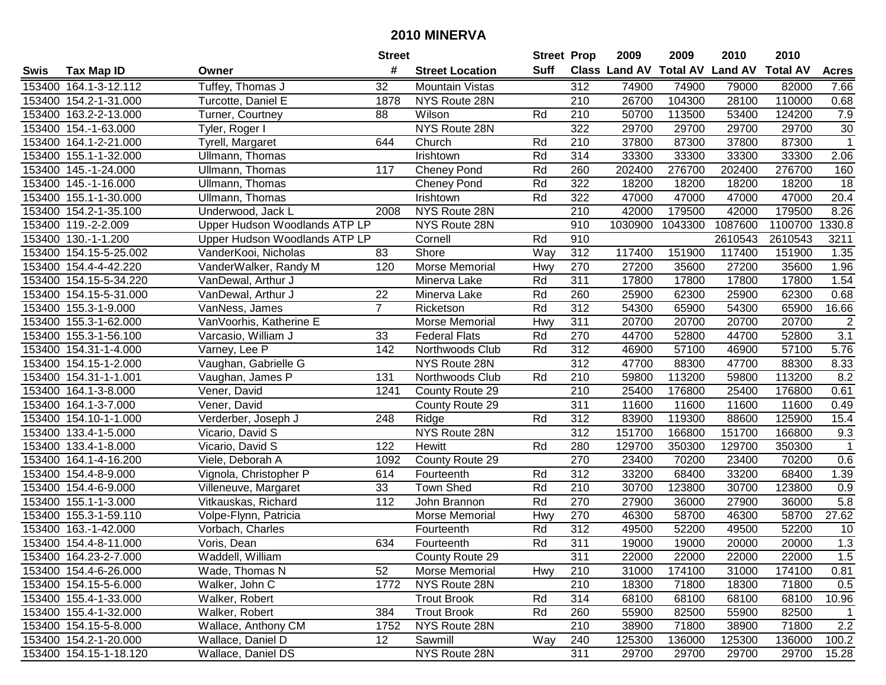# 2010 MINERVA

| Swis | Tax Map ID | Owner | Street # | Street Location | Street Suff | Prop Class | 2009 Land AV | 2009 Total AV | 2010 Land AV | 2010 Total AV | Acres |
|---|---|---|---|---|---|---|---|---|---|---|---|
| 153400 | 164.1-3-12.112 | Tuffey, Thomas J | 32 | Mountain Vistas | | 312 | 74900 | 74900 | 79000 | 82000 | 7.66 |
| 153400 | 154.2-1-31.000 | Turcotte, Daniel E | 1878 | NYS Route 28N | | 210 | 26700 | 104300 | 28100 | 110000 | 0.68 |
| 153400 | 163.2-2-13.000 | Turner, Courtney | 88 | Wilson | Rd | 210 | 50700 | 113500 | 53400 | 124200 | 7.9 |
| 153400 | 154.-1-63.000 | Tyler, Roger I | | NYS Route 28N | | 322 | 29700 | 29700 | 29700 | 29700 | 30 |
| 153400 | 164.1-2-21.000 | Tyrell, Margaret | 644 | Church | Rd | 210 | 37800 | 87300 | 37800 | 87300 | 1 |
| 153400 | 155.1-1-32.000 | Ullmann, Thomas | | Irishtown | Rd | 314 | 33300 | 33300 | 33300 | 33300 | 2.06 |
| 153400 | 145.-1-24.000 | Ullmann, Thomas | 117 | Cheney Pond | Rd | 260 | 202400 | 276700 | 202400 | 276700 | 160 |
| 153400 | 145.-1-16.000 | Ullmann, Thomas | | Cheney Pond | Rd | 322 | 18200 | 18200 | 18200 | 18200 | 18 |
| 153400 | 155.1-1-30.000 | Ullmann, Thomas | | Irishtown | Rd | 322 | 47000 | 47000 | 47000 | 47000 | 20.4 |
| 153400 | 154.2-1-35.100 | Underwood, Jack L | 2008 | NYS Route 28N | | 210 | 42000 | 179500 | 42000 | 179500 | 8.26 |
| 153400 | 119.-2-2.009 | Upper Hudson Woodlands ATP LP | | NYS Route 28N | | 910 | 1030900 | 1043300 | 1087600 | 1100700 | 1330.8 |
| 153400 | 130.-1-1.200 | Upper Hudson Woodlands ATP LP | | Cornell | Rd | 910 | | | 2610543 | 2610543 | 3211 |
| 153400 | 154.15-5-25.002 | VanderKooi, Nicholas | 83 | Shore | Way | 312 | 117400 | 151900 | 117400 | 151900 | 1.35 |
| 153400 | 154.4-4-42.220 | VanderWalker, Randy M | 120 | Morse Memorial | Hwy | 270 | 27200 | 35600 | 27200 | 35600 | 1.96 |
| 153400 | 154.15-5-34.220 | VanDewal, Arthur J | | Minerva Lake | Rd | 311 | 17800 | 17800 | 17800 | 17800 | 1.54 |
| 153400 | 154.15-5-31.000 | VanDewal, Arthur J | 22 | Minerva Lake | Rd | 260 | 25900 | 62300 | 25900 | 62300 | 0.68 |
| 153400 | 155.3-1-9.000 | VanNess, James | 7 | Ricketson | Rd | 312 | 54300 | 65900 | 54300 | 65900 | 16.66 |
| 153400 | 155.3-1-62.000 | VanVoorhis, Katherine E | | Morse Memorial | Hwy | 311 | 20700 | 20700 | 20700 | 20700 | 2 |
| 153400 | 155.3-1-56.100 | Varcasio, William J | 33 | Federal Flats | Rd | 270 | 44700 | 52800 | 44700 | 52800 | 3.1 |
| 153400 | 154.31-1-4.000 | Varney, Lee P | 142 | Northwoods Club | Rd | 312 | 46900 | 57100 | 46900 | 57100 | 5.76 |
| 153400 | 154.15-1-2.000 | Vaughan, Gabrielle G | | NYS Route 28N | | 312 | 47700 | 88300 | 47700 | 88300 | 8.33 |
| 153400 | 154.31-1-1.001 | Vaughan, James P | 131 | Northwoods Club | Rd | 210 | 59800 | 113200 | 59800 | 113200 | 8.2 |
| 153400 | 164.1-3-8.000 | Vener, David | 1241 | County Route 29 | | 210 | 25400 | 176800 | 25400 | 176800 | 0.61 |
| 153400 | 164.1-3-7.000 | Vener, David | | County Route 29 | | 311 | 11600 | 11600 | 11600 | 11600 | 0.49 |
| 153400 | 154.10-1-1.000 | Verderber, Joseph J | 248 | Ridge | Rd | 312 | 83900 | 119300 | 88600 | 125900 | 15.4 |
| 153400 | 133.4-1-5.000 | Vicario, David S | | NYS Route 28N | | 312 | 151700 | 166800 | 151700 | 166800 | 9.3 |
| 153400 | 133.4-1-8.000 | Vicario, David S | 122 | Hewitt | Rd | 280 | 129700 | 350300 | 129700 | 350300 | 1 |
| 153400 | 164.1-4-16.200 | Viele, Deborah A | 1092 | County Route 29 | | 270 | 23400 | 70200 | 23400 | 70200 | 0.6 |
| 153400 | 154.4-8-9.000 | Vignola, Christopher P | 614 | Fourteenth | Rd | 312 | 33200 | 68400 | 33200 | 68400 | 1.39 |
| 153400 | 154.4-6-9.000 | Villeneuve, Margaret | 33 | Town Shed | Rd | 210 | 30700 | 123800 | 30700 | 123800 | 0.9 |
| 153400 | 155.1-1-3.000 | Vitkauskas, Richard | 112 | John Brannon | Rd | 270 | 27900 | 36000 | 27900 | 36000 | 5.8 |
| 153400 | 155.3-1-59.110 | Volpe-Flynn, Patricia | | Morse Memorial | Hwy | 270 | 46300 | 58700 | 46300 | 58700 | 27.62 |
| 153400 | 163.-1-42.000 | Vorbach, Charles | | Fourteenth | Rd | 312 | 49500 | 52200 | 49500 | 52200 | 10 |
| 153400 | 154.4-8-11.000 | Voris, Dean | 634 | Fourteenth | Rd | 311 | 19000 | 19000 | 20000 | 20000 | 1.3 |
| 153400 | 164.23-2-7.000 | Waddell, William | | County Route 29 | | 311 | 22000 | 22000 | 22000 | 22000 | 1.5 |
| 153400 | 154.4-6-26.000 | Wade, Thomas N | 52 | Morse Memorial | Hwy | 210 | 31000 | 174100 | 31000 | 174100 | 0.81 |
| 153400 | 154.15-5-6.000 | Walker, John C | 1772 | NYS Route 28N | | 210 | 18300 | 71800 | 18300 | 71800 | 0.5 |
| 153400 | 155.4-1-33.000 | Walker, Robert | | Trout Brook | Rd | 314 | 68100 | 68100 | 68100 | 68100 | 10.96 |
| 153400 | 155.4-1-32.000 | Walker, Robert | 384 | Trout Brook | Rd | 260 | 55900 | 82500 | 55900 | 82500 | 1 |
| 153400 | 154.15-5-8.000 | Wallace, Anthony CM | 1752 | NYS Route 28N | | 210 | 38900 | 71800 | 38900 | 71800 | 2.2 |
| 153400 | 154.2-1-20.000 | Wallace, Daniel D | 12 | Sawmill | Way | 240 | 125300 | 136000 | 125300 | 136000 | 100.2 |
| 153400 | 154.15-1-18.120 | Wallace, Daniel DS | | NYS Route 28N | | 311 | 29700 | 29700 | 29700 | 29700 | 15.28 |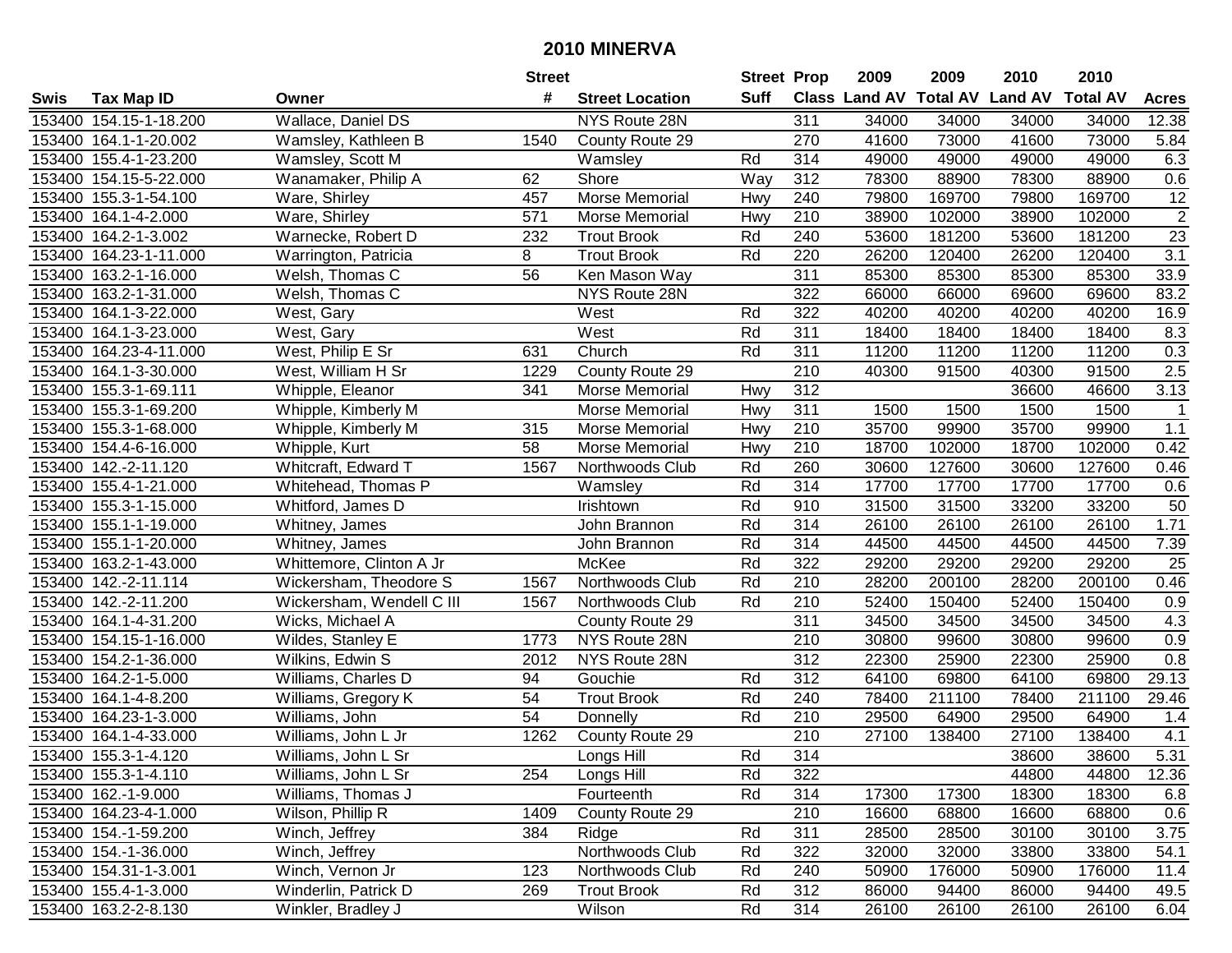# 2010 MINERVA

| Swis | Tax Map ID | Owner | Street # | Street Location | Street Suff | Prop Class | 2009 Land AV | 2009 Total AV | 2010 Land AV | 2010 Total AV | Acres |
|---|---|---|---|---|---|---|---|---|---|---|---|
| 153400 | 154.15-1-18.200 | Wallace, Daniel DS | | NYS Route 28N | | 311 | 34000 | 34000 | 34000 | 34000 | 12.38 |
| 153400 | 164.1-1-20.002 | Wamsley, Kathleen B | 1540 | County Route 29 | | 270 | 41600 | 73000 | 41600 | 73000 | 5.84 |
| 153400 | 155.4-1-23.200 | Wamsley, Scott M | | Wamsley | Rd | 314 | 49000 | 49000 | 49000 | 49000 | 6.3 |
| 153400 | 154.15-5-22.000 | Wanamaker, Philip A | 62 | Shore | Way | 312 | 78300 | 88900 | 78300 | 88900 | 0.6 |
| 153400 | 155.3-1-54.100 | Ware, Shirley | 457 | Morse Memorial | Hwy | 240 | 79800 | 169700 | 79800 | 169700 | 12 |
| 153400 | 164.1-4-2.000 | Ware, Shirley | 571 | Morse Memorial | Hwy | 210 | 38900 | 102000 | 38900 | 102000 | 2 |
| 153400 | 164.2-1-3.002 | Warnecke, Robert D | 232 | Trout Brook | Rd | 240 | 53600 | 181200 | 53600 | 181200 | 23 |
| 153400 | 164.23-1-11.000 | Warrington, Patricia | 8 | Trout Brook | Rd | 220 | 26200 | 120400 | 26200 | 120400 | 3.1 |
| 153400 | 163.2-1-16.000 | Welsh, Thomas C | 56 | Ken Mason Way | | 311 | 85300 | 85300 | 85300 | 85300 | 33.9 |
| 153400 | 163.2-1-31.000 | Welsh, Thomas C | | NYS Route 28N | | 322 | 66000 | 66000 | 69600 | 69600 | 83.2 |
| 153400 | 164.1-3-22.000 | West, Gary | | West | Rd | 322 | 40200 | 40200 | 40200 | 40200 | 16.9 |
| 153400 | 164.1-3-23.000 | West, Gary | | West | Rd | 311 | 18400 | 18400 | 18400 | 18400 | 8.3 |
| 153400 | 164.23-4-11.000 | West, Philip E Sr | 631 | Church | Rd | 311 | 11200 | 11200 | 11200 | 11200 | 0.3 |
| 153400 | 164.1-3-30.000 | West, William H Sr | 1229 | County Route 29 | | 210 | 40300 | 91500 | 40300 | 91500 | 2.5 |
| 153400 | 155.3-1-69.111 | Whipple, Eleanor | 341 | Morse Memorial | Hwy | 312 | | | 36600 | 46600 | 3.13 |
| 153400 | 155.3-1-69.200 | Whipple, Kimberly M | | Morse Memorial | Hwy | 311 | 1500 | 1500 | 1500 | 1500 | 1 |
| 153400 | 155.3-1-68.000 | Whipple, Kimberly M | 315 | Morse Memorial | Hwy | 210 | 35700 | 99900 | 35700 | 99900 | 1.1 |
| 153400 | 154.4-6-16.000 | Whipple, Kurt | 58 | Morse Memorial | Hwy | 210 | 18700 | 102000 | 18700 | 102000 | 0.42 |
| 153400 | 142.-2-11.120 | Whitcraft, Edward T | 1567 | Northwoods Club | Rd | 260 | 30600 | 127600 | 30600 | 127600 | 0.46 |
| 153400 | 155.4-1-21.000 | Whitehead, Thomas P | | Wamsley | Rd | 314 | 17700 | 17700 | 17700 | 17700 | 0.6 |
| 153400 | 155.3-1-15.000 | Whitford, James D | | Irishtown | Rd | 910 | 31500 | 31500 | 33200 | 33200 | 50 |
| 153400 | 155.1-1-19.000 | Whitney, James | | John Brannon | Rd | 314 | 26100 | 26100 | 26100 | 26100 | 1.71 |
| 153400 | 155.1-1-20.000 | Whitney, James | | John Brannon | Rd | 314 | 44500 | 44500 | 44500 | 44500 | 7.39 |
| 153400 | 163.2-1-43.000 | Whittemore, Clinton A Jr | | McKee | Rd | 322 | 29200 | 29200 | 29200 | 29200 | 25 |
| 153400 | 142.-2-11.114 | Wickersham, Theodore S | 1567 | Northwoods Club | Rd | 210 | 28200 | 200100 | 28200 | 200100 | 0.46 |
| 153400 | 142.-2-11.200 | Wickersham, Wendell C III | 1567 | Northwoods Club | Rd | 210 | 52400 | 150400 | 52400 | 150400 | 0.9 |
| 153400 | 164.1-4-31.200 | Wicks, Michael A | | County Route 29 | | 311 | 34500 | 34500 | 34500 | 34500 | 4.3 |
| 153400 | 154.15-1-16.000 | Wildes, Stanley E | 1773 | NYS Route 28N | | 210 | 30800 | 99600 | 30800 | 99600 | 0.9 |
| 153400 | 154.2-1-36.000 | Wilkins, Edwin S | 2012 | NYS Route 28N | | 312 | 22300 | 25900 | 22300 | 25900 | 0.8 |
| 153400 | 164.2-1-5.000 | Williams, Charles D | 94 | Gouchie | Rd | 312 | 64100 | 69800 | 64100 | 69800 | 29.13 |
| 153400 | 164.1-4-8.200 | Williams, Gregory K | 54 | Trout Brook | Rd | 240 | 78400 | 211100 | 78400 | 211100 | 29.46 |
| 153400 | 164.23-1-3.000 | Williams, John | 54 | Donnelly | Rd | 210 | 29500 | 64900 | 29500 | 64900 | 1.4 |
| 153400 | 164.1-4-33.000 | Williams, John L Jr | 1262 | County Route 29 | | 210 | 27100 | 138400 | 27100 | 138400 | 4.1 |
| 153400 | 155.3-1-4.120 | Williams, John L Sr | | Longs Hill | Rd | 314 | | | 38600 | 38600 | 5.31 |
| 153400 | 155.3-1-4.110 | Williams, John L Sr | 254 | Longs Hill | Rd | 322 | | | 44800 | 44800 | 12.36 |
| 153400 | 162.-1-9.000 | Williams, Thomas J | | Fourteenth | Rd | 314 | 17300 | 17300 | 18300 | 18300 | 6.8 |
| 153400 | 164.23-4-1.000 | Wilson, Phillip R | 1409 | County Route 29 | | 210 | 16600 | 68800 | 16600 | 68800 | 0.6 |
| 153400 | 154.-1-59.200 | Winch, Jeffrey | 384 | Ridge | Rd | 311 | 28500 | 28500 | 30100 | 30100 | 3.75 |
| 153400 | 154.-1-36.000 | Winch, Jeffrey | | Northwoods Club | Rd | 322 | 32000 | 32000 | 33800 | 33800 | 54.1 |
| 153400 | 154.31-1-3.001 | Winch, Vernon Jr | 123 | Northwoods Club | Rd | 240 | 50900 | 176000 | 50900 | 176000 | 11.4 |
| 153400 | 155.4-1-3.000 | Winderlin, Patrick D | 269 | Trout Brook | Rd | 312 | 86000 | 94400 | 86000 | 94400 | 49.5 |
| 153400 | 163.2-2-8.130 | Winkler, Bradley J | | Wilson | Rd | 314 | 26100 | 26100 | 26100 | 26100 | 6.04 |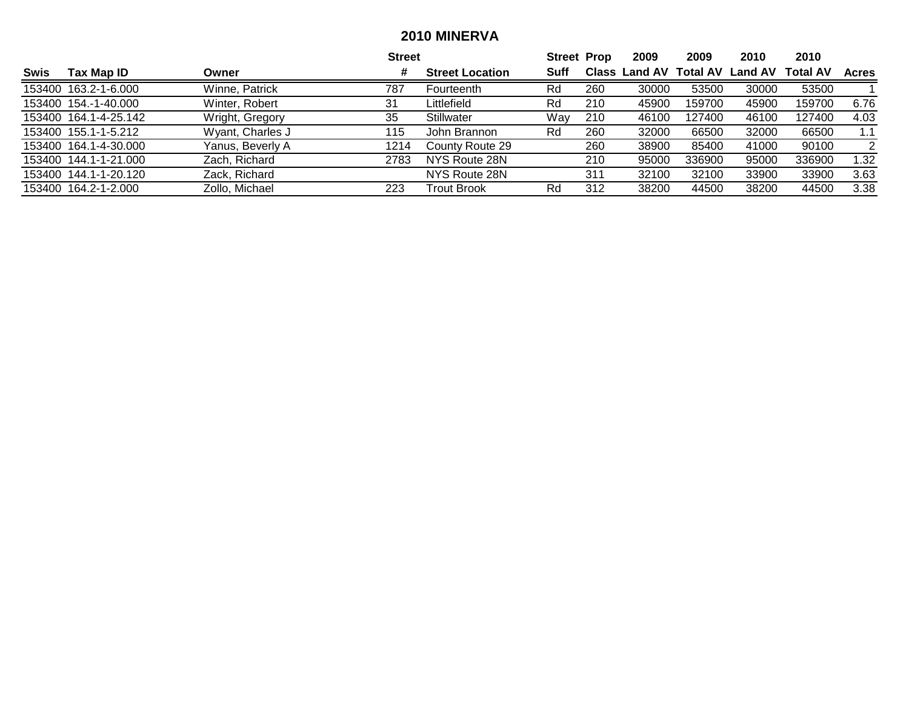## 2010 MINERVA

| Swis | Tax Map ID | Owner | Street # | Street Location | Street Suff | Prop Class | 2009 Land AV | 2009 Total AV | 2010 Land AV | 2010 Total AV | Acres |
|---|---|---|---|---|---|---|---|---|---|---|---|
| 153400 | 163.2-1-6.000 | Winne, Patrick | 787 | Fourteenth | Rd | 260 | 30000 | 53500 | 30000 | 53500 | 1 |
| 153400 | 154.-1-40.000 | Winter, Robert | 31 | Littlefield | Rd | 210 | 45900 | 159700 | 45900 | 159700 | 6.76 |
| 153400 | 164.1-4-25.142 | Wright, Gregory | 35 | Stillwater | Way | 210 | 46100 | 127400 | 46100 | 127400 | 4.03 |
| 153400 | 155.1-1-5.212 | Wyant, Charles J | 115 | John Brannon | Rd | 260 | 32000 | 66500 | 32000 | 66500 | 1.1 |
| 153400 | 164.1-4-30.000 | Yanus, Beverly A | 1214 | County Route 29 | | 260 | 38900 | 85400 | 41000 | 90100 | 2 |
| 153400 | 144.1-1-21.000 | Zach, Richard | 2783 | NYS Route 28N | | 210 | 95000 | 336900 | 95000 | 336900 | 1.32 |
| 153400 | 144.1-1-20.120 | Zack, Richard | | NYS Route 28N | | 311 | 32100 | 32100 | 33900 | 33900 | 3.63 |
| 153400 | 164.2-1-2.000 | Zollo, Michael | 223 | Trout Brook | Rd | 312 | 38200 | 44500 | 38200 | 44500 | 3.38 |